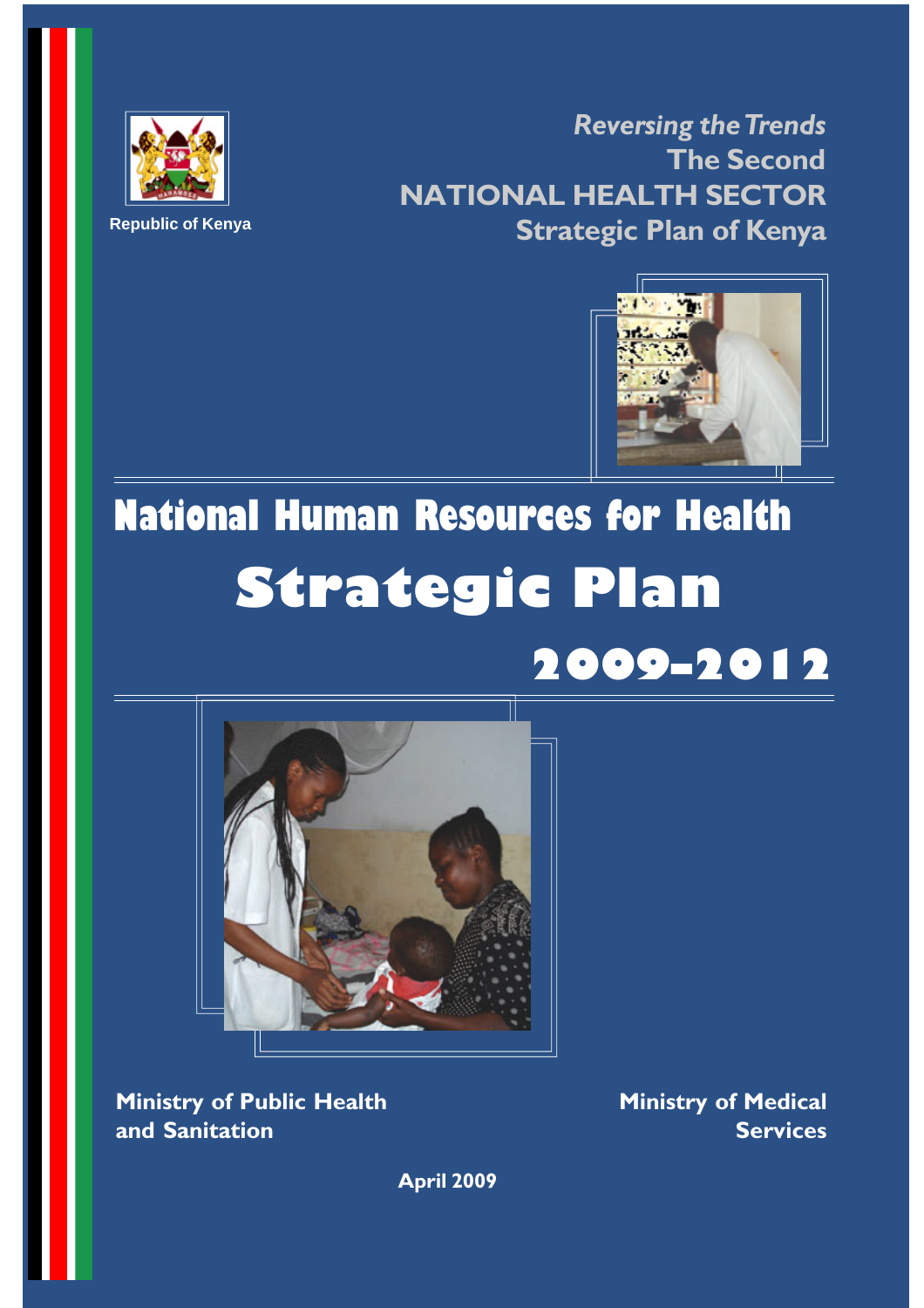Republic of Kenya

*Reversing the Trends*
The Second
NATIONAL HEALTH SECTOR
Strategic Plan of Kenya

# National Human Resources for Health

# Strategic Plan

# 2009-2012

Ministry of Public Health and Sanitation

Ministry of Medical Services

April 2009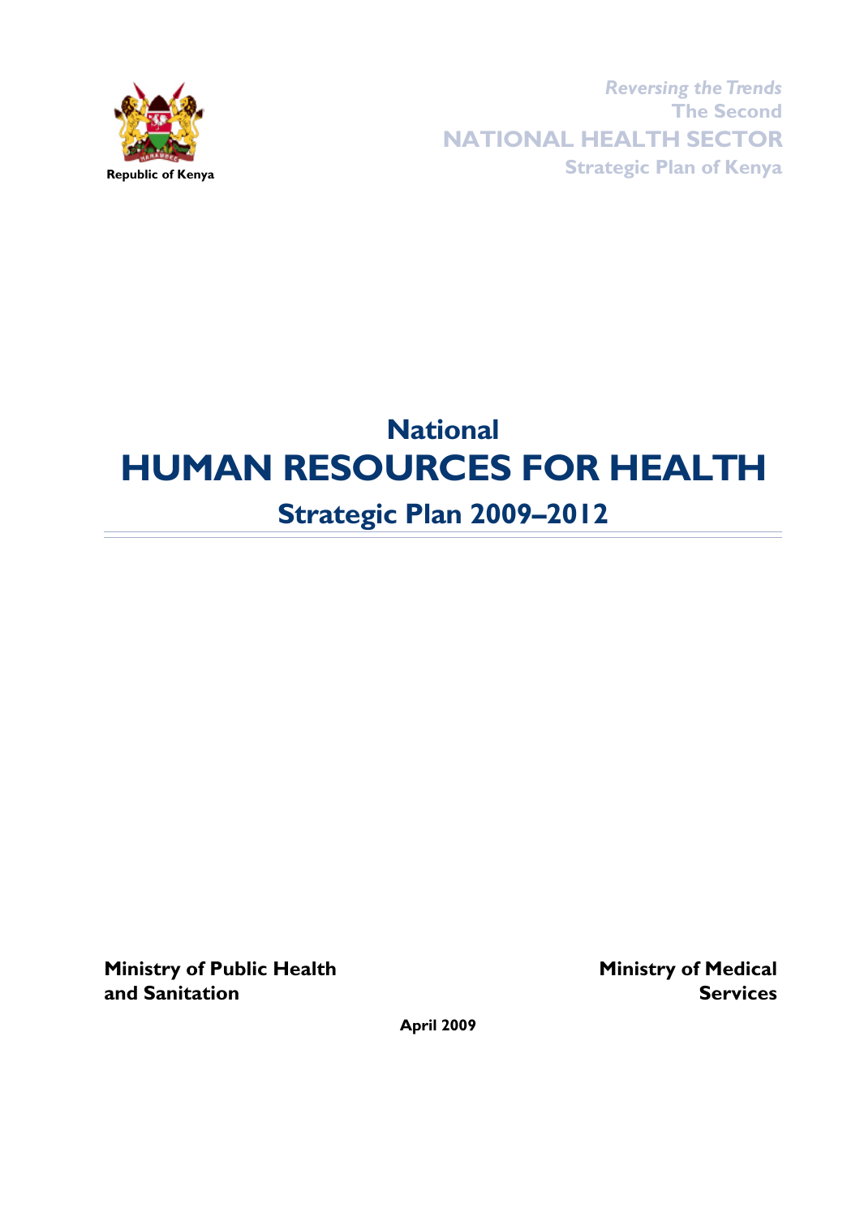Republic of Kenya

*Reversing the Trends*
The Second
**NATIONAL HEALTH SECTOR**
Strategic Plan of Kenya

# National
# HUMAN RESOURCES FOR HEALTH
## Strategic Plan 2009–2012

**Ministry of Public Health and Sanitation**

**Ministry of Medical Services**

**April 2009**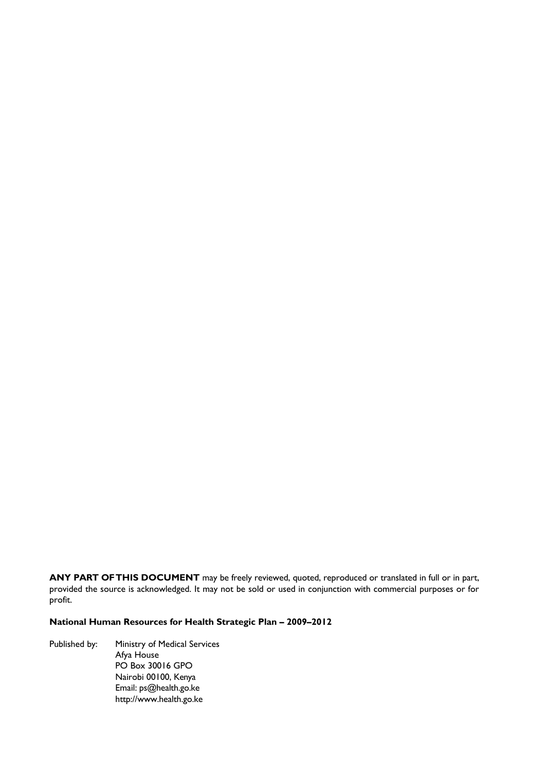**ANY PART OF THIS DOCUMENT** may be freely reviewed, quoted, reproduced or translated in full or in part, provided the source is acknowledged. It may not be sold or used in conjunction with commercial purposes or for profit.

**National Human Resources for Health Strategic Plan – 2009–2012**

Published by: Ministry of Medical Services
Afya House
PO Box 30016 GPO
Nairobi 00100, Kenya
Email: ps@health.go.ke
http://www.health.go.ke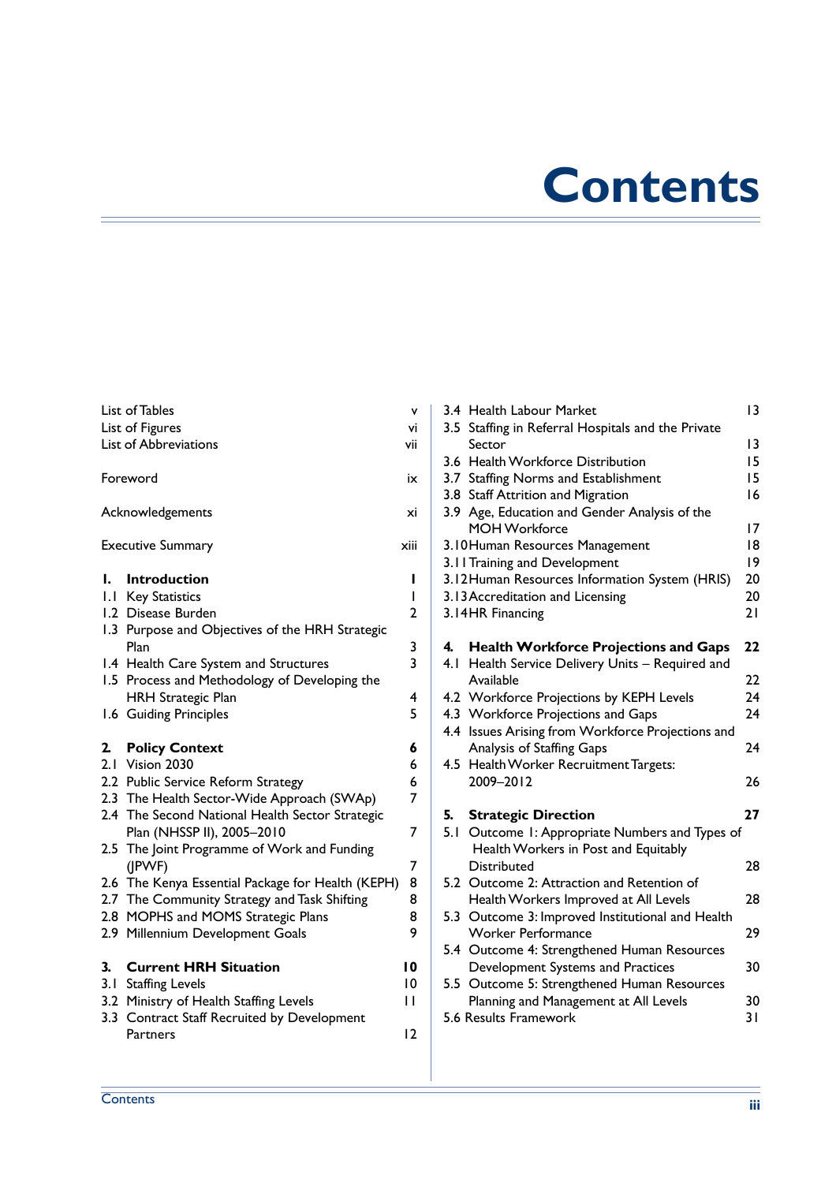# Contents

| | |
|---|---|
| List of Tables | v |
| List of Figures | vi |
| List of Abbreviations | vii |
| Foreword | ix |
| Acknowledgements | xi |
| Executive Summary | xiii |
| **1. Introduction** | **1** |
| 1.1 Key Statistics | 1 |
| 1.2 Disease Burden | 2 |
| 1.3 Purpose and Objectives of the HRH Strategic Plan | 3 |
| 1.4 Health Care System and Structures | 3 |
| 1.5 Process and Methodology of Developing the HRH Strategic Plan | 4 |
| 1.6 Guiding Principles | 5 |
| **2. Policy Context** | **6** |
| 2.1 Vision 2030 | 6 |
| 2.2 Public Service Reform Strategy | 6 |
| 2.3 The Health Sector-Wide Approach (SWAp) | 7 |
| 2.4 The Second National Health Sector Strategic Plan (NHSSP II), 2005–2010 | 7 |
| 2.5 The Joint Programme of Work and Funding (JPWF) | 7 |
| 2.6 The Kenya Essential Package for Health (KEPH) | 8 |
| 2.7 The Community Strategy and Task Shifting | 8 |
| 2.8 MOPHS and MOMS Strategic Plans | 8 |
| 2.9 Millennium Development Goals | 9 |
| **3. Current HRH Situation** | **10** |
| 3.1 Staffing Levels | 10 |
| 3.2 Ministry of Health Staffing Levels | 11 |
| 3.3 Contract Staff Recruited by Development Partners | 12 |
| 3.4 Health Labour Market | 13 |
| 3.5 Staffing in Referral Hospitals and the Private Sector | 13 |
| 3.6 Health Workforce Distribution | 15 |
| 3.7 Staffing Norms and Establishment | 15 |
| 3.8 Staff Attrition and Migration | 16 |
| 3.9 Age, Education and Gender Analysis of the MOH Workforce | 17 |
| 3.10 Human Resources Management | 18 |
| 3.11 Training and Development | 19 |
| 3.12 Human Resources Information System (HRIS) | 20 |
| 3.13 Accreditation and Licensing | 20 |
| 3.14 HR Financing | 21 |
| **4. Health Workforce Projections and Gaps** | **22** |
| 4.1 Health Service Delivery Units – Required and Available | 22 |
| 4.2 Workforce Projections by KEPH Levels | 24 |
| 4.3 Workforce Projections and Gaps | 24 |
| 4.4 Issues Arising from Workforce Projections and Analysis of Staffing Gaps | 24 |
| 4.5 Health Worker Recruitment Targets: 2009–2012 | 26 |
| **5. Strategic Direction** | **27** |
| 5.1 Outcome 1: Appropriate Numbers and Types of Health Workers in Post and Equitably Distributed | 28 |
| 5.2 Outcome 2: Attraction and Retention of Health Workers Improved at All Levels | 28 |
| 5.3 Outcome 3: Improved Institutional and Health Worker Performance | 29 |
| 5.4 Outcome 4: Strengthened Human Resources Development Systems and Practices | 30 |
| 5.5 Outcome 5: Strengthened Human Resources Planning and Management at All Levels | 30 |
| 5.6 Results Framework | 31 |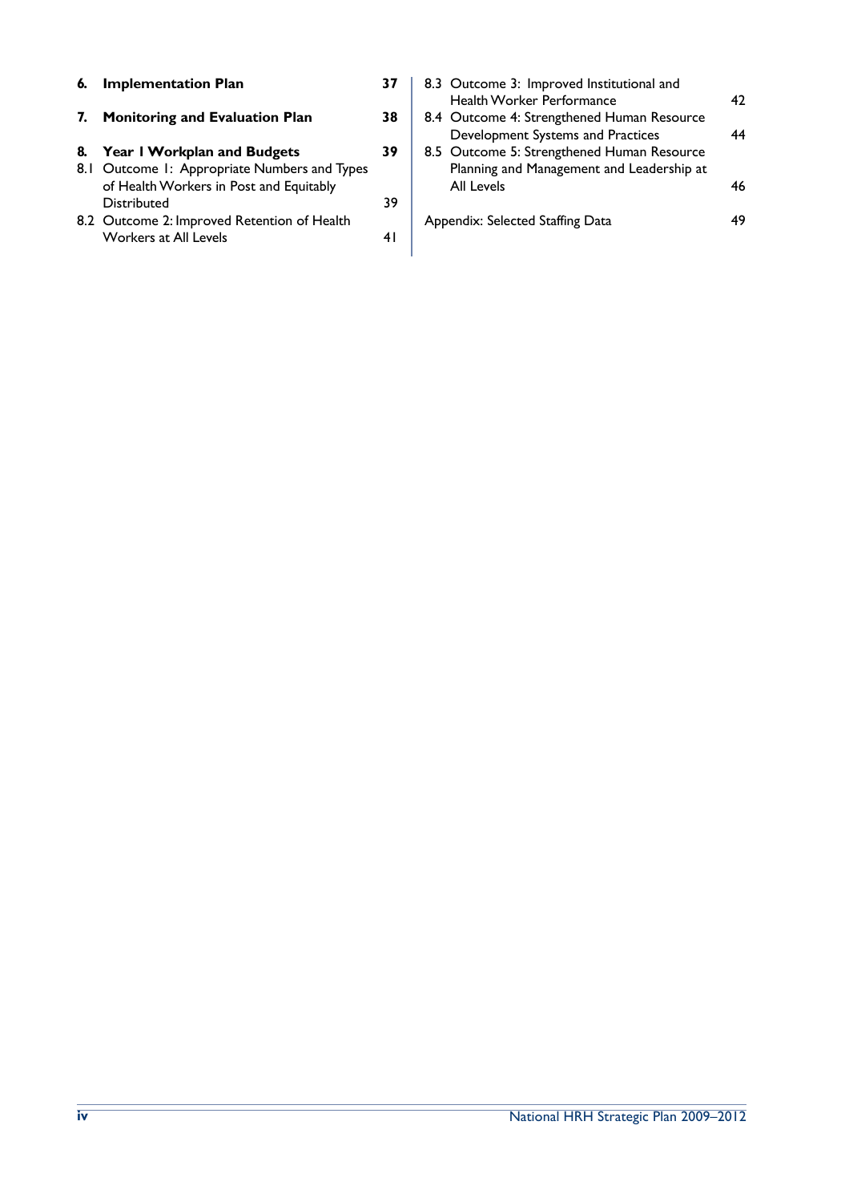| | | |
|---|---|---|
| **6.** | **Implementation Plan** | **37** |
| **7.** | **Monitoring and Evaluation Plan** | **38** |
| **8.** | **Year 1 Workplan and Budgets** | **39** |
| 8.1 | Outcome 1: Appropriate Numbers and Types of Health Workers in Post and Equitably Distributed | 39 |
| 8.2 | Outcome 2: Improved Retention of Health Workers at All Levels | 41 |
| 8.3 | Outcome 3: Improved Institutional and Health Worker Performance | 42 |
| 8.4 | Outcome 4: Strengthened Human Resource Development Systems and Practices | 44 |
| 8.5 | Outcome 5: Strengthened Human Resource Planning and Management and Leadership at All Levels | 46 |
| | Appendix: Selected Staffing Data | 49 |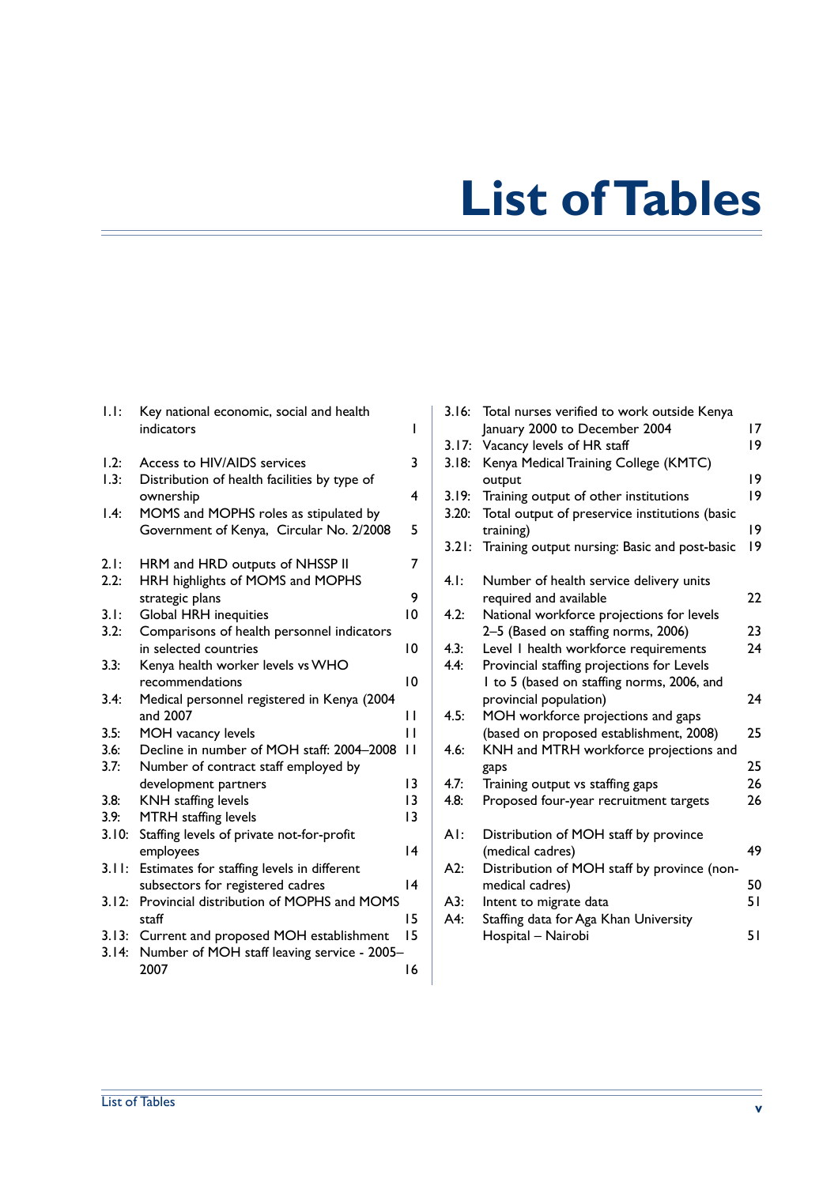# List of Tables

| | | |
|---|---|---|
| 1.1: | Key national economic, social and health indicators | 1 |
| 1.2: | Access to HIV/AIDS services | 3 |
| 1.3: | Distribution of health facilities by type of ownership | 4 |
| 1.4: | MOMS and MOPHS roles as stipulated by Government of Kenya, Circular No. 2/2008 | 5 |
| 2.1: | HRM and HRD outputs of NHSSP II | 7 |
| 2.2: | HRH highlights of MOMS and MOPHS strategic plans | 9 |
| 3.1: | Global HRH inequities | 10 |
| 3.2: | Comparisons of health personnel indicators in selected countries | 10 |
| 3.3: | Kenya health worker levels vs WHO recommendations | 10 |
| 3.4: | Medical personnel registered in Kenya (2004 and 2007 | 11 |
| 3.5: | MOH vacancy levels | 11 |
| 3.6: | Decline in number of MOH staff: 2004–2008 | 11 |
| 3.7: | Number of contract staff employed by development partners | 13 |
| 3.8: | KNH staffing levels | 13 |
| 3.9: | MTRH staffing levels | 13 |
| 3.10: | Staffing levels of private not-for-profit employees | 14 |
| 3.11: | Estimates for staffing levels in different subsectors for registered cadres | 14 |
| 3.12: | Provincial distribution of MOPHS and MOMS staff | 15 |
| 3.13: | Current and proposed MOH establishment | 15 |
| 3.14: | Number of MOH staff leaving service - 2005–2007 | 16 |
| 3.16: | Total nurses verified to work outside Kenya January 2000 to December 2004 | 17 |
| 3.17: | Vacancy levels of HR staff | 19 |
| 3.18: | Kenya Medical Training College (KMTC) output | 19 |
| 3.19: | Training output of other institutions | 19 |
| 3.20: | Total output of preservice institutions (basic training) | 19 |
| 3.21: | Training output nursing: Basic and post-basic | 19 |
| 4.1: | Number of health service delivery units required and available | 22 |
| 4.2: | National workforce projections for levels 2–5 (Based on staffing norms, 2006) | 23 |
| 4.3: | Level 1 health workforce requirements | 24 |
| 4.4: | Provincial staffing projections for Levels 1 to 5 (based on staffing norms, 2006, and provincial population) | 24 |
| 4.5: | MOH workforce projections and gaps (based on proposed establishment, 2008) | 25 |
| 4.6: | KNH and MTRH workforce projections and gaps | 25 |
| 4.7: | Training output vs staffing gaps | 26 |
| 4.8: | Proposed four-year recruitment targets | 26 |
| A1: | Distribution of MOH staff by province (medical cadres) | 49 |
| A2: | Distribution of MOH staff by province (non-medical cadres) | 50 |
| A3: | Intent to migrate data | 51 |
| A4: | Staffing data for Aga Khan University Hospital – Nairobi | 51 |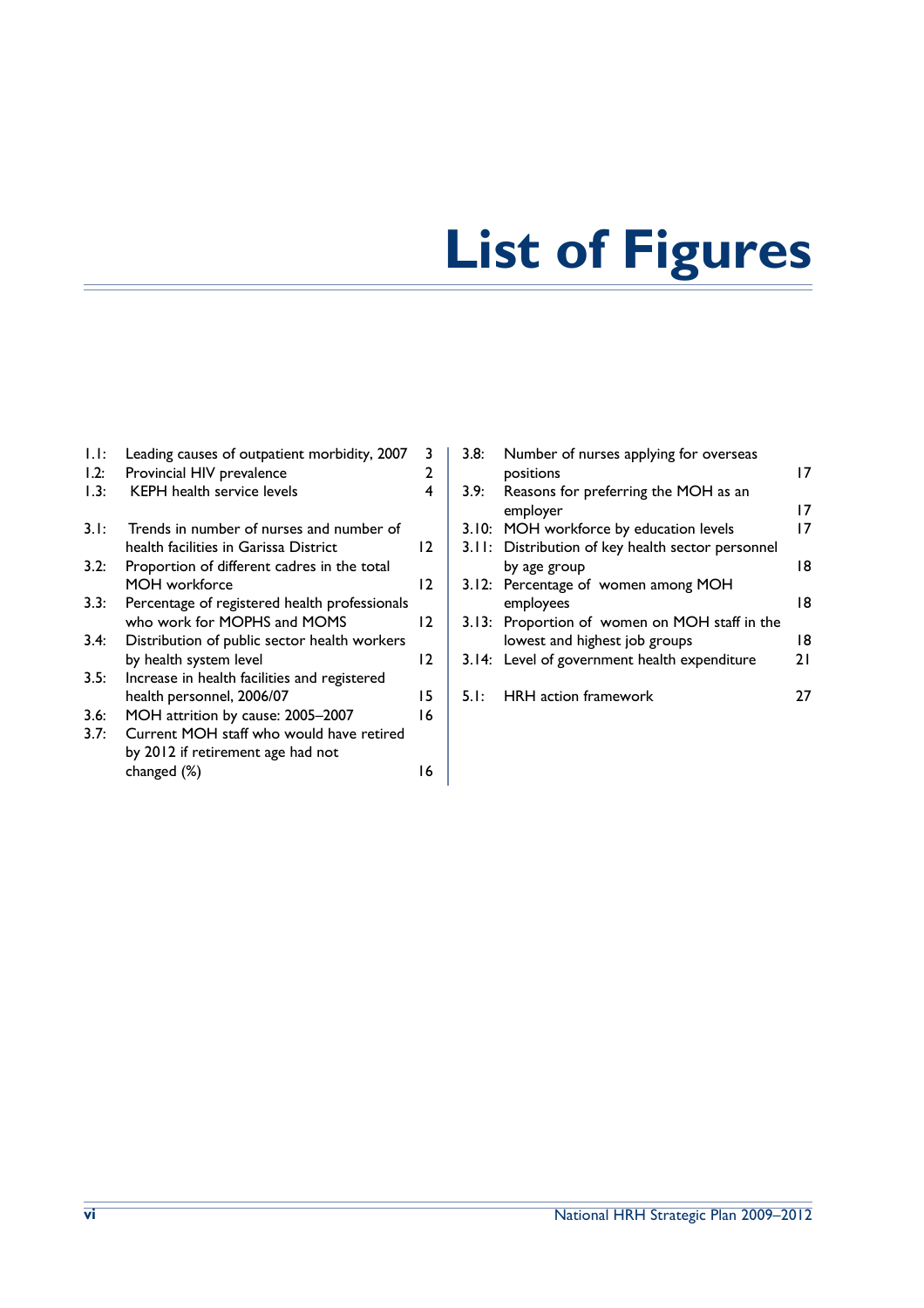# List of Figures

| | | |
|---|---|---|
| 1.1: | Leading causes of outpatient morbidity, 2007 | 3 |
| 1.2: | Provincial HIV prevalence | 2 |
| 1.3: | KEPH health service levels | 4 |
| 3.1: | Trends in number of nurses and number of health facilities in Garissa District | 12 |
| 3.2: | Proportion of different cadres in the total MOH workforce | 12 |
| 3.3: | Percentage of registered health professionals who work for MOPHS and MOMS | 12 |
| 3.4: | Distribution of public sector health workers by health system level | 12 |
| 3.5: | Increase in health facilities and registered health personnel, 2006/07 | 15 |
| 3.6: | MOH attrition by cause: 2005–2007 | 16 |
| 3.7: | Current MOH staff who would have retired by 2012 if retirement age had not changed (%) | 16 |
| 3.8: | Number of nurses applying for overseas positions | 17 |
| 3.9: | Reasons for preferring the MOH as an employer | 17 |
| 3.10: | MOH workforce by education levels | 17 |
| 3.11: | Distribution of key health sector personnel by age group | 18 |
| 3.12: | Percentage of women among MOH employees | 18 |
| 3.13: | Proportion of women on MOH staff in the lowest and highest job groups | 18 |
| 3.14: | Level of government health expenditure | 21 |
| 5.1: | HRH action framework | 27 |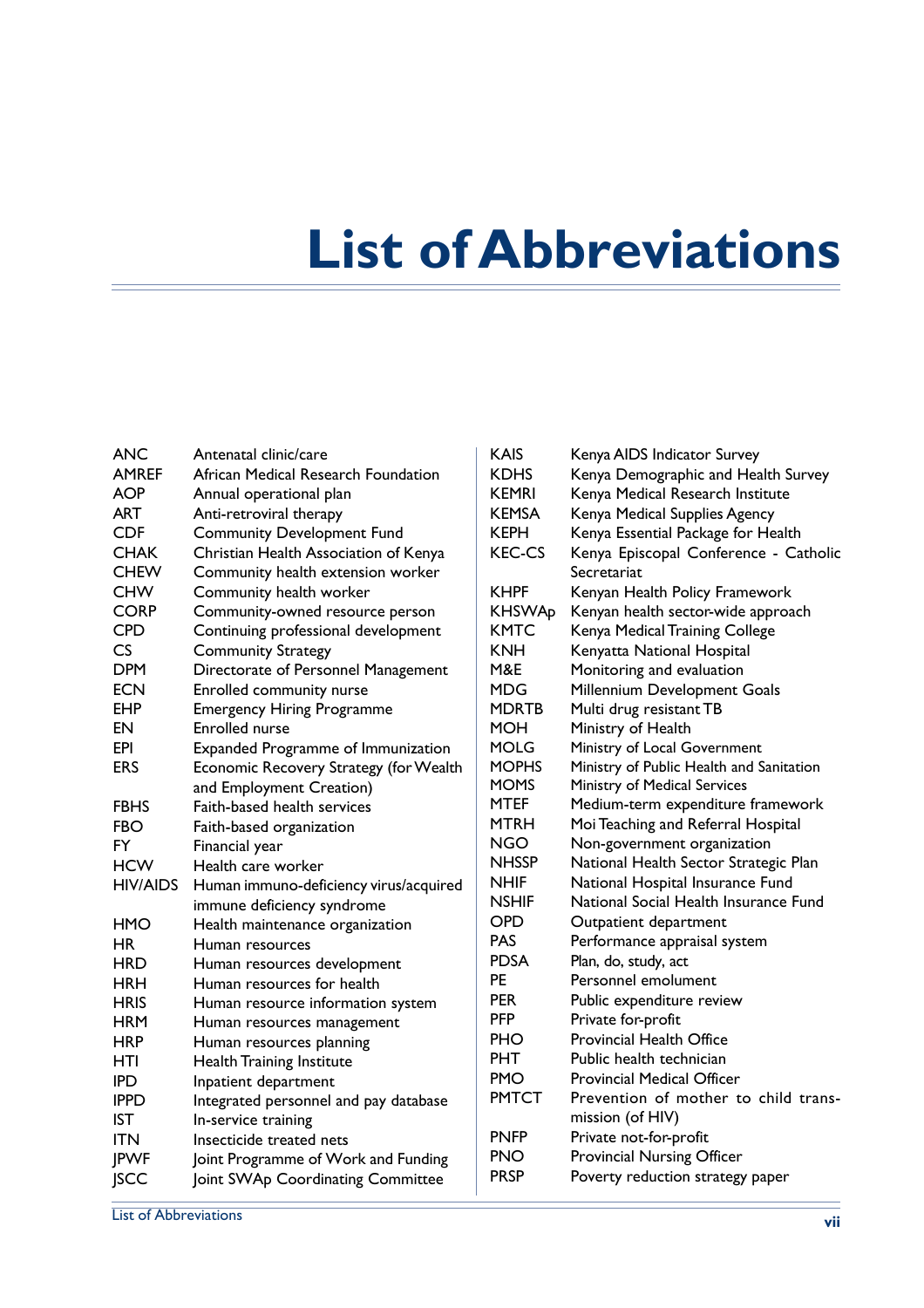# List of Abbreviations

| | |
|---|---|
| ANC | Antenatal clinic/care |
| AMREF | African Medical Research Foundation |
| AOP | Annual operational plan |
| ART | Anti-retroviral therapy |
| CDF | Community Development Fund |
| CHAK | Christian Health Association of Kenya |
| CHEW | Community health extension worker |
| CHW | Community health worker |
| CORP | Community-owned resource person |
| CPD | Continuing professional development |
| CS | Community Strategy |
| DPM | Directorate of Personnel Management |
| ECN | Enrolled community nurse |
| EHP | Emergency Hiring Programme |
| EN | Enrolled nurse |
| EPI | Expanded Programme of Immunization |
| ERS | Economic Recovery Strategy (for Wealth and Employment Creation) |
| FBHS | Faith-based health services |
| FBO | Faith-based organization |
| FY | Financial year |
| HCW | Health care worker |
| HIV/AIDS | Human immuno-deficiency virus/acquired immune deficiency syndrome |
| HMO | Health maintenance organization |
| HR | Human resources |
| HRD | Human resources development |
| HRH | Human resources for health |
| HRIS | Human resource information system |
| HRM | Human resources management |
| HRP | Human resources planning |
| HTI | Health Training Institute |
| IPD | Inpatient department |
| IPPD | Integrated personnel and pay database |
| IST | In-service training |
| ITN | Insecticide treated nets |
| JPWF | Joint Programme of Work and Funding |
| JSCC | Joint SWAp Coordinating Committee |
| KAIS | Kenya AIDS Indicator Survey |
| KDHS | Kenya Demographic and Health Survey |
| KEMRI | Kenya Medical Research Institute |
| KEMSA | Kenya Medical Supplies Agency |
| KEPH | Kenya Essential Package for Health |
| KEC-CS | Kenya Episcopal Conference - Catholic Secretariat |
| KHPF | Kenyan Health Policy Framework |
| KHSWAp | Kenyan health sector-wide approach |
| KMTC | Kenya Medical Training College |
| KNH | Kenyatta National Hospital |
| M&E | Monitoring and evaluation |
| MDG | Millennium Development Goals |
| MDRTB | Multi drug resistant TB |
| MOH | Ministry of Health |
| MOLG | Ministry of Local Government |
| MOPHS | Ministry of Public Health and Sanitation |
| MOMS | Ministry of Medical Services |
| MTEF | Medium-term expenditure framework |
| MTRH | Moi Teaching and Referral Hospital |
| NGO | Non-government organization |
| NHSSP | National Health Sector Strategic Plan |
| NHIF | National Hospital Insurance Fund |
| NSHIF | National Social Health Insurance Fund |
| OPD | Outpatient department |
| PAS | Performance appraisal system |
| PDSA | Plan, do, study, act |
| PE | Personnel emolument |
| PER | Public expenditure review |
| PFP | Private for-profit |
| PHO | Provincial Health Office |
| PHT | Public health technician |
| PMO | Provincial Medical Officer |
| PMTCT | Prevention of mother to child transmission (of HIV) |
| PNFP | Private not-for-profit |
| PNO | Provincial Nursing Officer |
| PRSP | Poverty reduction strategy paper |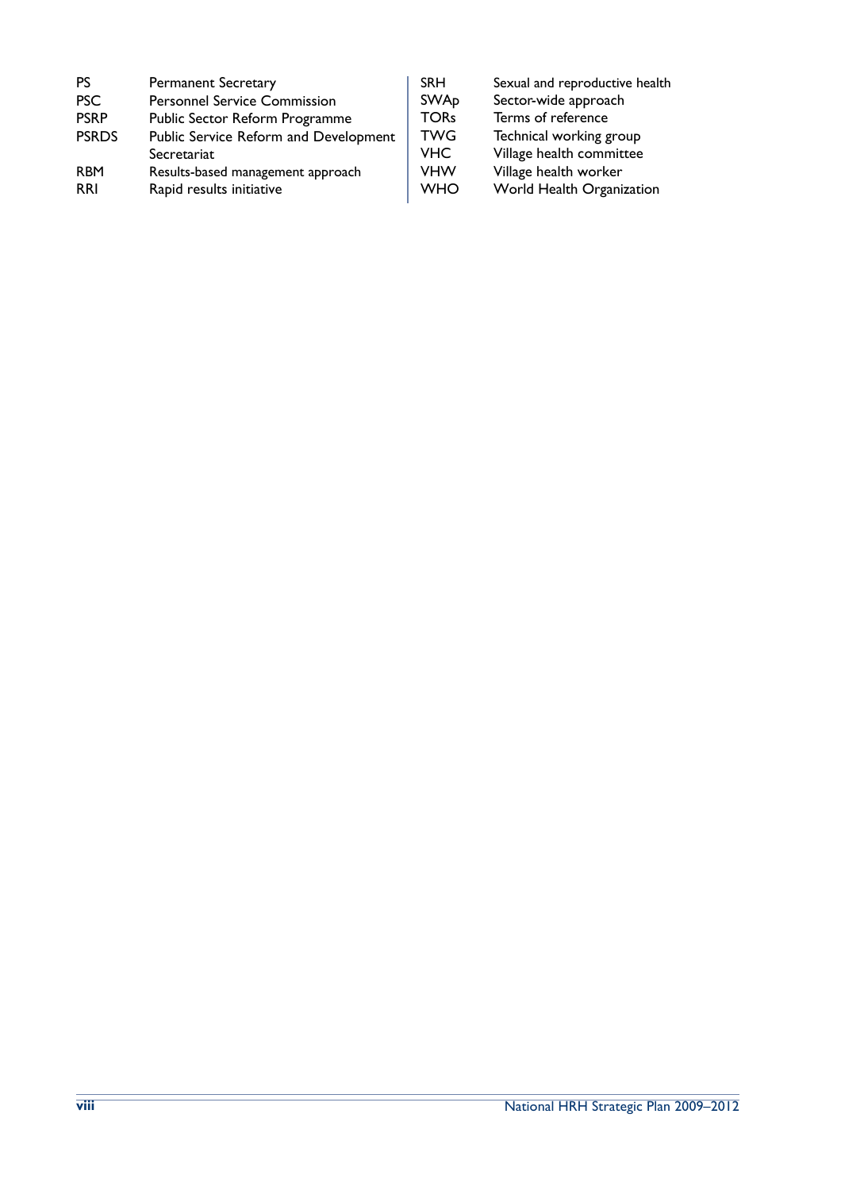| | |
|---|---|
| PS | Permanent Secretary |
| PSC | Personnel Service Commission |
| PSRP | Public Sector Reform Programme |
| PSRDS | Public Service Reform and Development Secretariat |
| RBM | Results-based management approach |
| RRI | Rapid results initiative |
| SRH | Sexual and reproductive health |
| SWAp | Sector-wide approach |
| TORs | Terms of reference |
| TWG | Technical working group |
| VHC | Village health committee |
| VHW | Village health worker |
| WHO | World Health Organization |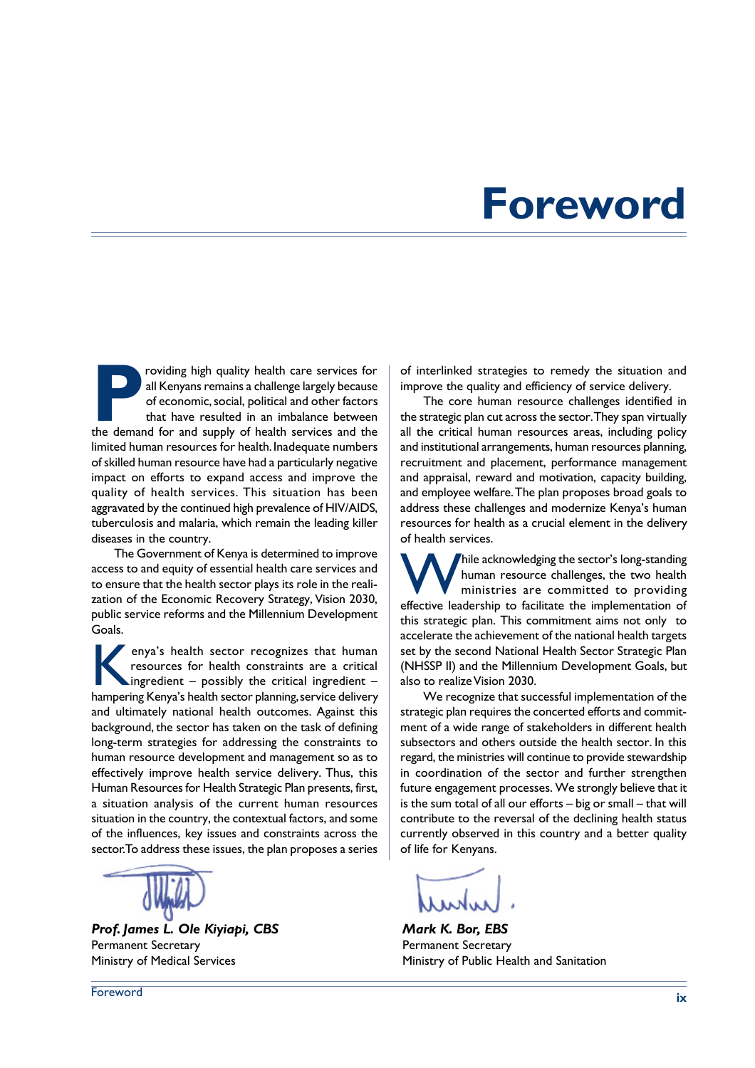# Foreword

Providing high quality health care services for all Kenyans remains a challenge largely because of economic, social, political and other factors that have resulted in an imbalance between the demand for and supply of health services and the limited human resources for health. Inadequate numbers of skilled human resource have had a particularly negative impact on efforts to expand access and improve the quality of health services. This situation has been aggravated by the continued high prevalence of HIV/AIDS, tuberculosis and malaria, which remain the leading killer diseases in the country.

The Government of Kenya is determined to improve access to and equity of essential health care services and to ensure that the health sector plays its role in the realization of the Economic Recovery Strategy, Vision 2030, public service reforms and the Millennium Development Goals.

Kenya's health sector recognizes that human resources for health constraints are a critical ingredient – possibly the critical ingredient – hampering Kenya's health sector planning, service delivery and ultimately national health outcomes. Against this background, the sector has taken on the task of defining long-term strategies for addressing the constraints to human resource development and management so as to effectively improve health service delivery. Thus, this Human Resources for Health Strategic Plan presents, first, a situation analysis of the current human resources situation in the country, the contextual factors, and some of the influences, key issues and constraints across the sector. To address these issues, the plan proposes a series of interlinked strategies to remedy the situation and improve the quality and efficiency of service delivery.

The core human resource challenges identified in the strategic plan cut across the sector. They span virtually all the critical human resources areas, including policy and institutional arrangements, human resources planning, recruitment and placement, performance management and appraisal, reward and motivation, capacity building, and employee welfare. The plan proposes broad goals to address these challenges and modernize Kenya's human resources for health as a crucial element in the delivery of health services.

While acknowledging the sector's long-standing human resource challenges, the two health ministries are committed to providing effective leadership to facilitate the implementation of this strategic plan. This commitment aims not only to accelerate the achievement of the national health targets set by the second National Health Sector Strategic Plan (NHSSP II) and the Millennium Development Goals, but also to realize Vision 2030.

We recognize that successful implementation of the strategic plan requires the concerted efforts and commitment of a wide range of stakeholders in different health subsectors and others outside the health sector. In this regard, the ministries will continue to provide stewardship in coordination of the sector and further strengthen future engagement processes. We strongly believe that it is the sum total of all our efforts – big or small – that will contribute to the reversal of the declining health status currently observed in this country and a better quality of life for Kenyans.

***Prof. James L. Ole Kiyiapi, CBS***
Permanent Secretary
Ministry of Medical Services

***Mark K. Bor, EBS***
Permanent Secretary
Ministry of Public Health and Sanitation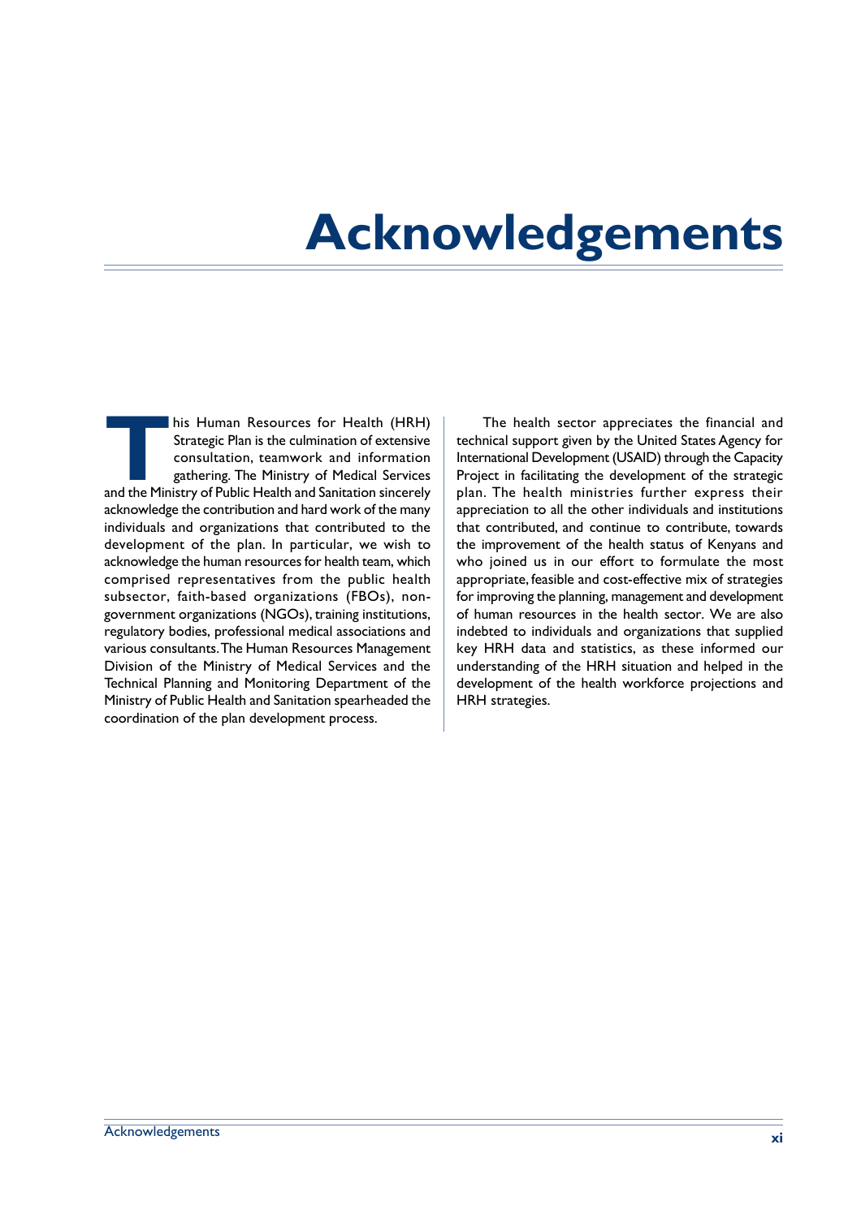# Acknowledgements

This Human Resources for Health (HRH) Strategic Plan is the culmination of extensive consultation, teamwork and information gathering. The Ministry of Medical Services and the Ministry of Public Health and Sanitation sincerely acknowledge the contribution and hard work of the many individuals and organizations that contributed to the development of the plan. In particular, we wish to acknowledge the human resources for health team, which comprised representatives from the public health subsector, faith-based organizations (FBOs), non-government organizations (NGOs), training institutions, regulatory bodies, professional medical associations and various consultants. The Human Resources Management Division of the Ministry of Medical Services and the Technical Planning and Monitoring Department of the Ministry of Public Health and Sanitation spearheaded the coordination of the plan development process.

The health sector appreciates the financial and technical support given by the United States Agency for International Development (USAID) through the Capacity Project in facilitating the development of the strategic plan. The health ministries further express their appreciation to all the other individuals and institutions that contributed, and continue to contribute, towards the improvement of the health status of Kenyans and who joined us in our effort to formulate the most appropriate, feasible and cost-effective mix of strategies for improving the planning, management and development of human resources in the health sector. We are also indebted to individuals and organizations that supplied key HRH data and statistics, as these informed our understanding of the HRH situation and helped in the development of the health workforce projections and HRH strategies.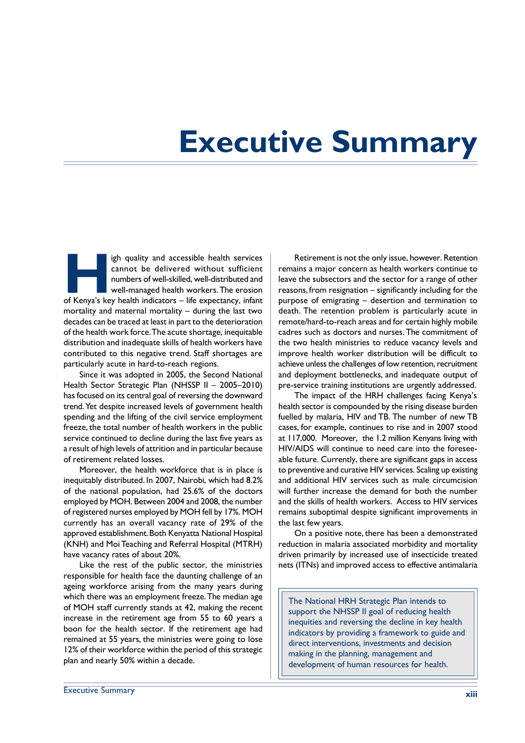# Executive Summary

High quality and accessible health services cannot be delivered without sufficient numbers of well-skilled, well-distributed and well-managed health workers. The erosion of Kenya's key health indicators – life expectancy, infant mortality and maternal mortality – during the last two decades can be traced at least in part to the deterioration of the health work force. The acute shortage, inequitable distribution and inadequate skills of health workers have contributed to this negative trend. Staff shortages are particularly acute in hard-to-reach regions.

Since it was adopted in 2005, the Second National Health Sector Strategic Plan (NHSSP II – 2005–2010) has focused on its central goal of reversing the downward trend. Yet despite increased levels of government health spending and the lifting of the civil service employment freeze, the total number of health workers in the public service continued to decline during the last five years as a result of high levels of attrition and in particular because of retirement related losses.

Moreover, the health workforce that is in place is inequitably distributed. In 2007, Nairobi, which had 8.2% of the national population, had 25.6% of the doctors employed by MOH. Between 2004 and 2008, the number of registered nurses employed by MOH fell by 17%. MOH currently has an overall vacancy rate of 29% of the approved establishment. Both Kenyatta National Hospital (KNH) and Moi Teaching and Referral Hospital (MTRH) have vacancy rates of about 20%.

Like the rest of the public sector, the ministries responsible for health face the daunting challenge of an ageing workforce arising from the many years during which there was an employment freeze. The median age of MOH staff currently stands at 42, making the recent increase in the retirement age from 55 to 60 years a boon for the health sector. If the retirement age had remained at 55 years, the ministries were going to lose 12% of their workforce within the period of this strategic plan and nearly 50% within a decade.

Retirement is not the only issue, however. Retention remains a major concern as health workers continue to leave the subsectors and the sector for a range of other reasons, from resignation – significantly including for the purpose of emigrating – desertion and termination to death. The retention problem is particularly acute in remote/hard-to-reach areas and for certain highly mobile cadres such as doctors and nurses. The commitment of the two health ministries to reduce vacancy levels and improve health worker distribution will be difficult to achieve unless the challenges of low retention, recruitment and deployment bottlenecks, and inadequate output of pre-service training institutions are urgently addressed.

The impact of the HRH challenges facing Kenya's health sector is compounded by the rising disease burden fuelled by malaria, HIV and TB. The number of new TB cases, for example, continues to rise and in 2007 stood at 117,000. Moreover, the 1.2 million Kenyans living with HIV/AIDS will continue to need care into the foreseeable future. Currently, there are significant gaps in access to preventive and curative HIV services. Scaling up existing and additional HIV services such as male circumcision will further increase the demand for both the number and the skills of health workers. Access to HIV services remains suboptimal despite significant improvements in the last few years.

On a positive note, there has been a demonstrated reduction in malaria associated morbidity and mortality driven primarily by increased use of insecticide treated nets (ITNs) and improved access to effective antimalaria

> The National HRH Strategic Plan intends to support the NHSSP II goal of reducing health inequities and reversing the decline in key health indicators by providing a framework to guide and direct interventions, investments and decision making in the planning, management and development of human resources for health.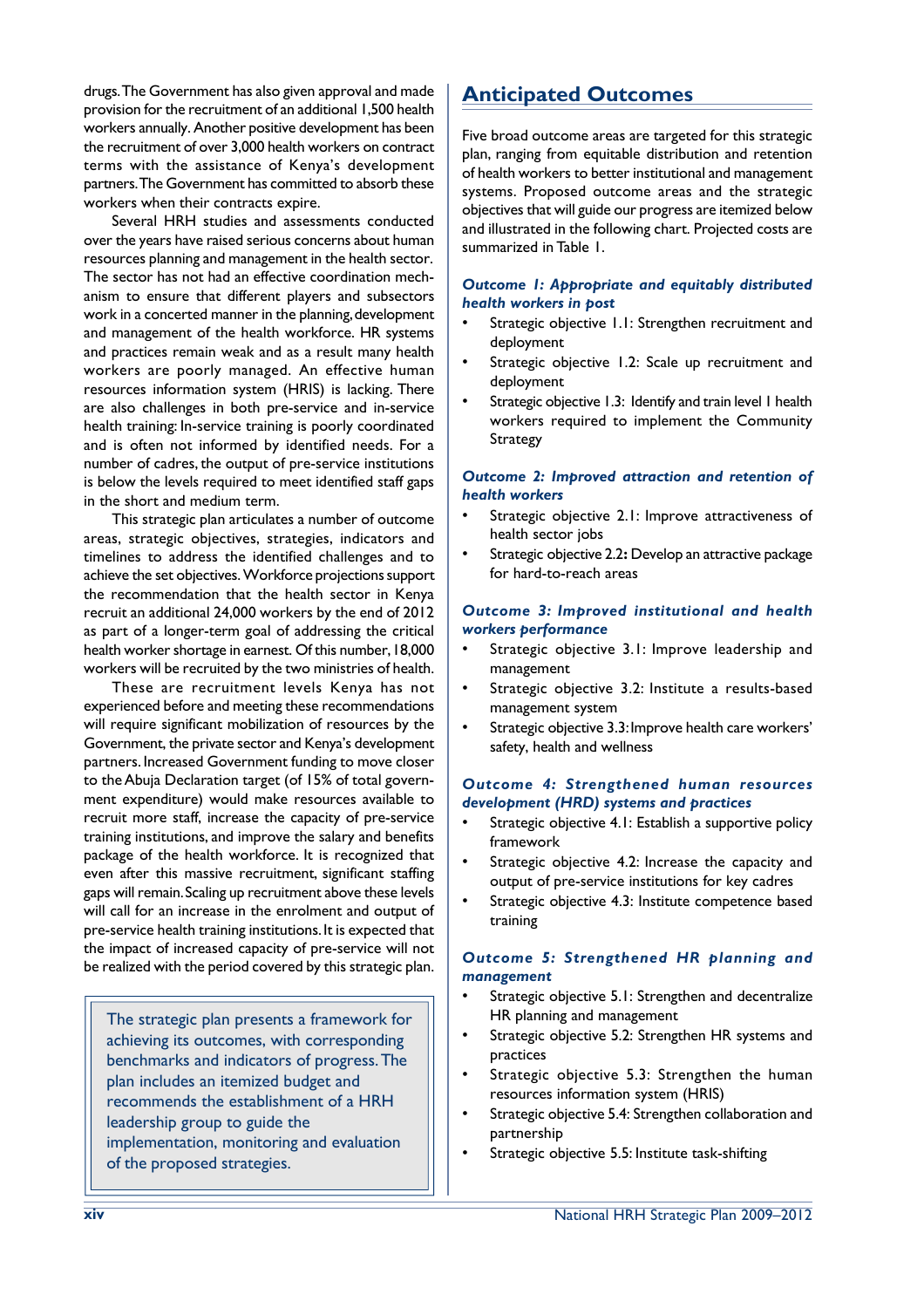drugs. The Government has also given approval and made provision for the recruitment of an additional 1,500 health workers annually. Another positive development has been the recruitment of over 3,000 health workers on contract terms with the assistance of Kenya's development partners. The Government has committed to absorb these workers when their contracts expire.

Several HRH studies and assessments conducted over the years have raised serious concerns about human resources planning and management in the health sector. The sector has not had an effective coordination mechanism to ensure that different players and subsectors work in a concerted manner in the planning, development and management of the health workforce. HR systems and practices remain weak and as a result many health workers are poorly managed. An effective human resources information system (HRIS) is lacking. There are also challenges in both pre-service and in-service health training: In-service training is poorly coordinated and is often not informed by identified needs. For a number of cadres, the output of pre-service institutions is below the levels required to meet identified staff gaps in the short and medium term.

This strategic plan articulates a number of outcome areas, strategic objectives, strategies, indicators and timelines to address the identified challenges and to achieve the set objectives. Workforce projections support the recommendation that the health sector in Kenya recruit an additional 24,000 workers by the end of 2012 as part of a longer-term goal of addressing the critical health worker shortage in earnest. Of this number, 18,000 workers will be recruited by the two ministries of health.

These are recruitment levels Kenya has not experienced before and meeting these recommendations will require significant mobilization of resources by the Government, the private sector and Kenya's development partners. Increased Government funding to move closer to the Abuja Declaration target (of 15% of total government expenditure) would make resources available to recruit more staff, increase the capacity of pre-service training institutions, and improve the salary and benefits package of the health workforce. It is recognized that even after this massive recruitment, significant staffing gaps will remain. Scaling up recruitment above these levels will call for an increase in the enrolment and output of pre-service health training institutions. It is expected that the impact of increased capacity of pre-service will not be realized with the period covered by this strategic plan.

> The strategic plan presents a framework for achieving its outcomes, with corresponding benchmarks and indicators of progress. The plan includes an itemized budget and recommends the establishment of a HRH leadership group to guide the implementation, monitoring and evaluation of the proposed strategies.

## Anticipated Outcomes

Five broad outcome areas are targeted for this strategic plan, ranging from equitable distribution and retention of health workers to better institutional and management systems. Proposed outcome areas and the strategic objectives that will guide our progress are itemized below and illustrated in the following chart. Projected costs are summarized in Table 1.

### *Outcome 1: Appropriate and equitably distributed health workers in post*

- Strategic objective 1.1: Strengthen recruitment and deployment
- Strategic objective 1.2: Scale up recruitment and deployment
- Strategic objective 1.3: Identify and train level 1 health workers required to implement the Community Strategy

### *Outcome 2: Improved attraction and retention of health workers*

- Strategic objective 2.1: Improve attractiveness of health sector jobs
- Strategic objective 2.2: Develop an attractive package for hard-to-reach areas

### *Outcome 3: Improved institutional and health workers performance*

- Strategic objective 3.1: Improve leadership and management
- Strategic objective 3.2: Institute a results-based management system
- Strategic objective 3.3: Improve health care workers' safety, health and wellness

### *Outcome 4: Strengthened human resources development (HRD) systems and practices*

- Strategic objective 4.1: Establish a supportive policy framework
- Strategic objective 4.2: Increase the capacity and output of pre-service institutions for key cadres
- Strategic objective 4.3: Institute competence based training

### *Outcome 5: Strengthened HR planning and management*

- Strategic objective 5.1: Strengthen and decentralize HR planning and management
- Strategic objective 5.2: Strengthen HR systems and practices
- Strategic objective 5.3: Strengthen the human resources information system (HRIS)
- Strategic objective 5.4: Strengthen collaboration and partnership
- Strategic objective 5.5: Institute task-shifting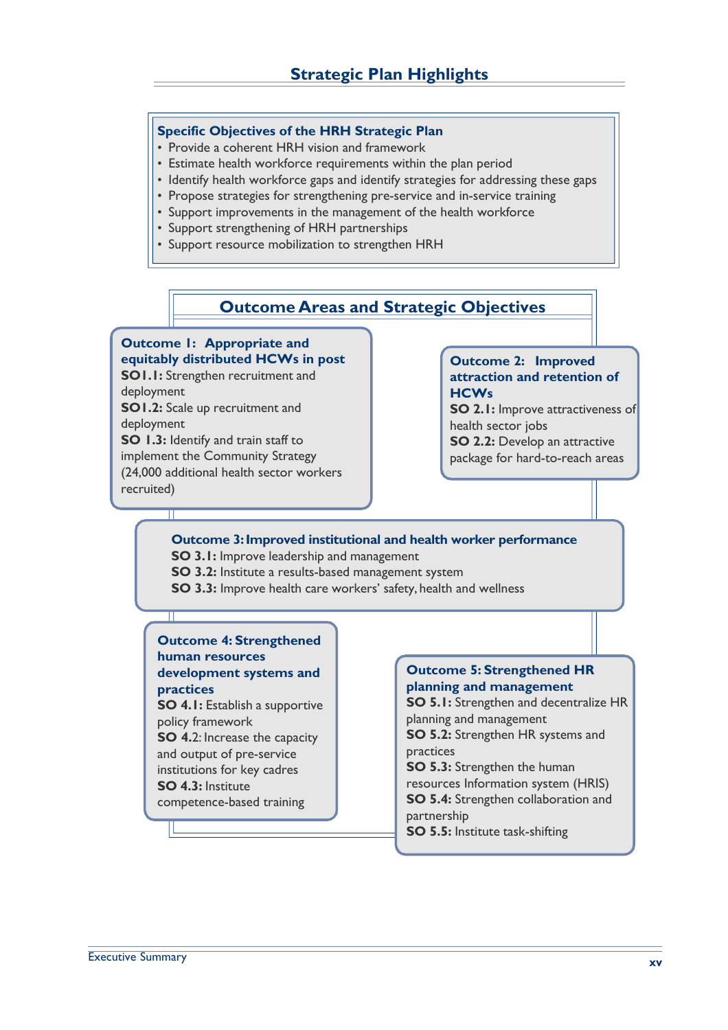# Strategic Plan Highlights

### Specific Objectives of the HRH Strategic Plan

- Provide a coherent HRH vision and framework
- Estimate health workforce requirements within the plan period
- Identify health workforce gaps and identify strategies for addressing these gaps
- Propose strategies for strengthening pre-service and in-service training
- Support improvements in the management of the health workforce
- Support strengthening of HRH partnerships
- Support resource mobilization to strengthen HRH

## Outcome Areas and Strategic Objectives

### Outcome 1: Appropriate and equitably distributed HCWs in post

**SO1.1:** Strengthen recruitment and deployment

**SO1.2:** Scale up recruitment and deployment

**SO 1.3:** Identify and train staff to implement the Community Strategy

(24,000 additional health sector workers recruited)

### Outcome 2: Improved attraction and retention of HCWs

**SO 2.1:** Improve attractiveness of health sector jobs

**SO 2.2:** Develop an attractive package for hard-to-reach areas

### Outcome 3: Improved institutional and health worker performance

**SO 3.1:** Improve leadership and management

**SO 3.2:** Institute a results-based management system

**SO 3.3:** Improve health care workers' safety, health and wellness

### Outcome 4: Strengthened human resources development systems and practices

**SO 4.1:** Establish a supportive policy framework

**SO 4.2**: Increase the capacity and output of pre-service institutions for key cadres

**SO 4.3:** Institute competence-based training

### Outcome 5: Strengthened HR planning and management

**SO 5.1:** Strengthen and decentralize HR planning and management

**SO 5.2:** Strengthen HR systems and practices

**SO 5.3:** Strengthen the human resources Information system (HRIS)

**SO 5.4:** Strengthen collaboration and partnership

**SO 5.5:** Institute task-shifting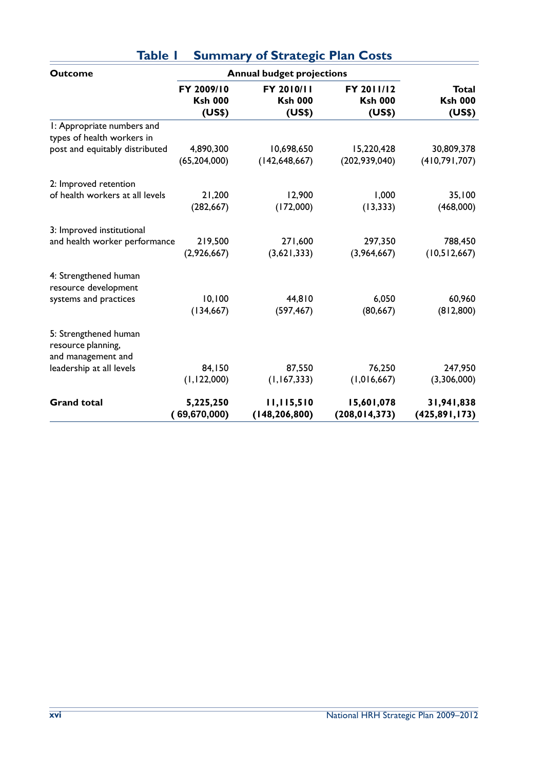## Table 1 Summary of Strategic Plan Costs

| Outcome | Annual budget projections | | | |
|---|---|---|---|---|
| | FY 2009/10 Ksh 000 (US$) | FY 2010/11 Ksh 000 (US$) | FY 2011/12 Ksh 000 (US$) | Total Ksh 000 (US$) |
| 1: Appropriate numbers and types of health workers in post and equitably distributed | 4,890,300 (65,204,000) | 10,698,650 (142,648,667) | 15,220,428 (202,939,040) | 30,809,378 (410,791,707) |
| 2: Improved retention of health workers at all levels | 21,200 (282,667) | 12,900 (172,000) | 1,000 (13,333) | 35,100 (468,000) |
| 3: Improved institutional and health worker performance | 219,500 (2,926,667) | 271,600 (3,621,333) | 297,350 (3,964,667) | 788,450 (10,512,667) |
| 4: Strengthened human resource development systems and practices | 10,100 (134,667) | 44,810 (597,467) | 6,050 (80,667) | 60,960 (812,800) |
| 5: Strengthened human resource planning, and management and leadership at all levels | 84,150 (1,122,000) | 87,550 (1,167,333) | 76,250 (1,016,667) | 247,950 (3,306,000) |
| **Grand total** | **5,225,250 (69,670,000)** | **11,115,510 (148,206,800)** | **15,601,078 (208,014,373)** | **31,941,838 (425,891,173)** |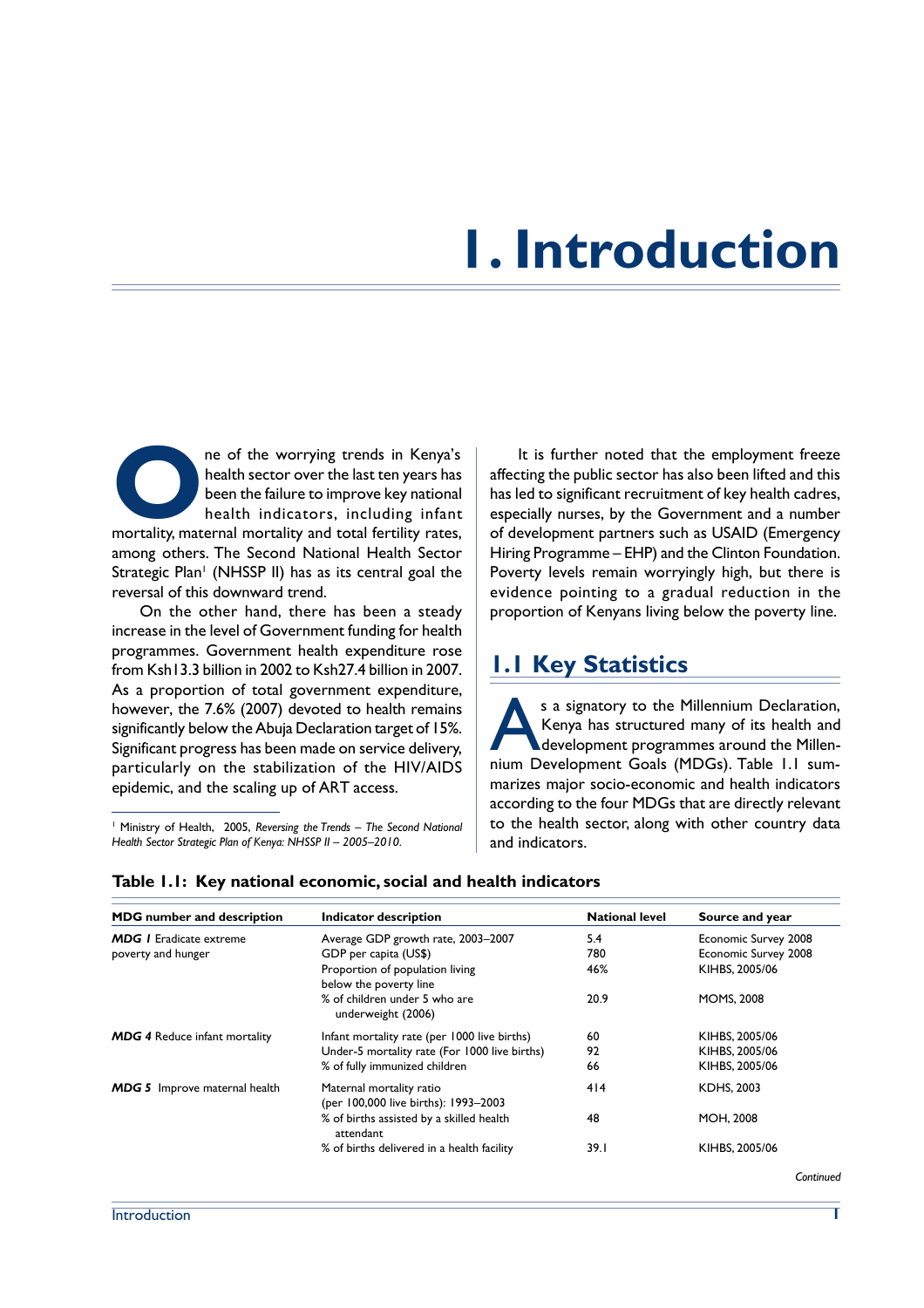# 1. Introduction

One of the worrying trends in Kenya's health sector over the last ten years has been the failure to improve key national health indicators, including infant mortality, maternal mortality and total fertility rates, among others. The Second National Health Sector Strategic Plan[1] (NHSSP II) has as its central goal the reversal of this downward trend.

On the other hand, there has been a steady increase in the level of Government funding for health programmes. Government health expenditure rose from Ksh13.3 billion in 2002 to Ksh27.4 billion in 2007. As a proportion of total government expenditure, however, the 7.6% (2007) devoted to health remains significantly below the Abuja Declaration target of 15%. Significant progress has been made on service delivery, particularly on the stabilization of the HIV/AIDS epidemic, and the scaling up of ART access.

[1] Ministry of Health, 2005, *Reversing the Trends – The Second National Health Sector Strategic Plan of Kenya: NHSSP II – 2005–2010.*

It is further noted that the employment freeze affecting the public sector has also been lifted and this has led to significant recruitment of key health cadres, especially nurses, by the Government and a number of development partners such as USAID (Emergency Hiring Programme – EHP) and the Clinton Foundation. Poverty levels remain worryingly high, but there is evidence pointing to a gradual reduction in the proportion of Kenyans living below the poverty line.

## 1.1 Key Statistics

As a signatory to the Millennium Declaration, Kenya has structured many of its health and development programmes around the Millennium Development Goals (MDGs). Table 1.1 summarizes major socio-economic and health indicators according to the four MDGs that are directly relevant to the health sector, along with other country data and indicators.

**Table 1.1: Key national economic, social and health indicators**

| MDG number and description | Indicator description | National level | Source and year |
|---|---|---|---|
| ***MDG 1*** Eradicate extreme poverty and hunger | Average GDP growth rate, 2003–2007 | 5.4 | Economic Survey 2008 |
| | GDP per capita (US$) | 780 | Economic Survey 2008 |
| | Proportion of population living below the poverty line | 46% | KIHBS, 2005/06 |
| | % of children under 5 who are underweight (2006) | 20.9 | MOMS, 2008 |
| ***MDG 4*** Reduce infant mortality | Infant mortality rate (per 1000 live births) | 60 | KIHBS, 2005/06 |
| | Under-5 mortality rate (For 1000 live births) | 92 | KIHBS, 2005/06 |
| | % of fully immunized children | 66 | KIHBS, 2005/06 |
| ***MDG 5*** Improve maternal health | Maternal mortality ratio (per 100,000 live births): 1993–2003 | 414 | KDHS, 2003 |
| | % of births assisted by a skilled health attendant | 48 | MOH, 2008 |
| | % of births delivered in a health facility | 39.1 | KIHBS, 2005/06 |

*Continued*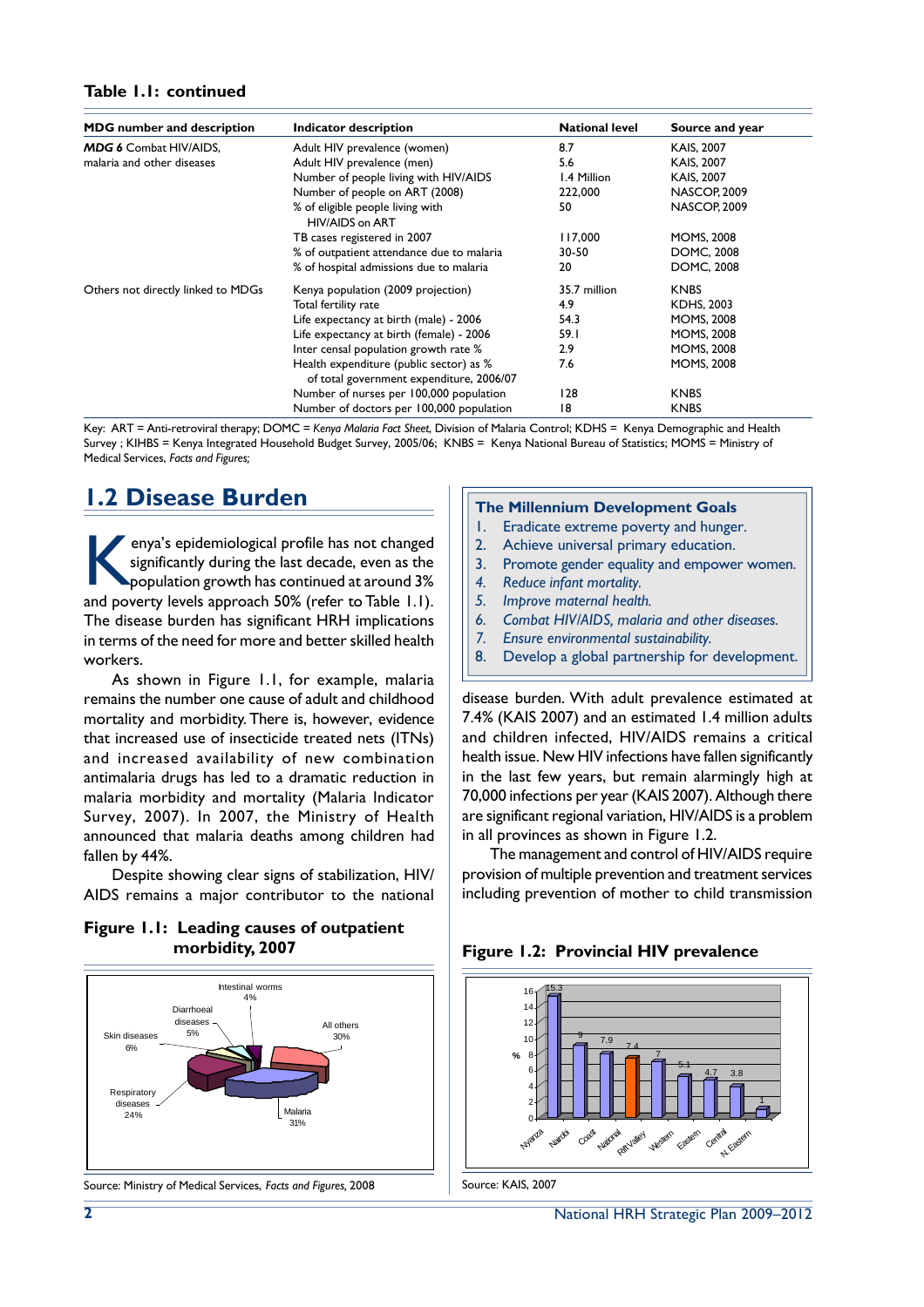**Table 1.1: continued**

| MDG number and description | Indicator description | National level | Source and year |
|---|---|---|---|
| ***MDG 6*** Combat HIV/AIDS, malaria and other diseases | Adult HIV prevalence (women) | 8.7 | KAIS, 2007 |
| | Adult HIV prevalence (men) | 5.6 | KAIS, 2007 |
| | Number of people living with HIV/AIDS | 1.4 Million | KAIS, 2007 |
| | Number of people on ART (2008) | 222,000 | NASCOP, 2009 |
| | % of eligible people living with HIV/AIDS on ART | 50 | NASCOP, 2009 |
| | TB cases registered in 2007 | 117,000 | MOMS, 2008 |
| | % of outpatient attendance due to malaria | 30-50 | DOMC, 2008 |
| | % of hospital admissions due to malaria | 20 | DOMC, 2008 |
| Others not directly linked to MDGs | Kenya population (2009 projection) | 35.7 million | KNBS |
| | Total fertility rate | 4.9 | KDHS, 2003 |
| | Life expectancy at birth (male) - 2006 | 54.3 | MOMS, 2008 |
| | Life expectancy at birth (female) - 2006 | 59.1 | MOMS, 2008 |
| | Inter censal population growth rate % | 2.9 | MOMS, 2008 |
| | Health expenditure (public sector) as % of total government expenditure, 2006/07 | 7.6 | MOMS, 2008 |
| | Number of nurses per 100,000 population | 128 | KNBS |
| | Number of doctors per 100,000 population | 18 | KNBS |

Key: ART = Anti-retroviral therapy; DOMC = *Kenya Malaria Fact Sheet*, Division of Malaria Control; KDHS = Kenya Demographic and Health Survey ; KIHBS = Kenya Integrated Household Budget Survey, 2005/06; KNBS = Kenya National Bureau of Statistics; MOMS = Ministry of Medical Services, *Facts and Figures;*

## 1.2 Disease Burden

Kenya's epidemiological profile has not changed significantly during the last decade, even as the population growth has continued at around 3% and poverty levels approach 50% (refer to Table 1.1). The disease burden has significant HRH implications in terms of the need for more and better skilled health workers.

As shown in Figure 1.1, for example, malaria remains the number one cause of adult and childhood mortality and morbidity. There is, however, evidence that increased use of insecticide treated nets (ITNs) and increased availability of new combination antimalaria drugs has led to a dramatic reduction in malaria morbidity and mortality (Malaria Indicator Survey, 2007). In 2007, the Ministry of Health announced that malaria deaths among children had fallen by 44%.

Despite showing clear signs of stabilization, HIV/AIDS remains a major contributor to the national disease burden. With adult prevalence estimated at 7.4% (KAIS 2007) and an estimated 1.4 million adults and children infected, HIV/AIDS remains a critical health issue. New HIV infections have fallen significantly in the last few years, but remain alarmingly high at 70,000 infections per year (KAIS 2007). Although there are significant regional variation, HIV/AIDS is a problem in all provinces as shown in Figure 1.2.

The management and control of HIV/AIDS require provision of multiple prevention and treatment services including prevention of mother to child transmission

**The Millennium Development Goals**

1. Eradicate extreme poverty and hunger.
2. Achieve universal primary education.
3. Promote gender equality and empower women.
4. *Reduce infant mortality.*
5. *Improve maternal health.*
6. *Combat HIV/AIDS, malaria and other diseases.*
7. *Ensure environmental sustainability.*
8. Develop a global partnership for development.

**Figure 1.1: Leading causes of outpatient morbidity, 2007**

Intestinal worms 4%; Diarrhoeal diseases 5%; Skin diseases 6%; All others 30%; Respiratory diseases 24%; Malaria 31%

Source: Ministry of Medical Services, *Facts and Figures,* 2008

**Figure 1.2: Provincial HIV prevalence**

| Province | % |
|---|---|
| Nyanza | 15.3 |
| Nairobi | 9 |
| Coast | 7.9 |
| National | 7.4 |
| Rift Valley | 7 |
| Western | 5.1 |
| Eastern | 4.7 |
| Central | 3.8 |
| N. Eastern | 1 |

Source: KAIS, 2007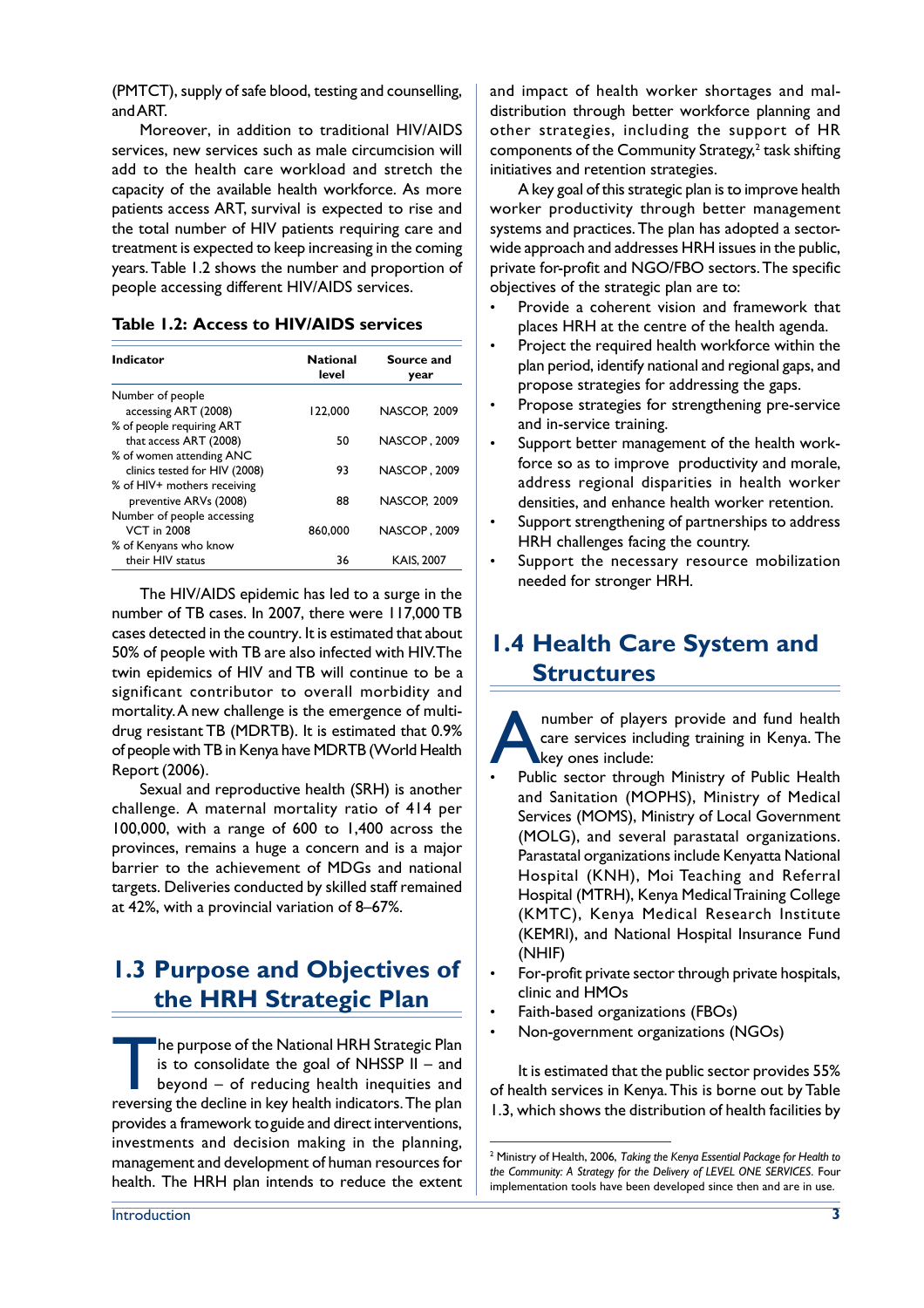(PMTCT), supply of safe blood, testing and counselling, and ART.

Moreover, in addition to traditional HIV/AIDS services, new services such as male circumcision will add to the health care workload and stretch the capacity of the available health workforce. As more patients access ART, survival is expected to rise and the total number of HIV patients requiring care and treatment is expected to keep increasing in the coming years. Table 1.2 shows the number and proportion of people accessing different HIV/AIDS services.

**Table 1.2: Access to HIV/AIDS services**

| Indicator | National level | Source and year |
|---|---|---|
| Number of people accessing ART (2008) | 122,000 | NASCOP, 2009 |
| % of people requiring ART that access ART (2008) | 50 | NASCOP , 2009 |
| % of women attending ANC clinics tested for HIV (2008) | 93 | NASCOP , 2009 |
| % of HIV+ mothers receiving preventive ARVs (2008) | 88 | NASCOP, 2009 |
| Number of people accessing VCT in 2008 | 860,000 | NASCOP , 2009 |
| % of Kenyans who know their HIV status | 36 | KAIS, 2007 |

The HIV/AIDS epidemic has led to a surge in the number of TB cases. In 2007, there were 117,000 TB cases detected in the country. It is estimated that about 50% of people with TB are also infected with HIV. The twin epidemics of HIV and TB will continue to be a significant contributor to overall morbidity and mortality. A new challenge is the emergence of multi-drug resistant TB (MDRTB). It is estimated that 0.9% of people with TB in Kenya have MDRTB (World Health Report (2006).

Sexual and reproductive health (SRH) is another challenge. A maternal mortality ratio of 414 per 100,000, with a range of 600 to 1,400 across the provinces, remains a huge a concern and is a major barrier to the achievement of MDGs and national targets. Deliveries conducted by skilled staff remained at 42%, with a provincial variation of 8–67%.

## 1.3 Purpose and Objectives of the HRH Strategic Plan

The purpose of the National HRH Strategic Plan is to consolidate the goal of NHSSP II – and beyond – of reducing health inequities and reversing the decline in key health indicators. The plan provides a framework to guide and direct interventions, investments and decision making in the planning, management and development of human resources for health. The HRH plan intends to reduce the extent and impact of health worker shortages and mal-distribution through better workforce planning and other strategies, including the support of HR components of the Community Strategy,[2] task shifting initiatives and retention strategies.

A key goal of this strategic plan is to improve health worker productivity through better management systems and practices. The plan has adopted a sector-wide approach and addresses HRH issues in the public, private for-profit and NGO/FBO sectors. The specific objectives of the strategic plan are to:

- Provide a coherent vision and framework that places HRH at the centre of the health agenda.
- Project the required health workforce within the plan period, identify national and regional gaps, and propose strategies for addressing the gaps.
- Propose strategies for strengthening pre-service and in-service training.
- Support better management of the health workforce so as to improve productivity and morale, address regional disparities in health worker densities, and enhance health worker retention.
- Support strengthening of partnerships to address HRH challenges facing the country.
- Support the necessary resource mobilization needed for stronger HRH.

## 1.4 Health Care System and Structures

A number of players provide and fund health care services including training in Kenya. The key ones include:

- Public sector through Ministry of Public Health and Sanitation (MOPHS), Ministry of Medical Services (MOMS), Ministry of Local Government (MOLG), and several parastatal organizations. Parastatal organizations include Kenyatta National Hospital (KNH), Moi Teaching and Referral Hospital (MTRH), Kenya Medical Training College (KMTC), Kenya Medical Research Institute (KEMRI), and National Hospital Insurance Fund (NHIF)
- For-profit private sector through private hospitals, clinic and HMOs
- Faith-based organizations (FBOs)
- Non-government organizations (NGOs)

It is estimated that the public sector provides 55% of health services in Kenya. This is borne out by Table 1.3, which shows the distribution of health facilities by

[2] Ministry of Health, 2006, *Taking the Kenya Essential Package for Health to the Community: A Strategy for the Delivery of LEVEL ONE SERVICES*. Four implementation tools have been developed since then and are in use.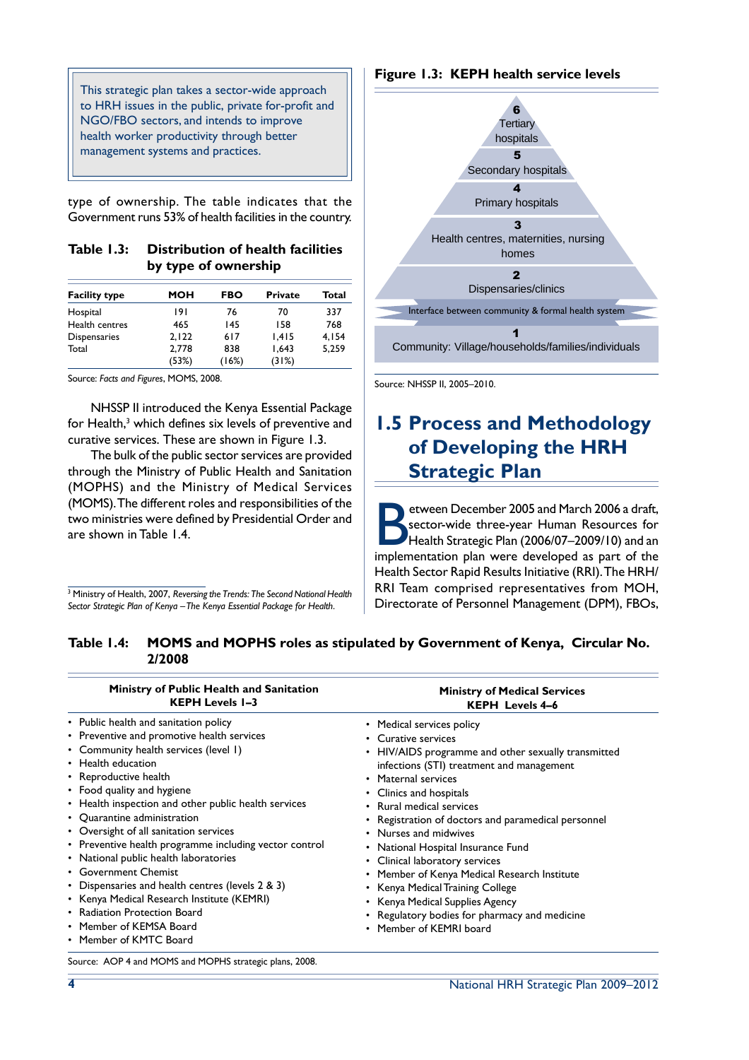> This strategic plan takes a sector-wide approach to HRH issues in the public, private for-profit and NGO/FBO sectors, and intends to improve health worker productivity through better management systems and practices.

type of ownership. The table indicates that the Government runs 53% of health facilities in the country.

**Table 1.3: Distribution of health facilities by type of ownership**

| Facility type | MOH | FBO | Private | Total |
|---|---|---|---|---|
| Hospital | 191 | 76 | 70 | 337 |
| Health centres | 465 | 145 | 158 | 768 |
| Dispensaries | 2,122 | 617 | 1,415 | 4,154 |
| Total | 2,778 (53%) | 838 (16%) | 1,643 (31%) | 5,259 |

Source: *Facts and Figures*, MOMS, 2008.

NHSSP II introduced the Kenya Essential Package for Health,[3] which defines six levels of preventive and curative services. These are shown in Figure 1.3.

The bulk of the public sector services are provided through the Ministry of Public Health and Sanitation (MOPHS) and the Ministry of Medical Services (MOMS). The different roles and responsibilities of the two ministries were defined by Presidential Order and are shown in Table 1.4.

[3] Ministry of Health, 2007, *Reversing the Trends: The Second National Health Sector Strategic Plan of Kenya – The Kenya Essential Package for Health*.

**Figure 1.3: KEPH health service levels**

- 6 Tertiary hospitals
- 5 Secondary hospitals
- 4 Primary hospitals
- 3 Health centres, maternities, nursing homes
- 2 Dispensaries/clinics
- Interface between community & formal health system
- 1 Community: Village/households/families/individuals

Source: NHSSP II, 2005–2010.

## 1.5 Process and Methodology of Developing the HRH Strategic Plan

Between December 2005 and March 2006 a draft, sector-wide three-year Human Resources for Health Strategic Plan (2006/07–2009/10) and an implementation plan were developed as part of the Health Sector Rapid Results Initiative (RRI). The HRH/RRI Team comprised representatives from MOH, Directorate of Personnel Management (DPM), FBOs,

**Table 1.4: MOMS and MOPHS roles as stipulated by Government of Kenya, Circular No. 2/2008**

| Ministry of Public Health and Sanitation KEPH Levels 1–3 | Ministry of Medical Services KEPH Levels 4–6 |
|---|---|
| • Public health and sanitation policy<br>• Preventive and promotive health services<br>• Community health services (level 1)<br>• Health education<br>• Reproductive health<br>• Food quality and hygiene<br>• Health inspection and other public health services<br>• Quarantine administration<br>• Oversight of all sanitation services<br>• Preventive health programme including vector control<br>• National public health laboratories<br>• Government Chemist<br>• Dispensaries and health centres (levels 2 & 3)<br>• Kenya Medical Research Institute (KEMRI)<br>• Radiation Protection Board<br>• Member of KEMSA Board<br>• Member of KMTC Board | • Medical services policy<br>• Curative services<br>• HIV/AIDS programme and other sexually transmitted infections (STI) treatment and management<br>• Maternal services<br>• Clinics and hospitals<br>• Rural medical services<br>• Registration of doctors and paramedical personnel<br>• Nurses and midwives<br>• National Hospital Insurance Fund<br>• Clinical laboratory services<br>• Member of Kenya Medical Research Institute<br>• Kenya Medical Training College<br>• Kenya Medical Supplies Agency<br>• Regulatory bodies for pharmacy and medicine<br>• Member of KEMRI board |

Source: AOP 4 and MOMS and MOPHS strategic plans, 2008.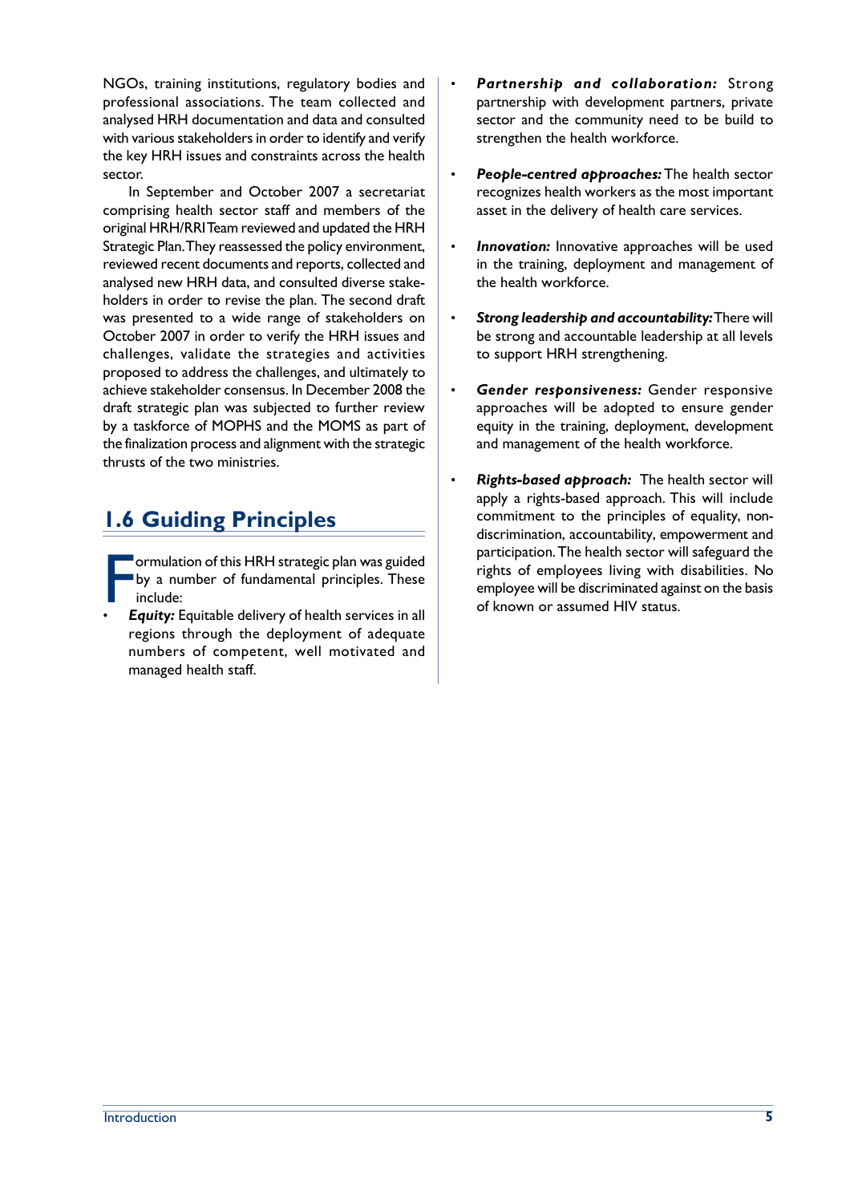NGOs, training institutions, regulatory bodies and professional associations. The team collected and analysed HRH documentation and data and consulted with various stakeholders in order to identify and verify the key HRH issues and constraints across the health sector.

In September and October 2007 a secretariat comprising health sector staff and members of the original HRH/RRI Team reviewed and updated the HRH Strategic Plan. They reassessed the policy environment, reviewed recent documents and reports, collected and analysed new HRH data, and consulted diverse stakeholders in order to revise the plan. The second draft was presented to a wide range of stakeholders on October 2007 in order to verify the HRH issues and challenges, validate the strategies and activities proposed to address the challenges, and ultimately to achieve stakeholder consensus. In December 2008 the draft strategic plan was subjected to further review by a taskforce of MOPHS and the MOMS as part of the finalization process and alignment with the strategic thrusts of the two ministries.

## 1.6 Guiding Principles

Formulation of this HRH strategic plan was guided by a number of fundamental principles. These include:

- ***Equity:*** Equitable delivery of health services in all regions through the deployment of adequate numbers of competent, well motivated and managed health staff.
- ***Partnership and collaboration:*** Strong partnership with development partners, private sector and the community need to be build to strengthen the health workforce.
- ***People-centred approaches:*** The health sector recognizes health workers as the most important asset in the delivery of health care services.
- ***Innovation:*** Innovative approaches will be used in the training, deployment and management of the health workforce.
- ***Strong leadership and accountability:*** There will be strong and accountable leadership at all levels to support HRH strengthening.
- ***Gender responsiveness:*** Gender responsive approaches will be adopted to ensure gender equity in the training, deployment, development and management of the health workforce.
- ***Rights-based approach:*** The health sector will apply a rights-based approach. This will include commitment to the principles of equality, non-discrimination, accountability, empowerment and participation. The health sector will safeguard the rights of employees living with disabilities. No employee will be discriminated against on the basis of known or assumed HIV status.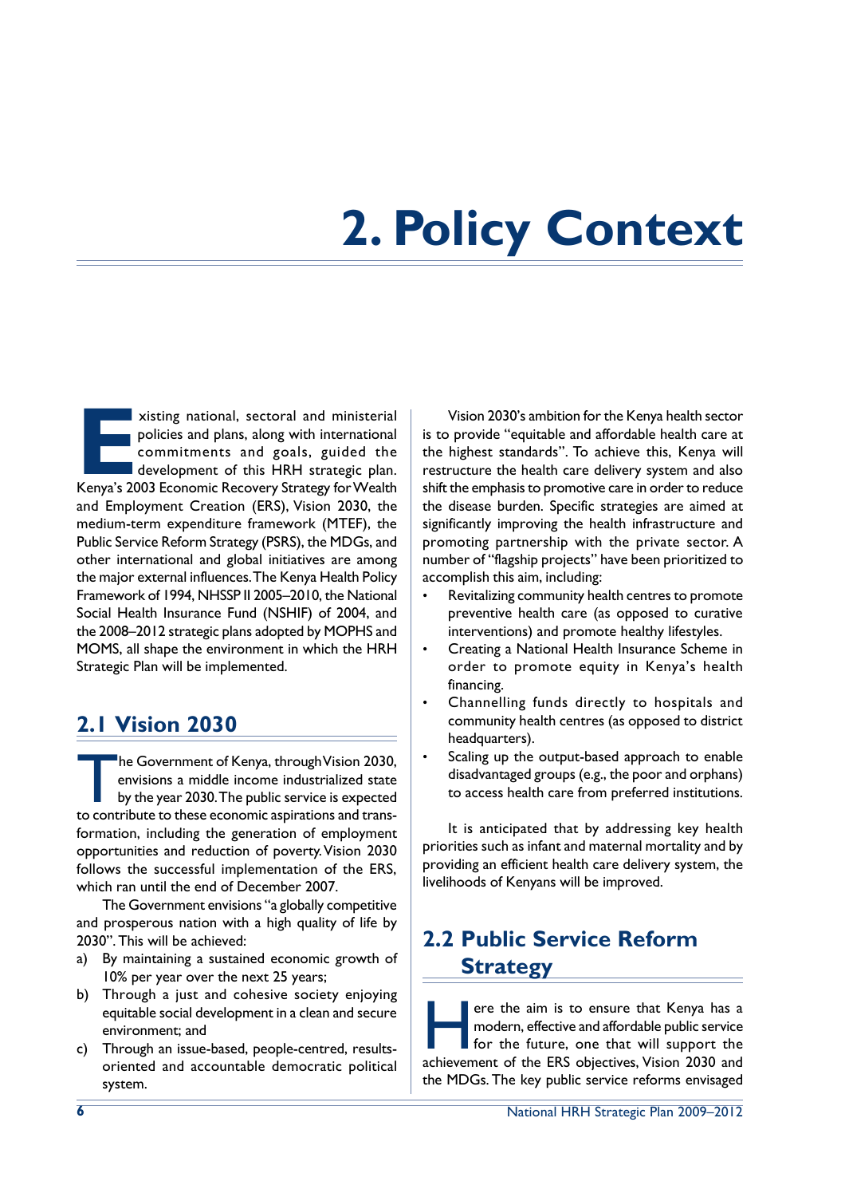# 2. Policy Context

Existing national, sectoral and ministerial policies and plans, along with international commitments and goals, guided the development of this HRH strategic plan. Kenya's 2003 Economic Recovery Strategy for Wealth and Employment Creation (ERS), Vision 2030, the medium-term expenditure framework (MTEF), the Public Service Reform Strategy (PSRS), the MDGs, and other international and global initiatives are among the major external influences. The Kenya Health Policy Framework of 1994, NHSSP II 2005–2010, the National Social Health Insurance Fund (NSHIF) of 2004, and the 2008–2012 strategic plans adopted by MOPHS and MOMS, all shape the environment in which the HRH Strategic Plan will be implemented.

## 2.1 Vision 2030

The Government of Kenya, through Vision 2030, envisions a middle income industrialized state by the year 2030. The public service is expected to contribute to these economic aspirations and transformation, including the generation of employment opportunities and reduction of poverty. Vision 2030 follows the successful implementation of the ERS, which ran until the end of December 2007.

The Government envisions "a globally competitive and prosperous nation with a high quality of life by 2030". This will be achieved:

a) By maintaining a sustained economic growth of 10% per year over the next 25 years;
b) Through a just and cohesive society enjoying equitable social development in a clean and secure environment; and
c) Through an issue-based, people-centred, results-oriented and accountable democratic political system.

Vision 2030's ambition for the Kenya health sector is to provide "equitable and affordable health care at the highest standards". To achieve this, Kenya will restructure the health care delivery system and also shift the emphasis to promotive care in order to reduce the disease burden. Specific strategies are aimed at significantly improving the health infrastructure and promoting partnership with the private sector. A number of "flagship projects" have been prioritized to accomplish this aim, including:

- Revitalizing community health centres to promote preventive health care (as opposed to curative interventions) and promote healthy lifestyles.
- Creating a National Health Insurance Scheme in order to promote equity in Kenya's health financing.
- Channelling funds directly to hospitals and community health centres (as opposed to district headquarters).
- Scaling up the output-based approach to enable disadvantaged groups (e.g., the poor and orphans) to access health care from preferred institutions.

It is anticipated that by addressing key health priorities such as infant and maternal mortality and by providing an efficient health care delivery system, the livelihoods of Kenyans will be improved.

## 2.2 Public Service Reform Strategy

Here the aim is to ensure that Kenya has a modern, effective and affordable public service for the future, one that will support the achievement of the ERS objectives, Vision 2030 and the MDGs. The key public service reforms envisaged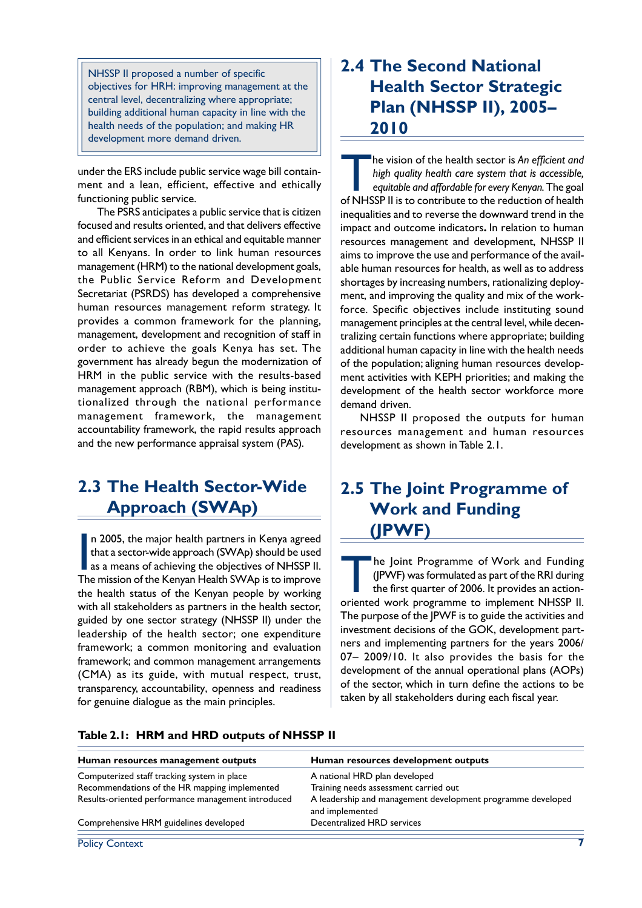> NHSSP II proposed a number of specific objectives for HRH: improving management at the central level, decentralizing where appropriate; building additional human capacity in line with the health needs of the population; and making HR development more demand driven.

under the ERS include public service wage bill containment and a lean, efficient, effective and ethically functioning public service.

The PSRS anticipates a public service that is citizen focused and results oriented, and that delivers effective and efficient services in an ethical and equitable manner to all Kenyans. In order to link human resources management (HRM) to the national development goals, the Public Service Reform and Development Secretariat (PSRDS) has developed a comprehensive human resources management reform strategy. It provides a common framework for the planning, management, development and recognition of staff in order to achieve the goals Kenya has set. The government has already begun the modernization of HRM in the public service with the results-based management approach (RBM), which is being institutionalized through the national performance management framework, the management accountability framework, the rapid results approach and the new performance appraisal system (PAS).

## 2.3 The Health Sector-Wide Approach (SWAp)

In 2005, the major health partners in Kenya agreed that a sector-wide approach (SWAp) should be used as a means of achieving the objectives of NHSSP II. The mission of the Kenyan Health SWAp is to improve the health status of the Kenyan people by working with all stakeholders as partners in the health sector, guided by one sector strategy (NHSSP II) under the leadership of the health sector; one expenditure framework; a common monitoring and evaluation framework; and common management arrangements (CMA) as its guide, with mutual respect, trust, transparency, accountability, openness and readiness for genuine dialogue as the main principles.

## 2.4 The Second National Health Sector Strategic Plan (NHSSP II), 2005–2010

The vision of the health sector is *An efficient and high quality health care system that is accessible, equitable and affordable for every Kenyan.* The goal of NHSSP II is to contribute to the reduction of health inequalities and to reverse the downward trend in the impact and outcome indicators**.** In relation to human resources management and development, NHSSP II aims to improve the use and performance of the available human resources for health, as well as to address shortages by increasing numbers, rationalizing deployment, and improving the quality and mix of the workforce. Specific objectives include instituting sound management principles at the central level, while decentralizing certain functions where appropriate; building additional human capacity in line with the health needs of the population; aligning human resources development activities with KEPH priorities; and making the development of the health sector workforce more demand driven.

NHSSP II proposed the outputs for human resources management and human resources development as shown in Table 2.1.

## 2.5 The Joint Programme of Work and Funding (JPWF)

The Joint Programme of Work and Funding (JPWF) was formulated as part of the RRI during the first quarter of 2006. It provides an action-oriented work programme to implement NHSSP II. The purpose of the JPWF is to guide the activities and investment decisions of the GOK, development partners and implementing partners for the years 2006/07– 2009/10. It also provides the basis for the development of the annual operational plans (AOPs) of the sector, which in turn define the actions to be taken by all stakeholders during each fiscal year.

**Table 2.1: HRM and HRD outputs of NHSSP II**

| Human resources management outputs | Human resources development outputs |
|---|---|
| Computerized staff tracking system in place | A national HRD plan developed |
| Recommendations of the HR mapping implemented | Training needs assessment carried out |
| Results-oriented performance management introduced | A leadership and management development programme developed and implemented |
| Comprehensive HRM guidelines developed | Decentralized HRD services |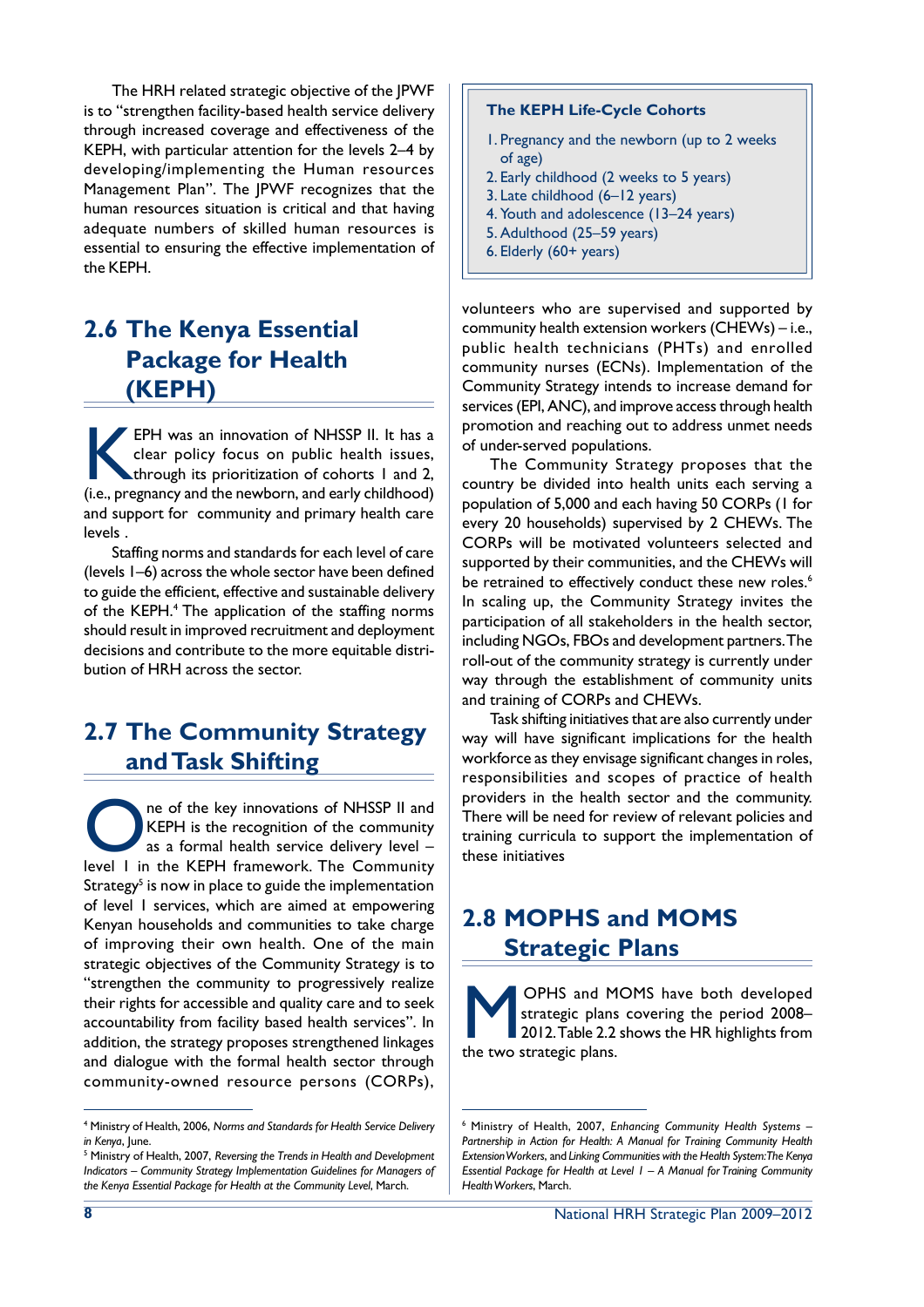The HRH related strategic objective of the JPWF is to "strengthen facility-based health service delivery through increased coverage and effectiveness of the KEPH, with particular attention for the levels 2–4 by developing/implementing the Human resources Management Plan". The JPWF recognizes that the human resources situation is critical and that having adequate numbers of skilled human resources is essential to ensuring the effective implementation of the KEPH.

## 2.6 The Kenya Essential Package for Health (KEPH)

KEPH was an innovation of NHSSP II. It has a clear policy focus on public health issues, through its prioritization of cohorts 1 and 2, (i.e., pregnancy and the newborn, and early childhood) and support for community and primary health care levels .

Staffing norms and standards for each level of care (levels 1–6) across the whole sector have been defined to guide the efficient, effective and sustainable delivery of the KEPH.[4] The application of the staffing norms should result in improved recruitment and deployment decisions and contribute to the more equitable distribution of HRH across the sector.

## 2.7 The Community Strategy and Task Shifting

One of the key innovations of NHSSP II and KEPH is the recognition of the community as a formal health service delivery level – level 1 in the KEPH framework. The Community Strategy[5] is now in place to guide the implementation of level 1 services, which are aimed at empowering Kenyan households and communities to take charge of improving their own health. One of the main strategic objectives of the Community Strategy is to "strengthen the community to progressively realize their rights for accessible and quality care and to seek accountability from facility based health services". In addition, the strategy proposes strengthened linkages and dialogue with the formal health sector through community-owned resource persons (CORPs),

**The KEPH Life-Cycle Cohorts**

1. Pregnancy and the newborn (up to 2 weeks of age)
2. Early childhood (2 weeks to 5 years)
3. Late childhood (6–12 years)
4. Youth and adolescence (13–24 years)
5. Adulthood (25–59 years)
6. Elderly (60+ years)

volunteers who are supervised and supported by community health extension workers (CHEWs) – i.e., public health technicians (PHTs) and enrolled community nurses (ECNs). Implementation of the Community Strategy intends to increase demand for services (EPI, ANC), and improve access through health promotion and reaching out to address unmet needs of under-served populations.

The Community Strategy proposes that the country be divided into health units each serving a population of 5,000 and each having 50 CORPs (1 for every 20 households) supervised by 2 CHEWs. The CORPs will be motivated volunteers selected and supported by their communities, and the CHEWs will be retrained to effectively conduct these new roles.[6] In scaling up, the Community Strategy invites the participation of all stakeholders in the health sector, including NGOs, FBOs and development partners. The roll-out of the community strategy is currently under way through the establishment of community units and training of CORPs and CHEWs.

Task shifting initiatives that are also currently under way will have significant implications for the health workforce as they envisage significant changes in roles, responsibilities and scopes of practice of health providers in the health sector and the community. There will be need for review of relevant policies and training curricula to support the implementation of these initiatives

## 2.8 MOPHS and MOMS Strategic Plans

MOPHS and MOMS have both developed strategic plans covering the period 2008–2012. Table 2.2 shows the HR highlights from the two strategic plans.

---

[4] Ministry of Health, 2006, *Norms and Standards for Health Service Delivery in Kenya*, June.

[5] Ministry of Health, 2007, *Reversing the Trends in Health and Development Indicators – Community Strategy Implementation Guidelines for Managers of the Kenya Essential Package for Health at the Community Level*, March.

[6] Ministry of Health, 2007, *Enhancing Community Health Systems – Partnership in Action for Health: A Manual for Training Community Health Extension Workers*, and *Linking Communities with the Health System: The Kenya Essential Package for Health at Level 1 – A Manual for Training Community Health Workers*, March.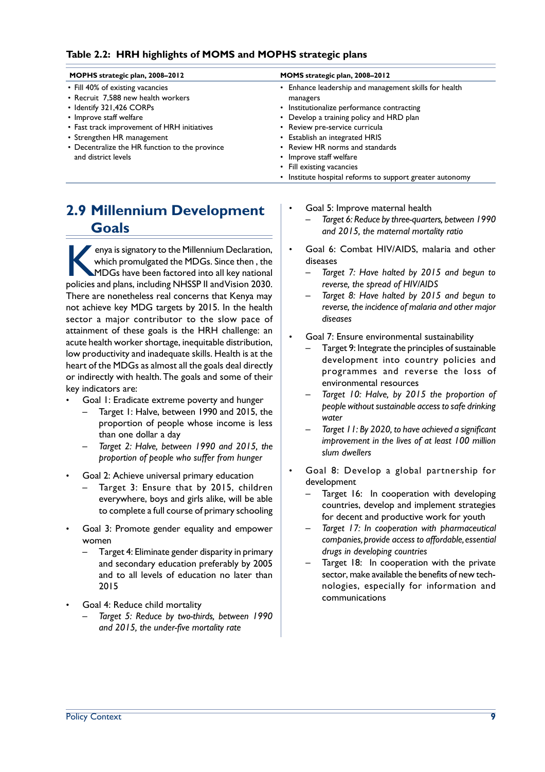**Table 2.2: HRH highlights of MOMS and MOPHS strategic plans**

| MOPHS strategic plan, 2008–2012 | MOMS strategic plan, 2008–2012 |
|---|---|
| • Fill 40% of existing vacancies<br>• Recruit 7,588 new health workers<br>• Identify 321,426 CORPs<br>• Improve staff welfare<br>• Fast track improvement of HRH initiatives<br>• Strengthen HR management<br>• Decentralize the HR function to the province and district levels | • Enhance leadership and management skills for health managers<br>• Institutionalize performance contracting<br>• Develop a training policy and HRD plan<br>• Review pre-service curricula<br>• Establish an integrated HRIS<br>• Review HR norms and standards<br>• Improve staff welfare<br>• Fill existing vacancies<br>• Institute hospital reforms to support greater autonomy |

## 2.9 Millennium Development Goals

Kenya is signatory to the Millennium Declaration, which promulgated the MDGs. Since then , the MDGs have been factored into all key national policies and plans, including NHSSP II and Vision 2030. There are nonetheless real concerns that Kenya may not achieve key MDG targets by 2015. In the health sector a major contributor to the slow pace of attainment of these goals is the HRH challenge: an acute health worker shortage, inequitable distribution, low productivity and inadequate skills. Health is at the heart of the MDGs as almost all the goals deal directly or indirectly with health. The goals and some of their key indicators are:

- Goal 1: Eradicate extreme poverty and hunger
  - Target 1: Halve, between 1990 and 2015, the proportion of people whose income is less than one dollar a day
  - *Target 2: Halve, between 1990 and 2015, the proportion of people who suffer from hunger*
- Goal 2: Achieve universal primary education
  - Target 3: Ensure that by 2015, children everywhere, boys and girls alike, will be able to complete a full course of primary schooling
- Goal 3: Promote gender equality and empower women
  - Target 4: Eliminate gender disparity in primary and secondary education preferably by 2005 and to all levels of education no later than 2015
- Goal 4: Reduce child mortality
  - *Target 5: Reduce by two-thirds, between 1990 and 2015, the under-five mortality rate*
- Goal 5: Improve maternal health
  - *Target 6: Reduce by three-quarters, between 1990 and 2015, the maternal mortality ratio*
- Goal 6: Combat HIV/AIDS, malaria and other diseases
  - *Target 7: Have halted by 2015 and begun to reverse, the spread of HIV/AIDS*
  - *Target 8: Have halted by 2015 and begun to reverse, the incidence of malaria and other major diseases*
- Goal 7: Ensure environmental sustainability
  - Target 9: Integrate the principles of sustainable development into country policies and programmes and reverse the loss of environmental resources
  - *Target 10: Halve, by 2015 the proportion of people without sustainable access to safe drinking water*
  - *Target 11: By 2020, to have achieved a significant improvement in the lives of at least 100 million slum dwellers*
- Goal 8: Develop a global partnership for development
  - Target 16: In cooperation with developing countries, develop and implement strategies for decent and productive work for youth
  - *Target 17: In cooperation with pharmaceutical companies, provide access to affordable, essential drugs in developing countries*
  - Target 18: In cooperation with the private sector, make available the benefits of new technologies, especially for information and communications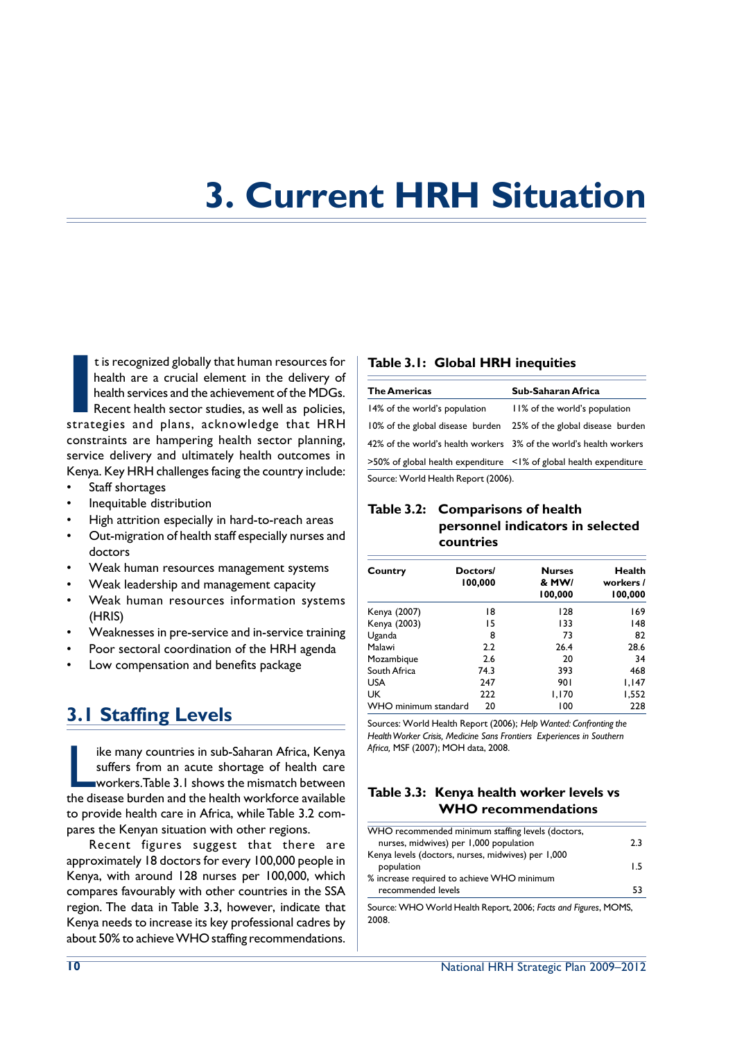# 3. Current HRH Situation

It is recognized globally that human resources for health are a crucial element in the delivery of health services and the achievement of the MDGs. Recent health sector studies, as well as policies, strategies and plans, acknowledge that HRH constraints are hampering health sector planning, service delivery and ultimately health outcomes in Kenya. Key HRH challenges facing the country include:

- Staff shortages
- Inequitable distribution
- High attrition especially in hard-to-reach areas
- Out-migration of health staff especially nurses and doctors
- Weak human resources management systems
- Weak leadership and management capacity
- Weak human resources information systems (HRIS)
- Weaknesses in pre-service and in-service training
- Poor sectoral coordination of the HRH agenda
- Low compensation and benefits package

## 3.1 Staffing Levels

Like many countries in sub-Saharan Africa, Kenya suffers from an acute shortage of health care workers.Table 3.1 shows the mismatch between the disease burden and the health workforce available to provide health care in Africa, while Table 3.2 compares the Kenyan situation with other regions.

Recent figures suggest that there are approximately 18 doctors for every 100,000 people in Kenya, with around 128 nurses per 100,000, which compares favourably with other countries in the SSA region. The data in Table 3.3, however, indicate that Kenya needs to increase its key professional cadres by about 50% to achieve WHO staffing recommendations.

**Table 3.1: Global HRH inequities**

| The Americas | Sub-Saharan Africa |
|---|---|
| 14% of the world's population | 11% of the world's population |
| 10% of the global disease burden | 25% of the global disease burden |
| 42% of the world's health workers | 3% of the world's health workers |
| >50% of global health expenditure | <1% of global health expenditure |

Source: World Health Report (2006).

**Table 3.2: Comparisons of health personnel indicators in selected countries**

| Country | Doctors/ 100,000 | Nurses & MW/ 100,000 | Health workers / 100,000 |
|---|---|---|---|
| Kenya (2007) | 18 | 128 | 169 |
| Kenya (2003) | 15 | 133 | 148 |
| Uganda | 8 | 73 | 82 |
| Malawi | 2.2 | 26.4 | 28.6 |
| Mozambique | 2.6 | 20 | 34 |
| South Africa | 74.3 | 393 | 468 |
| USA | 247 | 901 | 1,147 |
| UK | 222 | 1,170 | 1,552 |
| WHO minimum standard | 20 | 100 | 228 |

Sources: World Health Report (2006); *Help Wanted: Confronting the Health Worker Crisis, Medicine Sans Frontiers Experiences in Southern Africa,* MSF (2007); MOH data, 2008.

**Table 3.3: Kenya health worker levels vs WHO recommendations**

| | |
|---|---|
| WHO recommended minimum staffing levels (doctors, nurses, midwives) per 1,000 population | 2.3 |
| Kenya levels (doctors, nurses, midwives) per 1,000 population | 1.5 |
| % increase required to achieve WHO minimum recommended levels | 53 |

Source: WHO World Health Report, 2006; *Facts and Figures*, MOMS, 2008.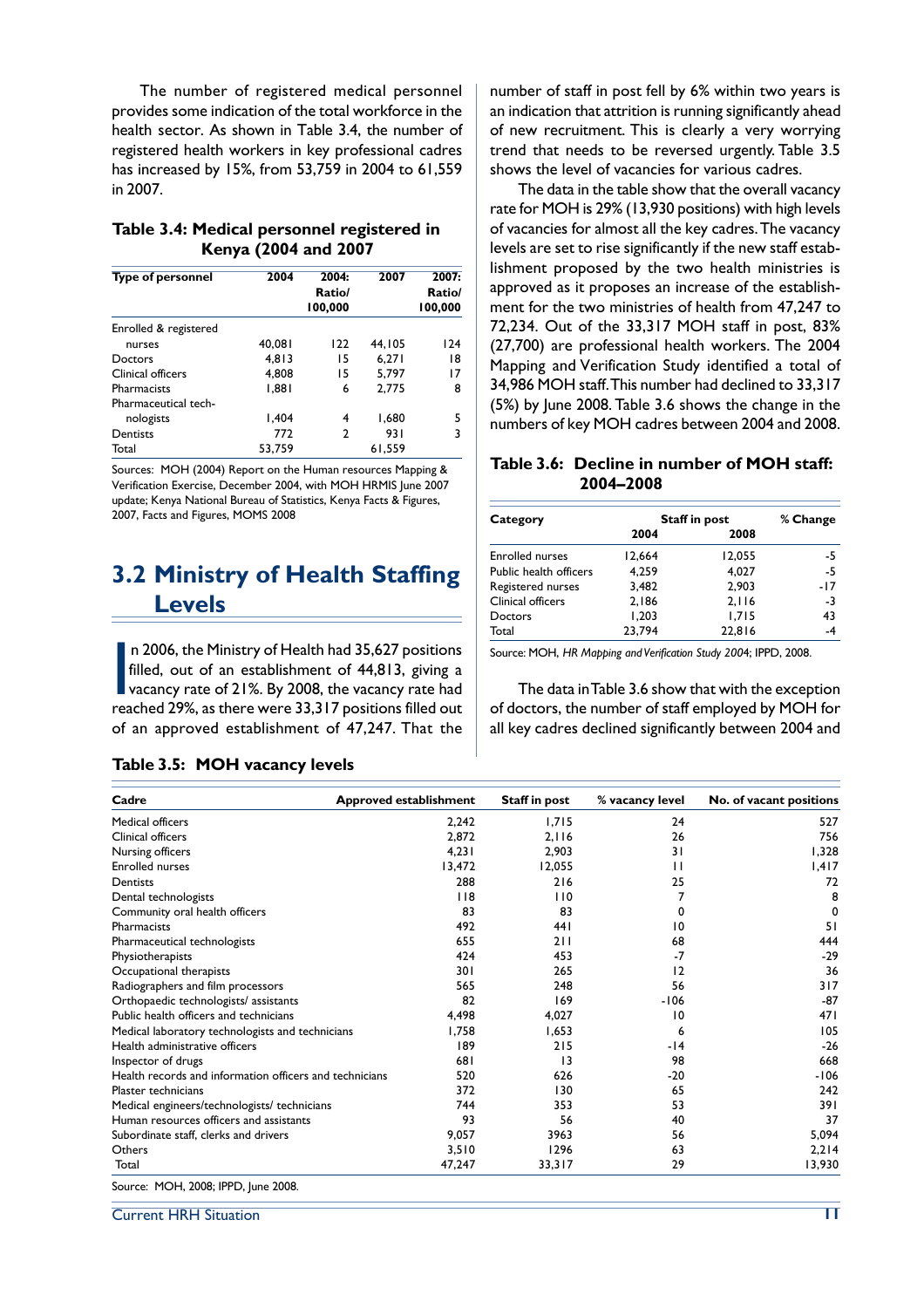The number of registered medical personnel provides some indication of the total workforce in the health sector. As shown in Table 3.4, the number of registered health workers in key professional cadres has increased by 15%, from 53,759 in 2004 to 61,559 in 2007.

**Table 3.4: Medical personnel registered in Kenya (2004 and 2007**

| Type of personnel | 2004 | 2004: Ratio/ 100,000 | 2007 | 2007: Ratio/ 100,000 |
|---|---|---|---|---|
| Enrolled & registered nurses | 40,081 | 122 | 44,105 | 124 |
| Doctors | 4,813 | 15 | 6,271 | 18 |
| Clinical officers | 4,808 | 15 | 5,797 | 17 |
| Pharmacists | 1,881 | 6 | 2,775 | 8 |
| Pharmaceutical technologists | 1,404 | 4 | 1,680 | 5 |
| Dentists | 772 | 2 | 931 | 3 |
| Total | 53,759 | | 61,559 | |

Sources: MOH (2004) Report on the Human resources Mapping & Verification Exercise, December 2004, with MOH HRMIS June 2007 update; Kenya National Bureau of Statistics, Kenya Facts & Figures, 2007, Facts and Figures, MOMS 2008

## 3.2 Ministry of Health Staffing Levels

In 2006, the Ministry of Health had 35,627 positions filled, out of an establishment of 44,813, giving a vacancy rate of 21%. By 2008, the vacancy rate had reached 29%, as there were 33,317 positions filled out of an approved establishment of 47,247. That the number of staff in post fell by 6% within two years is an indication that attrition is running significantly ahead of new recruitment. This is clearly a very worrying trend that needs to be reversed urgently. Table 3.5 shows the level of vacancies for various cadres.

The data in the table show that the overall vacancy rate for MOH is 29% (13,930 positions) with high levels of vacancies for almost all the key cadres. The vacancy levels are set to rise significantly if the new staff establishment proposed by the two health ministries is approved as it proposes an increase of the establishment for the two ministries of health from 47,247 to 72,234. Out of the 33,317 MOH staff in post, 83% (27,700) are professional health workers. The 2004 Mapping and Verification Study identified a total of 34,986 MOH staff. This number had declined to 33,317 (5%) by June 2008. Table 3.6 shows the change in the numbers of key MOH cadres between 2004 and 2008.

**Table 3.6: Decline in number of MOH staff: 2004–2008**

| Category | Staff in post | | % Change |
|---|---|---|---|
| | 2004 | 2008 | |
| Enrolled nurses | 12,664 | 12,055 | -5 |
| Public health officers | 4,259 | 4,027 | -5 |
| Registered nurses | 3,482 | 2,903 | -17 |
| Clinical officers | 2,186 | 2,116 | -3 |
| Doctors | 1,203 | 1,715 | 43 |
| Total | 23,794 | 22,816 | -4 |

Source: MOH, *HR Mapping and Verification Study 2004*; IPPD, 2008.

The data in Table 3.6 show that with the exception of doctors, the number of staff employed by MOH for all key cadres declined significantly between 2004 and

**Table 3.5: MOH vacancy levels**

| Cadre | Approved establishment | Staff in post | % vacancy level | No. of vacant positions |
|---|---|---|---|---|
| Medical officers | 2,242 | 1,715 | 24 | 527 |
| Clinical officers | 2,872 | 2,116 | 26 | 756 |
| Nursing officers | 4,231 | 2,903 | 31 | 1,328 |
| Enrolled nurses | 13,472 | 12,055 | 11 | 1,417 |
| Dentists | 288 | 216 | 25 | 72 |
| Dental technologists | 118 | 110 | 7 | 8 |
| Community oral health officers | 83 | 83 | 0 | 0 |
| Pharmacists | 492 | 441 | 10 | 51 |
| Pharmaceutical technologists | 655 | 211 | 68 | 444 |
| Physiotherapists | 424 | 453 | -7 | -29 |
| Occupational therapists | 301 | 265 | 12 | 36 |
| Radiographers and film processors | 565 | 248 | 56 | 317 |
| Orthopaedic technologists/ assistants | 82 | 169 | -106 | -87 |
| Public health officers and technicians | 4,498 | 4,027 | 10 | 471 |
| Medical laboratory technologists and technicians | 1,758 | 1,653 | 6 | 105 |
| Health administrative officers | 189 | 215 | -14 | -26 |
| Inspector of drugs | 681 | 13 | 98 | 668 |
| Health records and information officers and technicians | 520 | 626 | -20 | -106 |
| Plaster technicians | 372 | 130 | 65 | 242 |
| Medical engineers/technologists/ technicians | 744 | 353 | 53 | 391 |
| Human resources officers and assistants | 93 | 56 | 40 | 37 |
| Subordinate staff, clerks and drivers | 9,057 | 3963 | 56 | 5,094 |
| Others | 3,510 | 1296 | 63 | 2,214 |
| Total | 47,247 | 33,317 | 29 | 13,930 |

Source: MOH, 2008; IPPD, June 2008.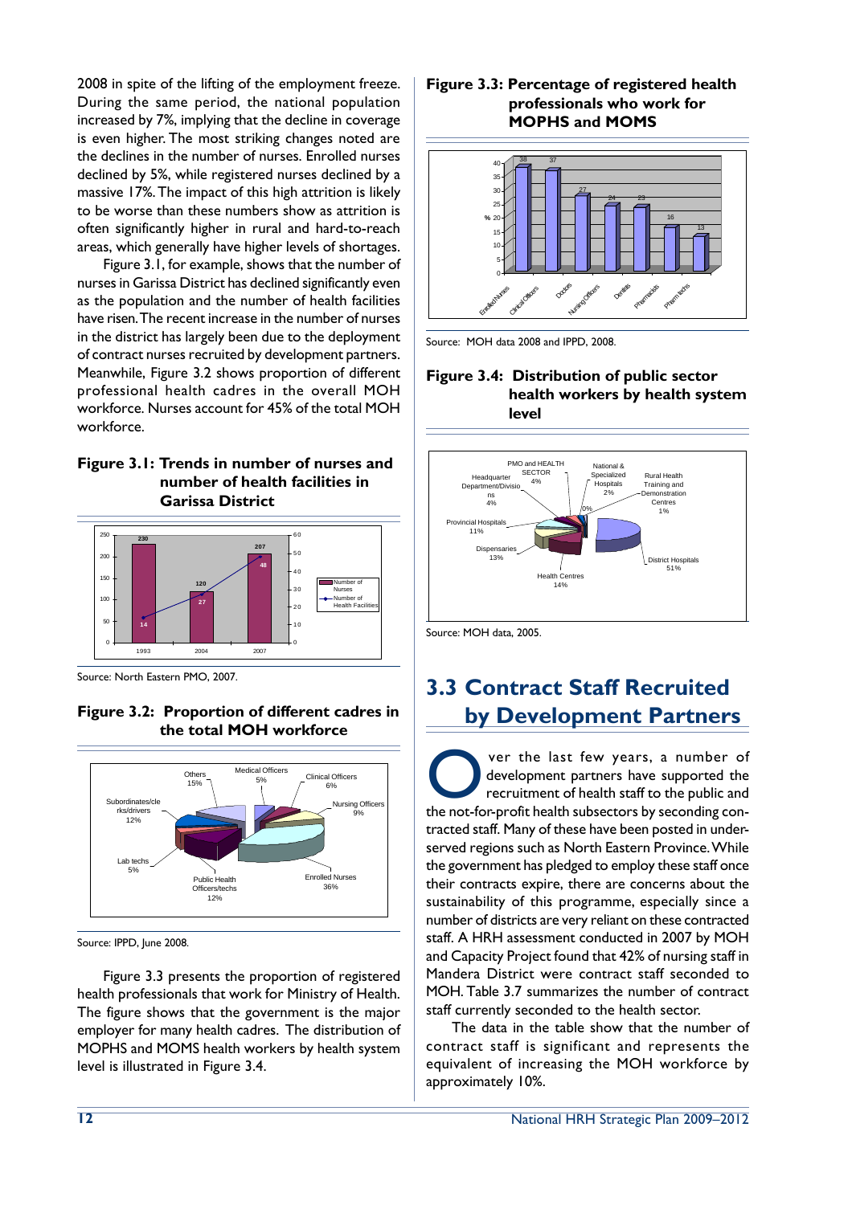2008 in spite of the lifting of the employment freeze. During the same period, the national population increased by 7%, implying that the decline in coverage is even higher. The most striking changes noted are the declines in the number of nurses. Enrolled nurses declined by 5%, while registered nurses declined by a massive 17%. The impact of this high attrition is likely to be worse than these numbers show as attrition is often significantly higher in rural and hard-to-reach areas, which generally have higher levels of shortages.

Figure 3.1, for example, shows that the number of nurses in Garissa District has declined significantly even as the population and the number of health facilities have risen. The recent increase in the number of nurses in the district has largely been due to the deployment of contract nurses recruited by development partners. Meanwhile, Figure 3.2 shows proportion of different professional health cadres in the overall MOH workforce. Nurses account for 45% of the total MOH workforce.

**Figure 3.1: Trends in number of nurses and number of health facilities in Garissa District**

Source: North Eastern PMO, 2007.

**Figure 3.2: Proportion of different cadres in the total MOH workforce**

Source: IPPD, June 2008.

Figure 3.3 presents the proportion of registered health professionals that work for Ministry of Health. The figure shows that the government is the major employer for many health cadres. The distribution of MOPHS and MOMS health workers by health system level is illustrated in Figure 3.4.

**Figure 3.3: Percentage of registered health professionals who work for MOPHS and MOMS**

Source: MOH data 2008 and IPPD, 2008.

**Figure 3.4: Distribution of public sector health workers by health system level**

Source: MOH data, 2005.

## 3.3 Contract Staff Recruited by Development Partners

Over the last few years, a number of development partners have supported the recruitment of health staff to the public and the not-for-profit health subsectors by seconding contracted staff. Many of these have been posted in underserved regions such as North Eastern Province. While the government has pledged to employ these staff once their contracts expire, there are concerns about the sustainability of this programme, especially since a number of districts are very reliant on these contracted staff. A HRH assessment conducted in 2007 by MOH and Capacity Project found that 42% of nursing staff in Mandera District were contract staff seconded to MOH. Table 3.7 summarizes the number of contract staff currently seconded to the health sector.

The data in the table show that the number of contract staff is significant and represents the equivalent of increasing the MOH workforce by approximately 10%.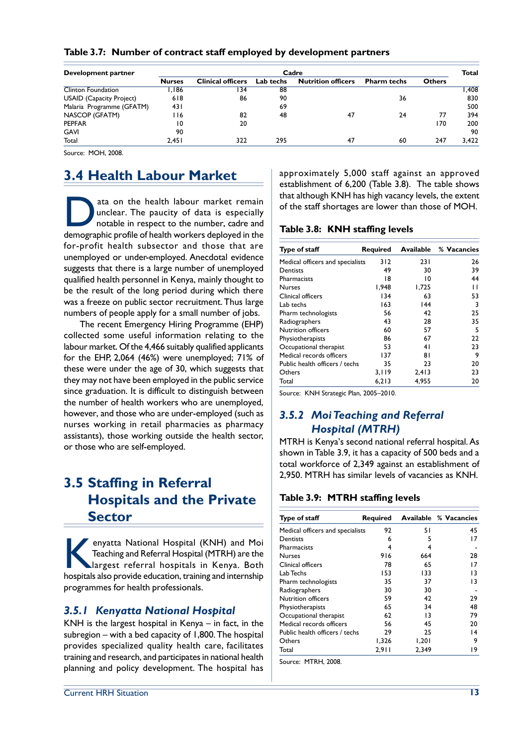**Table 3.7: Number of contract staff employed by development partners**

| Development partner | Cadre | | | | | | Total |
|---|---|---|---|---|---|---|---|
| | Nurses | Clinical officers | Lab techs | Nutrition officers | Pharm techs | Others | |
| Clinton Foundation | 1,186 | 134 | 88 | | | | 1,408 |
| USAID (Capacity Project) | 618 | 86 | 90 | | 36 | | 830 |
| Malaria Programme (GFATM) | 431 | | 69 | | | | 500 |
| NASCOP (GFATM) | 116 | 82 | 48 | 47 | 24 | 77 | 394 |
| PEPFAR | 10 | 20 | | | | 170 | 200 |
| GAVI | 90 | | | | | | 90 |
| Total | 2,451 | 322 | 295 | 47 | 60 | 247 | 3,422 |

Source: MOH, 2008.

## 3.4 Health Labour Market

Data on the health labour market remain unclear. The paucity of data is especially notable in respect to the number, cadre and demographic profile of health workers deployed in the for-profit health subsector and those that are unemployed or under-employed. Anecdotal evidence suggests that there is a large number of unemployed qualified health personnel in Kenya, mainly thought to be the result of the long period during which there was a freeze on public sector recruitment. Thus large numbers of people apply for a small number of jobs.

The recent Emergency Hiring Programme (EHP) collected some useful information relating to the labour market. Of the 4,466 suitably qualified applicants for the EHP, 2,064 (46%) were unemployed; 71% of these were under the age of 30, which suggests that they may not have been employed in the public service since graduation. It is difficult to distinguish between the number of health workers who are unemployed, however, and those who are under-employed (such as nurses working in retail pharmacies as pharmacy assistants), those working outside the health sector, or those who are self-employed.

## 3.5 Staffing in Referral Hospitals and the Private Sector

Kenyatta National Hospital (KNH) and Moi Teaching and Referral Hospital (MTRH) are the largest referral hospitals in Kenya. Both hospitals also provide education, training and internship programmes for health professionals.

### *3.5.1 Kenyatta National Hospital*

KNH is the largest hospital in Kenya – in fact, in the subregion – with a bed capacity of 1,800. The hospital provides specialized quality health care, facilitates training and research, and participates in national health planning and policy development. The hospital has approximately 5,000 staff against an approved establishment of 6,200 (Table 3.8). The table shows that although KNH has high vacancy levels, the extent of the staff shortages are lower than those of MOH.

**Table 3.8: KNH staffing levels**

| Type of staff | Required | Available | % Vacancies |
|---|---|---|---|
| Medical officers and specialists | 312 | 231 | 26 |
| Dentists | 49 | 30 | 39 |
| Pharmacists | 18 | 10 | 44 |
| Nurses | 1,948 | 1,725 | 11 |
| Clinical officers | 134 | 63 | 53 |
| Lab techs | 163 | 144 | 3 |
| Pharm technologists | 56 | 42 | 25 |
| Radiographers | 43 | 28 | 35 |
| Nutrition officers | 60 | 57 | 5 |
| Physiotherapists | 86 | 67 | 22 |
| Occupational therapist | 53 | 41 | 23 |
| Medical records officers | 137 | 81 | 9 |
| Public health officers / techs | 35 | 23 | 20 |
| Others | 3,119 | 2,413 | 23 |
| Total | 6,213 | 4,955 | 20 |

Source: KNH Strategic Plan, 2005–2010.

### *3.5.2 Moi Teaching and Referral Hospital (MTRH)*

MTRH is Kenya's second national referral hospital. As shown in Table 3.9, it has a capacity of 500 beds and a total workforce of 2,349 against an establishment of 2,950. MTRH has similar levels of vacancies as KNH.

**Table 3.9: MTRH staffing levels**

| Type of staff | Required | Available | % Vacancies |
|---|---|---|---|
| Medical officers and specialists | 92 | 51 | 45 |
| Dentists | 6 | 5 | 17 |
| Pharmacists | 4 | 4 | - |
| Nurses | 916 | 664 | 28 |
| Clinical officers | 78 | 65 | 17 |
| Lab Techs | 153 | 133 | 13 |
| Pharm technologists | 35 | 37 | 13 |
| Radiographers | 30 | 30 | - |
| Nutrition officers | 59 | 42 | 29 |
| Physiotherapists | 65 | 34 | 48 |
| Occupational therapist | 62 | 13 | 79 |
| Medical records officers | 56 | 45 | 20 |
| Public health officers / techs | 29 | 25 | 14 |
| Others | 1,326 | 1,201 | 9 |
| Total | 2,911 | 2,349 | 19 |

Source: MTRH, 2008.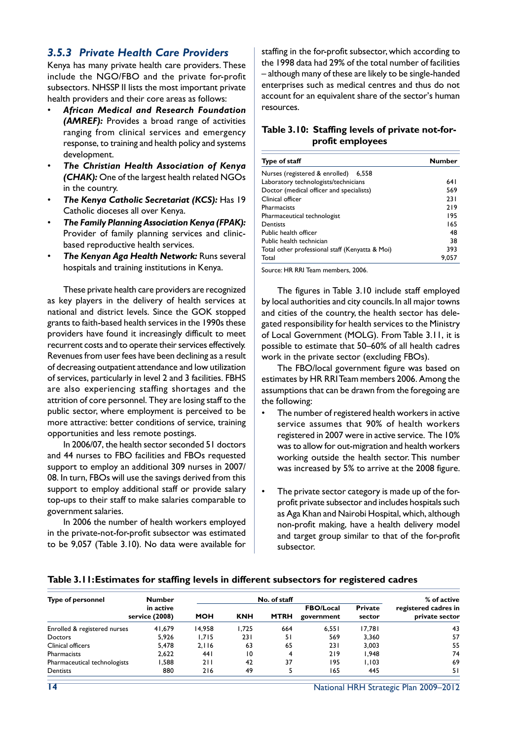### 3.5.3 Private Health Care Providers

Kenya has many private health care providers. These include the NGO/FBO and the private for-profit subsectors. NHSSP II lists the most important private health providers and their core areas as follows:

- ***African Medical and Research Foundation (AMREF):*** Provides a broad range of activities ranging from clinical services and emergency response, to training and health policy and systems development.
- ***The Christian Health Association of Kenya (CHAK):*** One of the largest health related NGOs in the country.
- ***The Kenya Catholic Secretariat (KCS):*** Has 19 Catholic dioceses all over Kenya.
- ***The Family Planning Association Kenya (FPAK):*** Provider of family planning services and clinic-based reproductive health services.
- ***The Kenyan Aga Health Network:*** Runs several hospitals and training institutions in Kenya.

These private health care providers are recognized as key players in the delivery of health services at national and district levels. Since the GOK stopped grants to faith-based health services in the 1990s these providers have found it increasingly difficult to meet recurrent costs and to operate their services effectively. Revenues from user fees have been declining as a result of decreasing outpatient attendance and low utilization of services, particularly in level 2 and 3 facilities. FBHS are also experiencing staffing shortages and the attrition of core personnel. They are losing staff to the public sector, where employment is perceived to be more attractive: better conditions of service, training opportunities and less remote postings.

In 2006/07, the health sector seconded 51 doctors and 44 nurses to FBO facilities and FBOs requested support to employ an additional 309 nurses in 2007/08. In turn, FBOs will use the savings derived from this support to employ additional staff or provide salary top-ups to their staff to make salaries comparable to government salaries.

In 2006 the number of health workers employed in the private-not-for-profit subsector was estimated to be 9,057 (Table 3.10). No data were available for staffing in the for-profit subsector, which according to the 1998 data had 29% of the total number of facilities – although many of these are likely to be single-handed enterprises such as medical centres and thus do not account for an equivalent share of the sector's human resources.

**Table 3.10: Staffing levels of private not-for-profit employees**

| Type of staff | Number |
|---|---|
| Nurses (registered & enrolled) | 6,558 |
| Laboratory technologists/technicians | 641 |
| Doctor (medical officer and specialists) | 569 |
| Clinical officer | 231 |
| Pharmacists | 219 |
| Pharmaceutical technologist | 195 |
| Dentists | 165 |
| Public health officer | 48 |
| Public health technician | 38 |
| Total other professional staff (Kenyatta & Moi) | 393 |
| Total | 9,057 |

Source: HR RRI Team members, 2006.

The figures in Table 3.10 include staff employed by local authorities and city councils. In all major towns and cities of the country, the health sector has delegated responsibility for health services to the Ministry of Local Government (MOLG). From Table 3.11, it is possible to estimate that 50–60% of all health cadres work in the private sector (excluding FBOs).

The FBO/local government figure was based on estimates by HR RRI Team members 2006. Among the assumptions that can be drawn from the foregoing are the following:

- The number of registered health workers in active service assumes that 90% of health workers registered in 2007 were in active service. The 10% was to allow for out-migration and health workers working outside the health sector. This number was increased by 5% to arrive at the 2008 figure.
- The private sector category is made up of the for-profit private subsector and includes hospitals such as Aga Khan and Nairobi Hospital, which, although non-profit making, have a health delivery model and target group similar to that of the for-profit subsector.

**Table 3.11: Estimates for staffing levels in different subsectors for registered cadres**

| Type of personnel | Number in active service (2008) | No. of staff | | | | | % of active registered cadres in private sector |
|---|---|---|---|---|---|---|---|
| | | MOH | KNH | MTRH | FBO/Local government | Private sector | |
| Enrolled & registered nurses | 41,679 | 14,958 | 1,725 | 664 | 6,551 | 17,781 | 43 |
| Doctors | 5,926 | 1,715 | 231 | 51 | 569 | 3,360 | 57 |
| Clinical officers | 5,478 | 2,116 | 63 | 65 | 231 | 3,003 | 55 |
| Pharmacists | 2,622 | 441 | 10 | 4 | 219 | 1,948 | 74 |
| Pharmaceutical technologists | 1,588 | 211 | 42 | 37 | 195 | 1,103 | 69 |
| Dentists | 880 | 216 | 49 | 5 | 165 | 445 | 51 |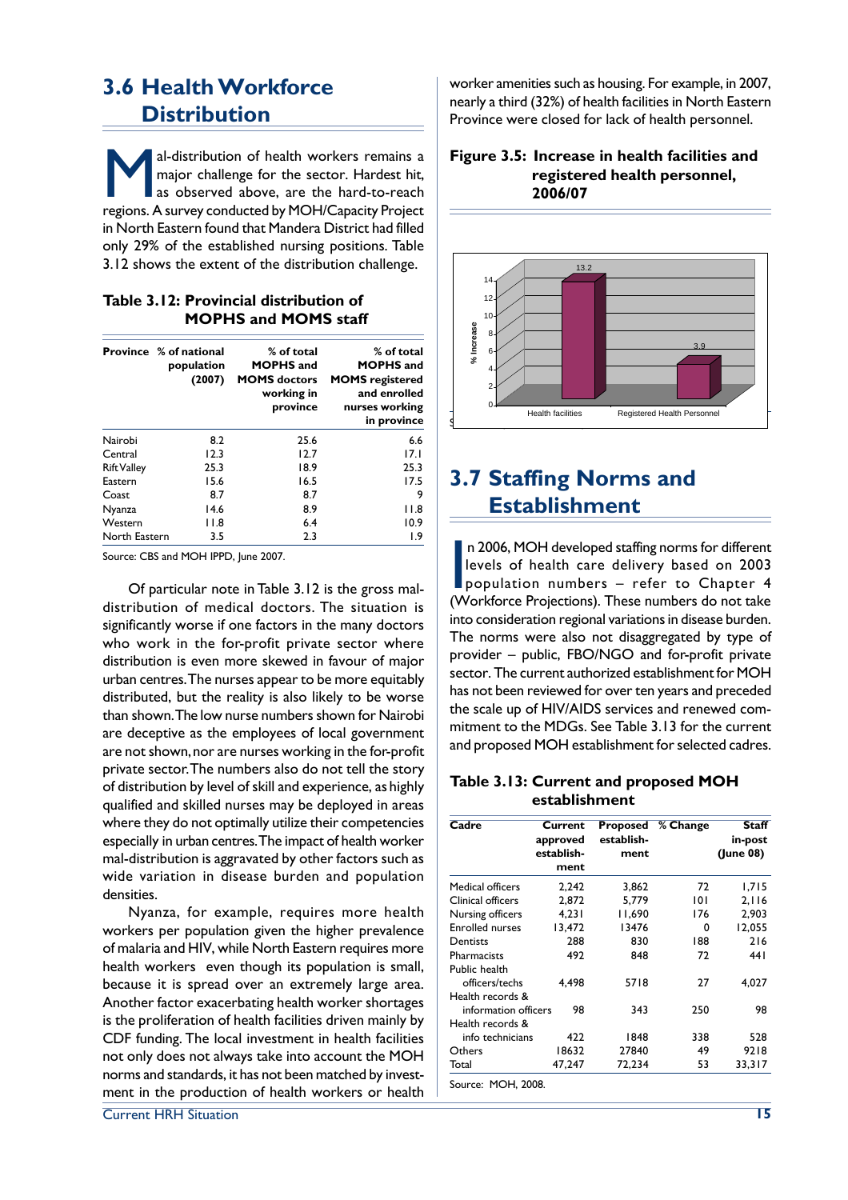## 3.6 Health Workforce Distribution

Mal-distribution of health workers remains a major challenge for the sector. Hardest hit, as observed above, are the hard-to-reach regions. A survey conducted by MOH/Capacity Project in North Eastern found that Mandera District had filled only 29% of the established nursing positions. Table 3.12 shows the extent of the distribution challenge.

**Table 3.12: Provincial distribution of MOPHS and MOMS staff**

| Province | % of national population (2007) | % of total MOPHS and MOMS doctors working in province | % of total MOPHS and MOMS registered and enrolled nurses working in province |
|---|---|---|---|
| Nairobi | 8.2 | 25.6 | 6.6 |
| Central | 12.3 | 12.7 | 17.1 |
| Rift Valley | 25.3 | 18.9 | 25.3 |
| Eastern | 15.6 | 16.5 | 17.5 |
| Coast | 8.7 | 8.7 | 9 |
| Nyanza | 14.6 | 8.9 | 11.8 |
| Western | 11.8 | 6.4 | 10.9 |
| North Eastern | 3.5 | 2.3 | 1.9 |

Source: CBS and MOH IPPD, June 2007.

Of particular note in Table 3.12 is the gross mal-distribution of medical doctors. The situation is significantly worse if one factors in the many doctors who work in the for-profit private sector where distribution is even more skewed in favour of major urban centres. The nurses appear to be more equitably distributed, but the reality is also likely to be worse than shown. The low nurse numbers shown for Nairobi are deceptive as the employees of local government are not shown, nor are nurses working in the for-profit private sector. The numbers also do not tell the story of distribution by level of skill and experience, as highly qualified and skilled nurses may be deployed in areas where they do not optimally utilize their competencies especially in urban centres. The impact of health worker mal-distribution is aggravated by other factors such as wide variation in disease burden and population densities.

Nyanza, for example, requires more health workers per population given the higher prevalence of malaria and HIV, while North Eastern requires more health workers even though its population is small, because it is spread over an extremely large area. Another factor exacerbating health worker shortages is the proliferation of health facilities driven mainly by CDF funding. The local investment in health facilities not only does not always take into account the MOH norms and standards, it has not been matched by investment in the production of health workers or health worker amenities such as housing. For example, in 2007, nearly a third (32%) of health facilities in North Eastern Province were closed for lack of health personnel.

**Figure 3.5: Increase in health facilities and registered health personnel, 2006/07**

| | % Increase |
|---|---|
| Health facilities | 13.2 |
| Registered Health Personnel | 3.9 |

## 3.7 Staffing Norms and Establishment

In 2006, MOH developed staffing norms for different levels of health care delivery based on 2003 population numbers – refer to Chapter 4 (Workforce Projections). These numbers do not take into consideration regional variations in disease burden. The norms were also not disaggregated by type of provider – public, FBO/NGO and for-profit private sector. The current authorized establishment for MOH has not been reviewed for over ten years and preceded the scale up of HIV/AIDS services and renewed commitment to the MDGs. See Table 3.13 for the current and proposed MOH establishment for selected cadres.

**Table 3.13: Current and proposed MOH establishment**

| Cadre | Current approved establishment | Proposed establishment | % Change | Staff in-post (June 08) |
|---|---|---|---|---|
| Medical officers | 2,242 | 3,862 | 72 | 1,715 |
| Clinical officers | 2,872 | 5,779 | 101 | 2,116 |
| Nursing officers | 4,231 | 11,690 | 176 | 2,903 |
| Enrolled nurses | 13,472 | 13476 | 0 | 12,055 |
| Dentists | 288 | 830 | 188 | 216 |
| Pharmacists | 492 | 848 | 72 | 441 |
| Public health officers/techs | 4,498 | 5718 | 27 | 4,027 |
| Health records & information officers | 98 | 343 | 250 | 98 |
| Health records & info technicians | 422 | 1848 | 338 | 528 |
| Others | 18632 | 27840 | 49 | 9218 |
| Total | 47,247 | 72,234 | 53 | 33,317 |

Source: MOH, 2008.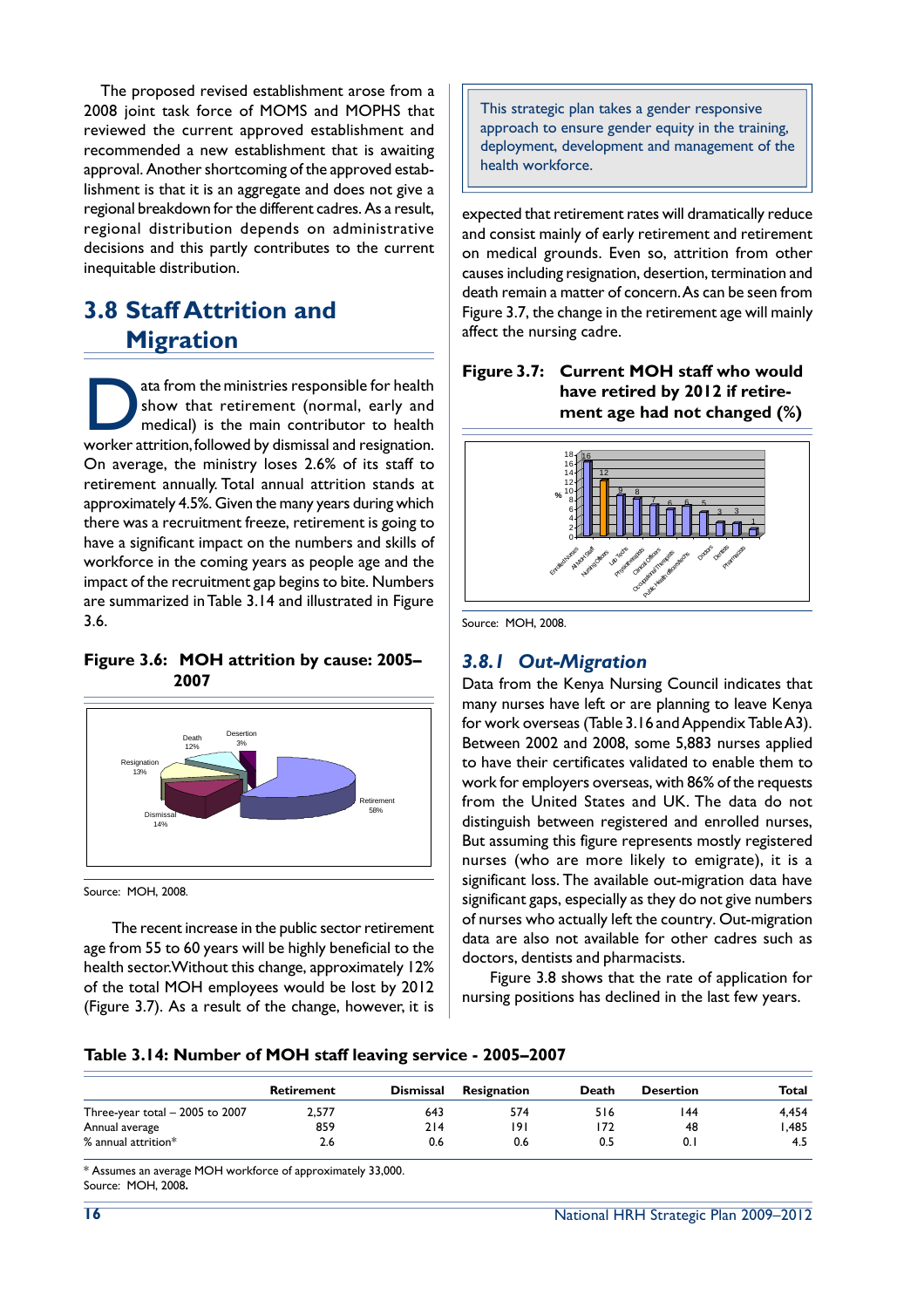The proposed revised establishment arose from a 2008 joint task force of MOMS and MOPHS that reviewed the current approved establishment and recommended a new establishment that is awaiting approval. Another shortcoming of the approved establishment is that it is an aggregate and does not give a regional breakdown for the different cadres. As a result, regional distribution depends on administrative decisions and this partly contributes to the current inequitable distribution.

## 3.8 Staff Attrition and Migration

Data from the ministries responsible for health show that retirement (normal, early and medical) is the main contributor to health worker attrition, followed by dismissal and resignation. On average, the ministry loses 2.6% of its staff to retirement annually. Total annual attrition stands at approximately 4.5%. Given the many years during which there was a recruitment freeze, retirement is going to have a significant impact on the numbers and skills of workforce in the coming years as people age and the impact of the recruitment gap begins to bite. Numbers are summarized in Table 3.14 and illustrated in Figure 3.6.

**Figure 3.6: MOH attrition by cause: 2005–2007**

Death 12%, Desertion 3%, Resignation 13%, Dismissal 14%, Retirement 58%

Source: MOH, 2008.

The recent increase in the public sector retirement age from 55 to 60 years will be highly beneficial to the health sector. Without this change, approximately 12% of the total MOH employees would be lost by 2012 (Figure 3.7). As a result of the change, however, it is expected that retirement rates will dramatically reduce and consist mainly of early retirement and retirement on medical grounds. Even so, attrition from other causes including resignation, desertion, termination and death remain a matter of concern. As can be seen from Figure 3.7, the change in the retirement age will mainly affect the nursing cadre.

> This strategic plan takes a gender responsive approach to ensure gender equity in the training, deployment, development and management of the health workforce.

**Figure 3.7: Current MOH staff who would have retired by 2012 if retirement age had not changed (%)**

Enrolled Nurses 16, All MoH Staff 12, Nursing Officers 9, Lab Techs 8, Physiotherapists 7, Clinical Officers 6, Occupational Therapists 6, Public Health officers/techs 5, Doctors 3, Dentists 3, Pharmacists 1

Source: MOH, 2008.

### 3.8.1 Out-Migration

Data from the Kenya Nursing Council indicates that many nurses have left or are planning to leave Kenya for work overseas (Table 3.16 and Appendix Table A3). Between 2002 and 2008, some 5,883 nurses applied to have their certificates validated to enable them to work for employers overseas, with 86% of the requests from the United States and UK. The data do not distinguish between registered and enrolled nurses, But assuming this figure represents mostly registered nurses (who are more likely to emigrate), it is a significant loss. The available out-migration data have significant gaps, especially as they do not give numbers of nurses who actually left the country. Out-migration data are also not available for other cadres such as doctors, dentists and pharmacists.

Figure 3.8 shows that the rate of application for nursing positions has declined in the last few years.

**Table 3.14: Number of MOH staff leaving service - 2005–2007**

| | Retirement | Dismissal | Resignation | Death | Desertion | Total |
|---|---|---|---|---|---|---|
| Three-year total – 2005 to 2007 | 2,577 | 643 | 574 | 516 | 144 | 4,454 |
| Annual average | 859 | 214 | 191 | 172 | 48 | 1,485 |
| % annual attrition* | 2.6 | 0.6 | 0.6 | 0.5 | 0.1 | 4.5 |

\* Assumes an average MOH workforce of approximately 33,000.
Source: MOH, 2008.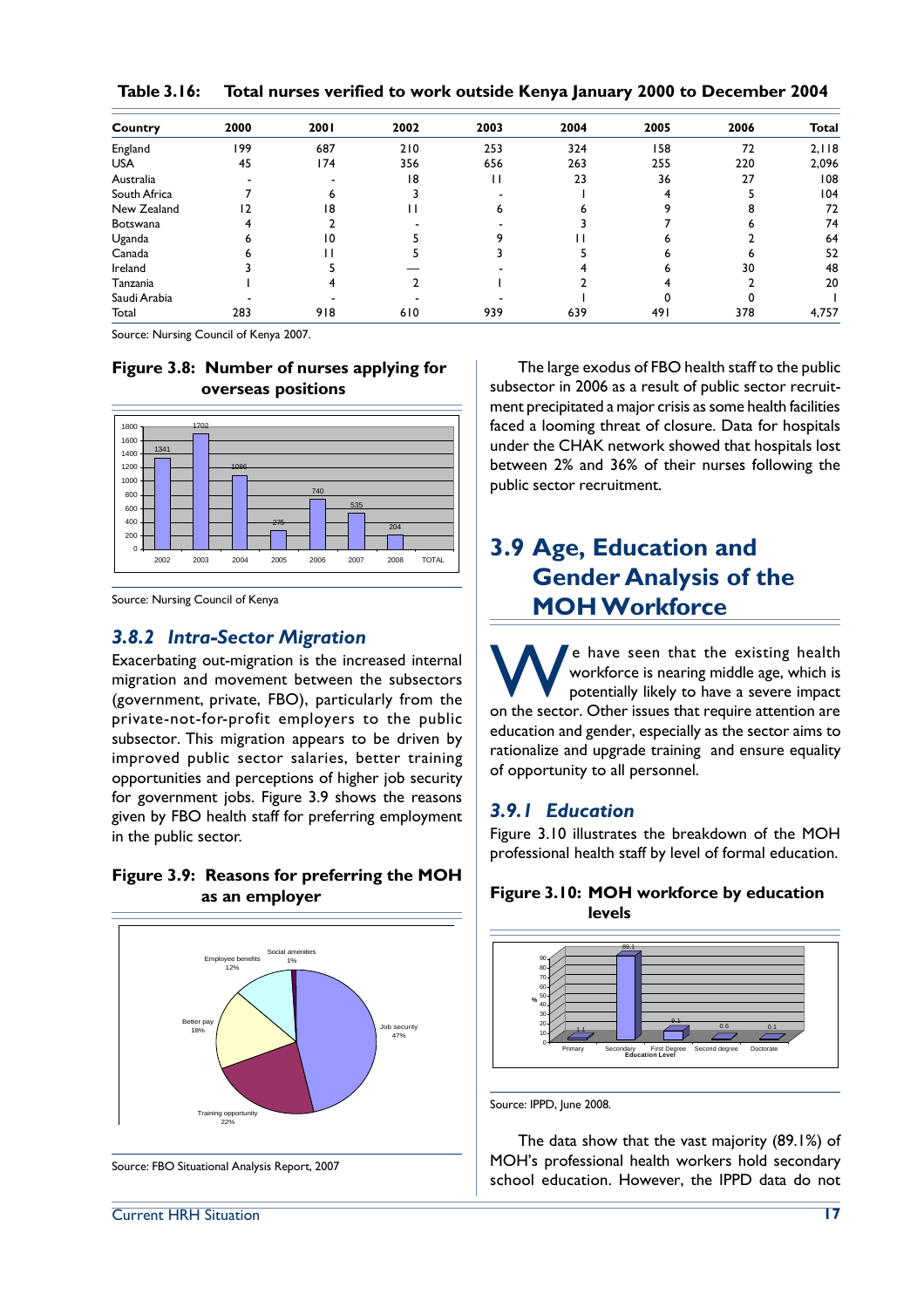**Table 3.16: Total nurses verified to work outside Kenya January 2000 to December 2004**

| Country | 2000 | 2001 | 2002 | 2003 | 2004 | 2005 | 2006 | Total |
|---|---|---|---|---|---|---|---|---|
| England | 199 | 687 | 210 | 253 | 324 | 158 | 72 | 2,118 |
| USA | 45 | 174 | 356 | 656 | 263 | 255 | 220 | 2,096 |
| Australia | - | - | 18 | 11 | 23 | 36 | 27 | 108 |
| South Africa | 7 | 6 | 3 | - | 1 | 4 | 5 | 104 |
| New Zealand | 12 | 18 | 11 | 6 | 6 | 9 | 8 | 72 |
| Botswana | 4 | 2 | - | - | 3 | 7 | 6 | 74 |
| Uganda | 6 | 10 | 5 | 9 | 11 | 6 | 2 | 64 |
| Canada | 6 | 11 | 5 | 3 | 5 | 6 | 6 | 52 |
| Ireland | 3 | 5 | — | - | 4 | 6 | 30 | 48 |
| Tanzania | 1 | 4 | 2 | 1 | 2 | 4 | 2 | 20 |
| Saudi Arabia | - | - | - | - | 1 | 0 | 0 | 1 |
| Total | 283 | 918 | 610 | 939 | 639 | 491 | 378 | 4,757 |

Source: Nursing Council of Kenya 2007.

**Figure 3.8: Number of nurses applying for overseas positions**

| Year | 2002 | 2003 | 2004 | 2005 | 2006 | 2007 | 2008 |
|---|---|---|---|---|---|---|---|
| Number | 1341 | 1702 | 1086 | 275 | 740 | 535 | 204 |

Source: Nursing Council of Kenya

### *3.8.2 Intra-Sector Migration*

Exacerbating out-migration is the increased internal migration and movement between the subsectors (government, private, FBO), particularly from the private-not-for-profit employers to the public subsector. This migration appears to be driven by improved public sector salaries, better training opportunities and perceptions of higher job security for government jobs. Figure 3.9 shows the reasons given by FBO health staff for preferring employment in the public sector.

**Figure 3.9: Reasons for preferring the MOH as an employer**

Job security 47%; Training opportunity 22%; Better pay 18%; Employee benefits 12%; Social amenities 1%

Source: FBO Situational Analysis Report, 2007

The large exodus of FBO health staff to the public subsector in 2006 as a result of public sector recruitment precipitated a major crisis as some health facilities faced a looming threat of closure. Data for hospitals under the CHAK network showed that hospitals lost between 2% and 36% of their nurses following the public sector recruitment.

## 3.9 Age, Education and Gender Analysis of the MOH Workforce

We have seen that the existing health workforce is nearing middle age, which is potentially likely to have a severe impact on the sector. Other issues that require attention are education and gender, especially as the sector aims to rationalize and upgrade training and ensure equality of opportunity to all personnel.

### *3.9.1 Education*

Figure 3.10 illustrates the breakdown of the MOH professional health staff by level of formal education.

**Figure 3.10: MOH workforce by education levels**

| Education Level | Primary | Secondary | First Degree | Second degree | Doctorate |
|---|---|---|---|---|---|
| % | 1.1 | 89.1 | 9.1 | 0.6 | 0.1 |

Source: IPPD, June 2008.

The data show that the vast majority (89.1%) of MOH's professional health workers hold secondary school education. However, the IPPD data do not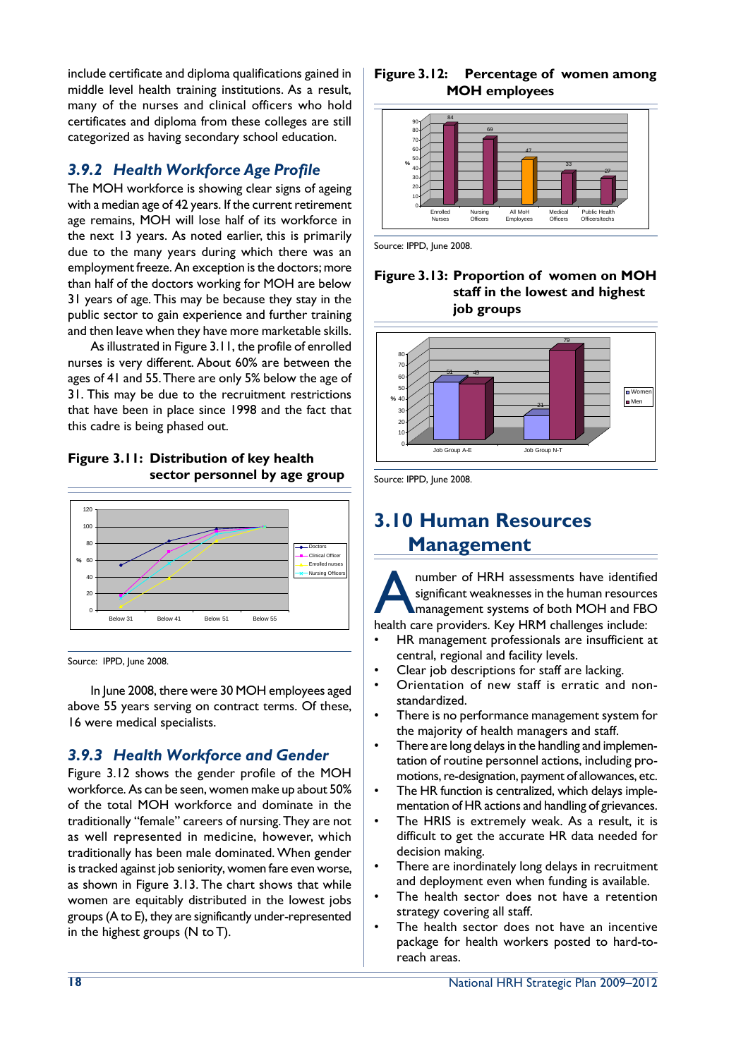include certificate and diploma qualifications gained in middle level health training institutions. As a result, many of the nurses and clinical officers who hold certificates and diploma from these colleges are still categorized as having secondary school education.

### *3.9.2 Health Workforce Age Profile*

The MOH workforce is showing clear signs of ageing with a median age of 42 years. If the current retirement age remains, MOH will lose half of its workforce in the next 13 years. As noted earlier, this is primarily due to the many years during which there was an employment freeze. An exception is the doctors; more than half of the doctors working for MOH are below 31 years of age. This may be because they stay in the public sector to gain experience and further training and then leave when they have more marketable skills.

As illustrated in Figure 3.11, the profile of enrolled nurses is very different. About 60% are between the ages of 41 and 55. There are only 5% below the age of 31. This may be due to the recruitment restrictions that have been in place since 1998 and the fact that this cadre is being phased out.

**Figure 3.11: Distribution of key health sector personnel by age group**

Source: IPPD, June 2008.

In June 2008, there were 30 MOH employees aged above 55 years serving on contract terms. Of these, 16 were medical specialists.

### *3.9.3 Health Workforce and Gender*

Figure 3.12 shows the gender profile of the MOH workforce. As can be seen, women make up about 50% of the total MOH workforce and dominate in the traditionally "female" careers of nursing. They are not as well represented in medicine, however, which traditionally has been male dominated. When gender is tracked against job seniority, women fare even worse, as shown in Figure 3.13. The chart shows that while women are equitably distributed in the lowest jobs groups (A to E), they are significantly under-represented in the highest groups (N to T).

**Figure 3.12: Percentage of women among MOH employees**

Source: IPPD, June 2008.

**Figure 3.13: Proportion of women on MOH staff in the lowest and highest job groups**

Source: IPPD, June 2008.

## 3.10 Human Resources Management

A number of HRH assessments have identified significant weaknesses in the human resources management systems of both MOH and FBO health care providers. Key HRM challenges include:

- HR management professionals are insufficient at central, regional and facility levels.
- Clear job descriptions for staff are lacking.
- Orientation of new staff is erratic and non-standardized.
- There is no performance management system for the majority of health managers and staff.
- There are long delays in the handling and implementation of routine personnel actions, including promotions, re-designation, payment of allowances, etc.
- The HR function is centralized, which delays implementation of HR actions and handling of grievances.
- The HRIS is extremely weak. As a result, it is difficult to get the accurate HR data needed for decision making.
- There are inordinately long delays in recruitment and deployment even when funding is available.
- The health sector does not have a retention strategy covering all staff.
- The health sector does not have an incentive package for health workers posted to hard-to-reach areas.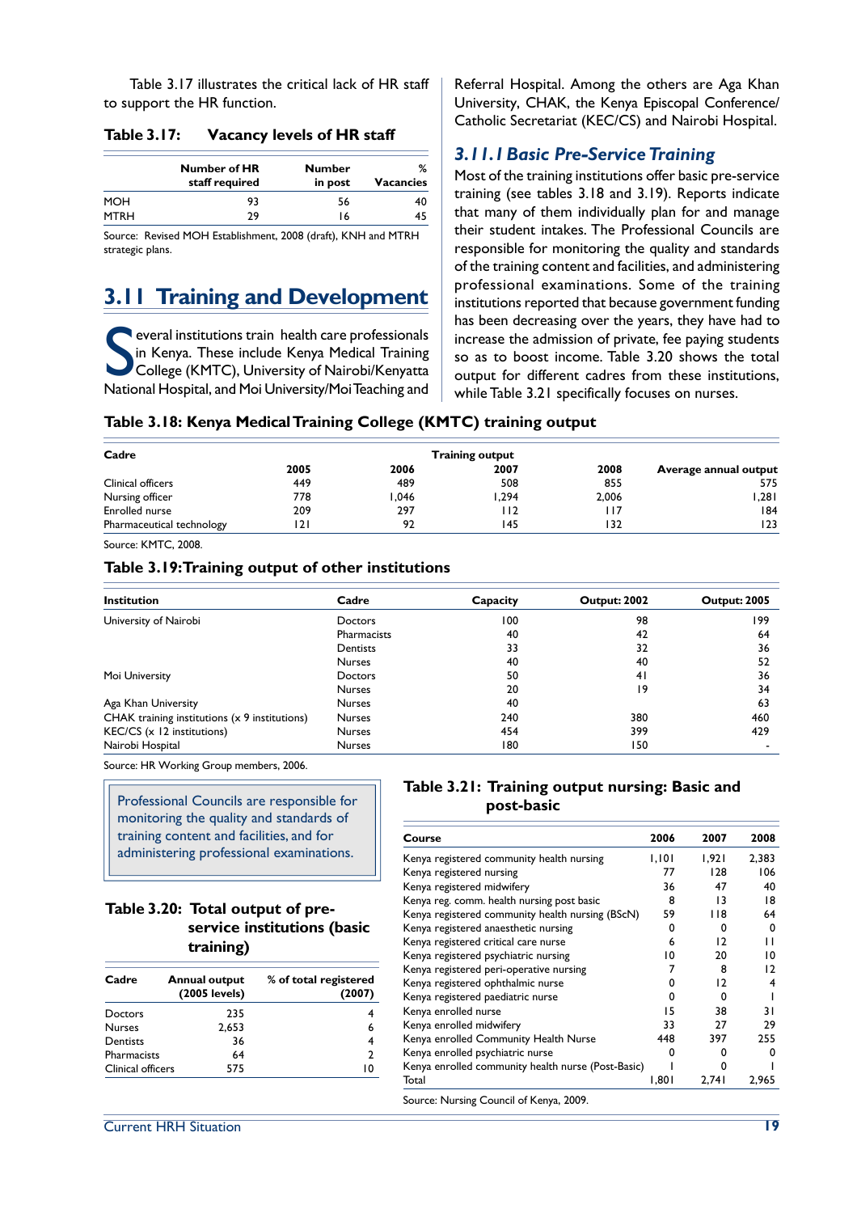Table 3.17 illustrates the critical lack of HR staff to support the HR function.

**Table 3.17: Vacancy levels of HR staff**

| | Number of HR staff required | Number in post | % Vacancies |
|---|---|---|---|
| MOH | 93 | 56 | 40 |
| MTRH | 29 | 16 | 45 |

Source: Revised MOH Establishment, 2008 (draft), KNH and MTRH strategic plans.

## 3.11 Training and Development

Several institutions train health care professionals in Kenya. These include Kenya Medical Training College (KMTC), University of Nairobi/Kenyatta National Hospital, and Moi University/Moi Teaching and Referral Hospital. Among the others are Aga Khan University, CHAK, the Kenya Episcopal Conference/ Catholic Secretariat (KEC/CS) and Nairobi Hospital.

### *3.11.1 Basic Pre-Service Training*

Most of the training institutions offer basic pre-service training (see tables 3.18 and 3.19). Reports indicate that many of them individually plan for and manage their student intakes. The Professional Councils are responsible for monitoring the quality and standards of the training content and facilities, and administering professional examinations. Some of the training institutions reported that because government funding has been decreasing over the years, they have had to increase the admission of private, fee paying students so as to boost income. Table 3.20 shows the total output for different cadres from these institutions, while Table 3.21 specifically focuses on nurses.

**Table 3.18: Kenya Medical Training College (KMTC) training output**

| Cadre | Training output | | | | |
|---|---|---|---|---|---|
| | 2005 | 2006 | 2007 | 2008 | Average annual output |
| Clinical officers | 449 | 489 | 508 | 855 | 575 |
| Nursing officer | 778 | 1,046 | 1,294 | 2,006 | 1,281 |
| Enrolled nurse | 209 | 297 | 112 | 117 | 184 |
| Pharmaceutical technology | 121 | 92 | 145 | 132 | 123 |

Source: KMTC, 2008.

**Table 3.19: Training output of other institutions**

| Institution | Cadre | Capacity | Output: 2002 | Output: 2005 |
|---|---|---|---|---|
| University of Nairobi | Doctors | 100 | 98 | 199 |
| | Pharmacists | 40 | 42 | 64 |
| | Dentists | 33 | 32 | 36 |
| | Nurses | 40 | 40 | 52 |
| Moi University | Doctors | 50 | 41 | 36 |
| | Nurses | 20 | 19 | 34 |
| Aga Khan University | Nurses | 40 | | 63 |
| CHAK training institutions (x 9 institutions) | Nurses | 240 | 380 | 460 |
| KEC/CS (x 12 institutions) | Nurses | 454 | 399 | 429 |
| Nairobi Hospital | Nurses | 180 | 150 | - |

Source: HR Working Group members, 2006.

> Professional Councils are responsible for monitoring the quality and standards of training content and facilities, and for administering professional examinations.

**Table 3.20: Total output of pre-service institutions (basic training)**

| Cadre | Annual output (2005 levels) | % of total registered (2007) |
|---|---|---|
| Doctors | 235 | 4 |
| Nurses | 2,653 | 6 |
| Dentists | 36 | 4 |
| Pharmacists | 64 | 2 |
| Clinical officers | 575 | 10 |

**Table 3.21: Training output nursing: Basic and post-basic**

| Course | 2006 | 2007 | 2008 |
|---|---|---|---|
| Kenya registered community health nursing | 1,101 | 1,921 | 2,383 |
| Kenya registered nursing | 77 | 128 | 106 |
| Kenya registered midwifery | 36 | 47 | 40 |
| Kenya reg. comm. health nursing post basic | 8 | 13 | 18 |
| Kenya registered community health nursing (BScN) | 59 | 118 | 64 |
| Kenya registered anaesthetic nursing | 0 | 0 | 0 |
| Kenya registered critical care nurse | 6 | 12 | 11 |
| Kenya registered psychiatric nursing | 10 | 20 | 10 |
| Kenya registered peri-operative nursing | 7 | 8 | 12 |
| Kenya registered ophthalmic nurse | 0 | 12 | 4 |
| Kenya registered paediatric nurse | 0 | 0 | 1 |
| Kenya enrolled nurse | 15 | 38 | 31 |
| Kenya enrolled midwifery | 33 | 27 | 29 |
| Kenya enrolled Community Health Nurse | 448 | 397 | 255 |
| Kenya enrolled psychiatric nurse | 0 | 0 | 0 |
| Kenya enrolled community health nurse (Post-Basic) | 1 | 0 | 1 |
| Total | 1,801 | 2,741 | 2,965 |

Source: Nursing Council of Kenya, 2009.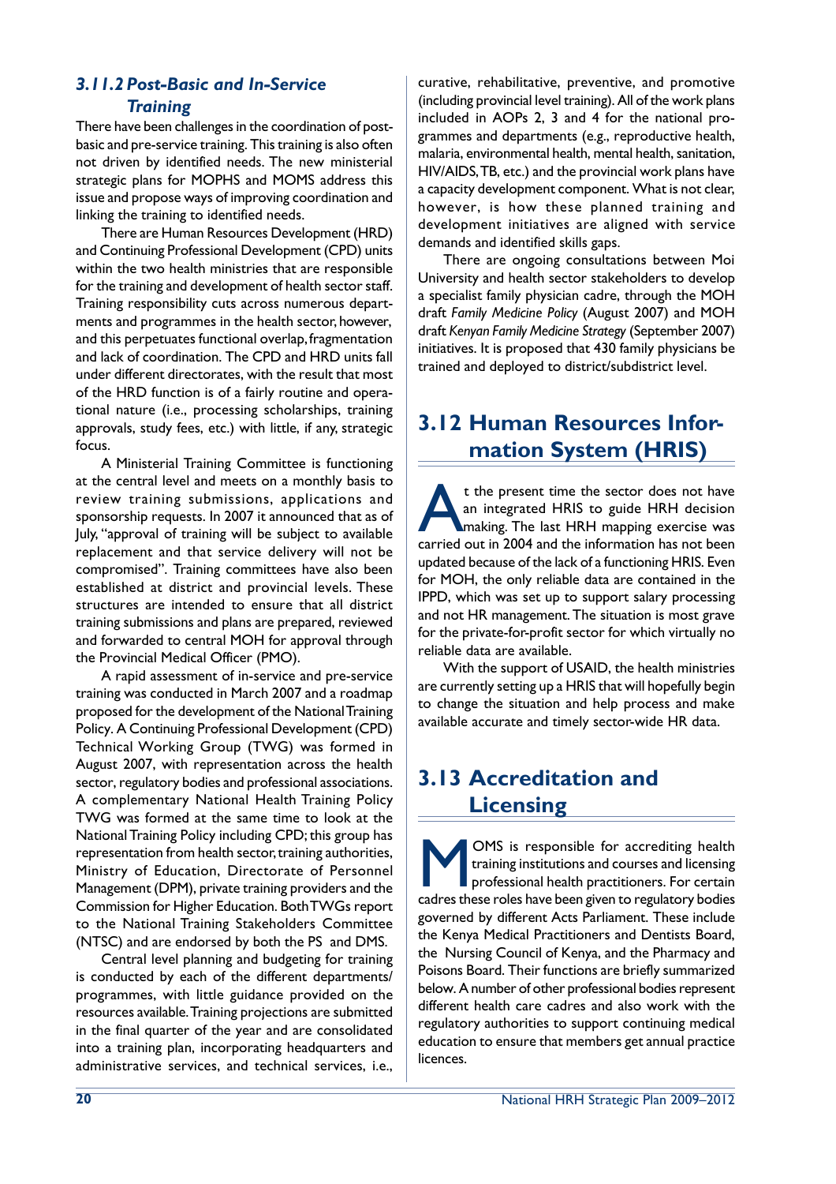### 3.11.2 Post-Basic and In-Service Training

There have been challenges in the coordination of post-basic and pre-service training. This training is also often not driven by identified needs. The new ministerial strategic plans for MOPHS and MOMS address this issue and propose ways of improving coordination and linking the training to identified needs.

There are Human Resources Development (HRD) and Continuing Professional Development (CPD) units within the two health ministries that are responsible for the training and development of health sector staff. Training responsibility cuts across numerous departments and programmes in the health sector, however, and this perpetuates functional overlap, fragmentation and lack of coordination. The CPD and HRD units fall under different directorates, with the result that most of the HRD function is of a fairly routine and operational nature (i.e., processing scholarships, training approvals, study fees, etc.) with little, if any, strategic focus.

A Ministerial Training Committee is functioning at the central level and meets on a monthly basis to review training submissions, applications and sponsorship requests. In 2007 it announced that as of July, "approval of training will be subject to available replacement and that service delivery will not be compromised". Training committees have also been established at district and provincial levels. These structures are intended to ensure that all district training submissions and plans are prepared, reviewed and forwarded to central MOH for approval through the Provincial Medical Officer (PMO).

A rapid assessment of in-service and pre-service training was conducted in March 2007 and a roadmap proposed for the development of the National Training Policy. A Continuing Professional Development (CPD) Technical Working Group (TWG) was formed in August 2007, with representation across the health sector, regulatory bodies and professional associations. A complementary National Health Training Policy TWG was formed at the same time to look at the National Training Policy including CPD; this group has representation from health sector, training authorities, Ministry of Education, Directorate of Personnel Management (DPM), private training providers and the Commission for Higher Education. Both TWGs report to the National Training Stakeholders Committee (NTSC) and are endorsed by both the PS and DMS.

Central level planning and budgeting for training is conducted by each of the different departments/programmes, with little guidance provided on the resources available. Training projections are submitted in the final quarter of the year and are consolidated into a training plan, incorporating headquarters and administrative services, and technical services, i.e., curative, rehabilitative, preventive, and promotive (including provincial level training). All of the work plans included in AOPs 2, 3 and 4 for the national programmes and departments (e.g., reproductive health, malaria, environmental health, mental health, sanitation, HIV/AIDS, TB, etc.) and the provincial work plans have a capacity development component. What is not clear, however, is how these planned training and development initiatives are aligned with service demands and identified skills gaps.

There are ongoing consultations between Moi University and health sector stakeholders to develop a specialist family physician cadre, through the MOH draft *Family Medicine Policy* (August 2007) and MOH draft *Kenyan Family Medicine Strategy* (September 2007) initiatives. It is proposed that 430 family physicians be trained and deployed to district/subdistrict level.

## 3.12 Human Resources Information System (HRIS)

At the present time the sector does not have an integrated HRIS to guide HRH decision making. The last HRH mapping exercise was carried out in 2004 and the information has not been updated because of the lack of a functioning HRIS. Even for MOH, the only reliable data are contained in the IPPD, which was set up to support salary processing and not HR management. The situation is most grave for the private-for-profit sector for which virtually no reliable data are available.

With the support of USAID, the health ministries are currently setting up a HRIS that will hopefully begin to change the situation and help process and make available accurate and timely sector-wide HR data.

## 3.13 Accreditation and Licensing

MOMS is responsible for accrediting health training institutions and courses and licensing professional health practitioners. For certain cadres these roles have been given to regulatory bodies governed by different Acts Parliament. These include the Kenya Medical Practitioners and Dentists Board, the Nursing Council of Kenya, and the Pharmacy and Poisons Board. Their functions are briefly summarized below. A number of other professional bodies represent different health care cadres and also work with the regulatory authorities to support continuing medical education to ensure that members get annual practice licences.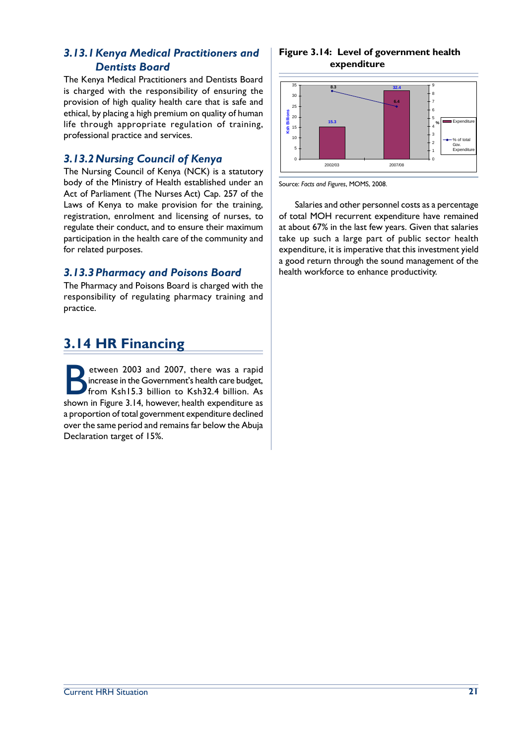### 3.13.1 Kenya Medical Practitioners and Dentists Board

The Kenya Medical Practitioners and Dentists Board is charged with the responsibility of ensuring the provision of high quality health care that is safe and ethical, by placing a high premium on quality of human life through appropriate regulation of training, professional practice and services.

### 3.13.2 Nursing Council of Kenya

The Nursing Council of Kenya (NCK) is a statutory body of the Ministry of Health established under an Act of Parliament (The Nurses Act) Cap. 257 of the Laws of Kenya to make provision for the training, registration, enrolment and licensing of nurses, to regulate their conduct, and to ensure their maximum participation in the health care of the community and for related purposes.

### 3.13.3 Pharmacy and Poisons Board

The Pharmacy and Poisons Board is charged with the responsibility of regulating pharmacy training and practice.

## 3.14 HR Financing

Between 2003 and 2007, there was a rapid increase in the Government's health care budget, from Ksh15.3 billion to Ksh32.4 billion. As shown in Figure 3.14, however, health expenditure as a proportion of total government expenditure declined over the same period and remains far below the Abuja Declaration target of 15%.

**Figure 3.14: Level of government health expenditure**

| Year | Expenditure (Ksh Billions) | % of total Gov. Expenditure |
|---|---|---|
| 2002/03 | 15.3 | 8.3 |
| 2007/08 | 32.4 | 6.4 |

Source: *Facts and Figures*, MOMS, 2008.

Salaries and other personnel costs as a percentage of total MOH recurrent expenditure have remained at about 67% in the last few years. Given that salaries take up such a large part of public sector health expenditure, it is imperative that this investment yield a good return through the sound management of the health workforce to enhance productivity.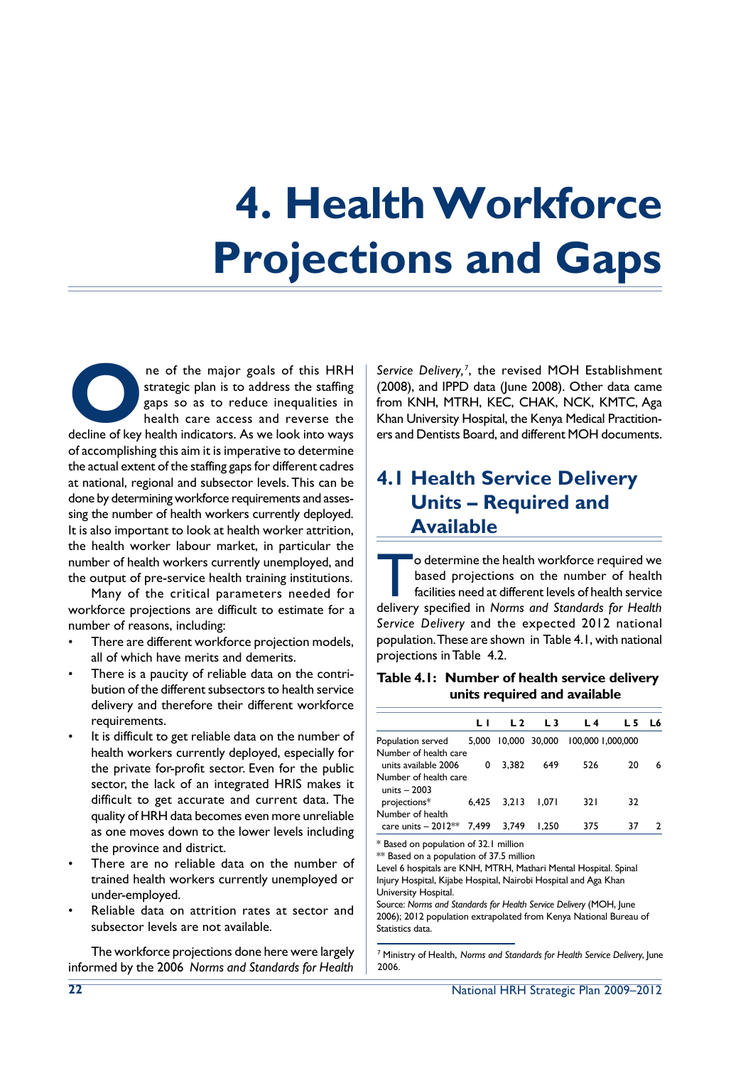# 4. Health Workforce Projections and Gaps

One of the major goals of this HRH strategic plan is to address the staffing gaps so as to reduce inequalities in health care access and reverse the decline of key health indicators. As we look into ways of accomplishing this aim it is imperative to determine the actual extent of the staffing gaps for different cadres at national, regional and subsector levels. This can be done by determining workforce requirements and assessing the number of health workers currently deployed. It is also important to look at health worker attrition, the health worker labour market, in particular the number of health workers currently unemployed, and the output of pre-service health training institutions.

Many of the critical parameters needed for workforce projections are difficult to estimate for a number of reasons, including:

- There are different workforce projection models, all of which have merits and demerits.
- There is a paucity of reliable data on the contribution of the different subsectors to health service delivery and therefore their different workforce requirements.
- It is difficult to get reliable data on the number of health workers currently deployed, especially for the private for-profit sector. Even for the public sector, the lack of an integrated HRIS makes it difficult to get accurate and current data. The quality of HRH data becomes even more unreliable as one moves down to the lower levels including the province and district.
- There are no reliable data on the number of trained health workers currently unemployed or under-employed.
- Reliable data on attrition rates at sector and subsector levels are not available.

The workforce projections done here were largely informed by the 2006 *Norms and Standards for Health Service Delivery*,[7], the revised MOH Establishment (2008), and IPPD data (June 2008). Other data came from KNH, MTRH, KEC, CHAK, NCK, KMTC, Aga Khan University Hospital, the Kenya Medical Practitioners and Dentists Board, and different MOH documents.

## 4.1 Health Service Delivery Units – Required and Available

To determine the health workforce required we based projections on the number of health facilities need at different levels of health service delivery specified in *Norms and Standards for Health Service Delivery* and the expected 2012 national population. These are shown in Table 4.1, with national projections in Table 4.2.

**Table 4.1: Number of health service delivery units required and available**

| | L 1 | L 2 | L 3 | L 4 | L 5 | L6 |
|---|---|---|---|---|---|---|
| Population served | 5,000 | 10,000 | 30,000 | 100,000 | 1,000,000 | |
| Number of health care units available 2006 | 0 | 3,382 | 649 | 526 | 20 | 6 |
| Number of health care units – 2003 projections* | 6,425 | 3,213 | 1,071 | 321 | 32 | |
| Number of health care units – 2012** | 7,499 | 3,749 | 1,250 | 375 | 37 | 2 |

\* Based on population of 32.1 million
\*\* Based on a population of 37.5 million
Level 6 hospitals are KNH, MTRH, Mathari Mental Hospital. Spinal Injury Hospital, Kijabe Hospital, Nairobi Hospital and Aga Khan University Hospital.
Source: *Norms and Standards for Health Service Delivery* (MOH, June 2006); 2012 population extrapolated from Kenya National Bureau of Statistics data.

[7] Ministry of Health, *Norms and Standards for Health Service Delivery*, June 2006.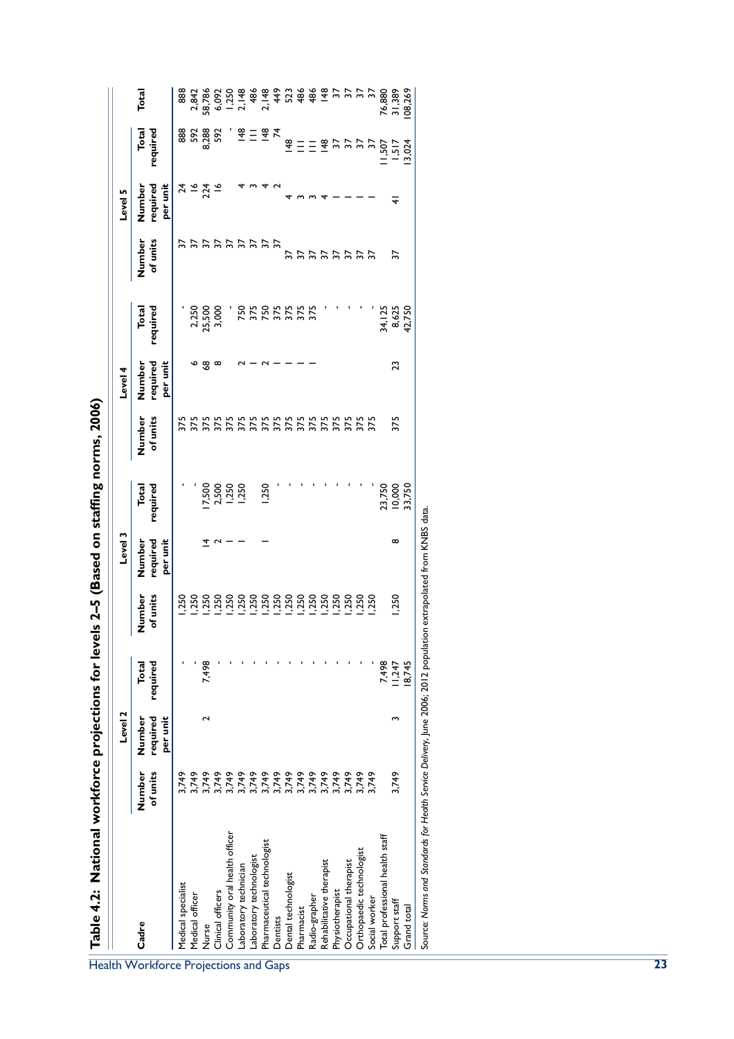# Table 4.2: National workforce projections for levels 2–5 (Based on staffing norms, 2006)

| Cadre | Level 2 | | | Level 3 | | | Level 4 | | | Level 5 | | | Total |
|---|---|---|---|---|---|---|---|---|---|---|---|---|---|
| | Number of units | Number required per unit | Total required | Number of units | Number required per unit | Total required | Number of units | Number required per unit | Total required | Number of units | Number required per unit | Total required | |
| Medical specialist | 3,749 | | - | 1,250 | | - | 375 | | - | 37 | 24 | 888 | 888 |
| Medical officer | 3,749 | | - | 1,250 | | - | 375 | 6 | 2,250 | 37 | 16 | 592 | 2,842 |
| Nurse | 3,749 | 2 | 7,498 | 1,250 | 14 | 17,500 | 375 | 68 | 25,500 | 37 | 224 | 8,288 | 58,786 |
| Clinical officers | 3,749 | | - | 1,250 | 2 | 2,500 | 375 | 8 | 3,000 | 37 | 16 | 592 | 6,092 |
| Community oral health officer | 3,749 | | - | 1,250 | 1 | 1,250 | 375 | | - | 37 | | - | 1,250 |
| Laboratory technician | 3,749 | | - | 1,250 | 1 | 1,250 | 375 | 2 | 750 | 37 | 4 | 148 | 2,148 |
| Laboratory technologist | 3,749 | | - | 1,250 | | | 375 | 1 | 375 | 37 | 3 | 111 | 486 |
| Pharmaceutical technologist | 3,749 | | - | 1,250 | 1 | 1,250 | 375 | 2 | 750 | 37 | 4 | 148 | 2,148 |
| Dentists | 3,749 | | - | 1,250 | | - | 375 | 1 | 375 | 37 | 2 | 74 | 449 |
| Dental technologist | 3,749 | | - | 1,250 | | - | 375 | 1 | 375 | 37 | 4 | 148 | 523 |
| Pharmacist | 3,749 | | - | 1,250 | | - | 375 | 1 | 375 | 37 | 3 | 111 | 486 |
| Radio-grapher | 3,749 | | - | 1,250 | | - | 375 | 1 | 375 | 37 | 3 | 111 | 486 |
| Rehabilitative therapist | 3,749 | | - | 1,250 | | - | 375 | | - | 37 | 4 | 148 | 148 |
| Physiotherapist | 3,749 | | - | 1,250 | | - | 375 | | - | 37 | 1 | 37 | 37 |
| Occupational therapist | 3,749 | | - | 1,250 | | - | 375 | | - | 37 | 1 | 37 | 37 |
| Orthopaedic technologist | 3,749 | | - | 1,250 | | - | 375 | | - | 37 | 1 | 37 | 37 |
| Social worker | 3,749 | | - | 1,250 | | - | 375 | | - | 37 | 1 | 37 | 37 |
| Total professional health staff | | | 7,498 | | | 23,750 | | | 34,125 | | | 11,507 | 76,880 |
| Support staff | 3,749 | 3 | 11,247 | 1,250 | 8 | 10,000 | 375 | 23 | 8,625 | 37 | 41 | 1,517 | 31,389 |
| Grand total | | | 18,745 | | | 33,750 | | | 42,750 | | | 13,024 | 108,269 |

Source: *Norms and Standards for Health Service Delivery*, June 2006; 2012 population extrapolated from KNBS data.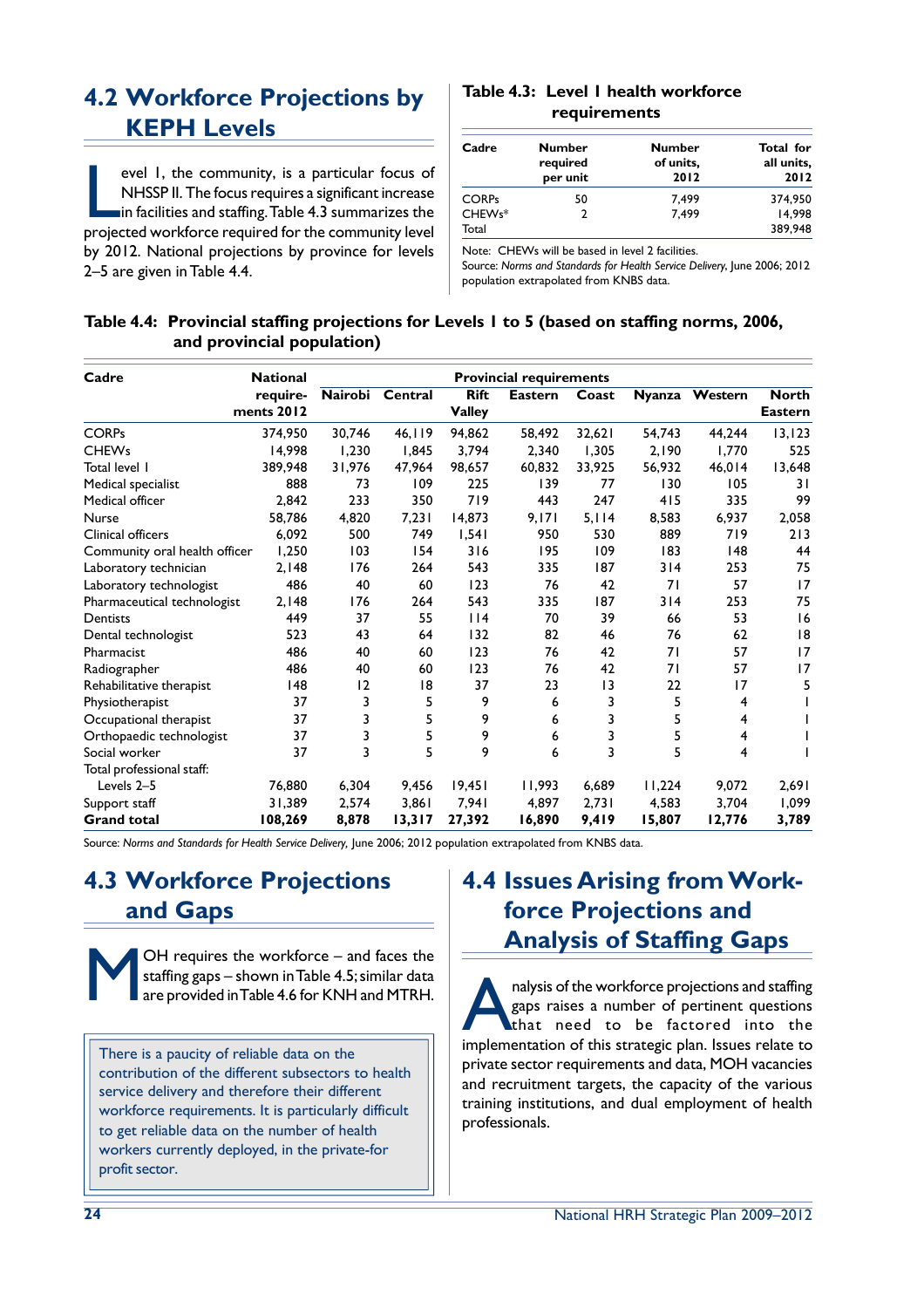## 4.2 Workforce Projections by KEPH Levels

Level 1, the community, is a particular focus of NHSSP II. The focus requires a significant increase in facilities and staffing. Table 4.3 summarizes the projected workforce required for the community level by 2012. National projections by province for levels 2–5 are given in Table 4.4.

**Table 4.3: Level 1 health workforce requirements**

| Cadre | Number required per unit | Number of units, 2012 | Total for all units, 2012 |
|---|---|---|---|
| CORPs | 50 | 7,499 | 374,950 |
| CHEWs* | 2 | 7,499 | 14,998 |
| Total | | | 389,948 |

Note: CHEWs will be based in level 2 facilities.

Source: *Norms and Standards for Health Service Delivery*, June 2006; 2012 population extrapolated from KNBS data.

**Table 4.4: Provincial staffing projections for Levels 1 to 5 (based on staffing norms, 2006, and provincial population)**

| Cadre | National require-ments 2012 | Provincial requirements | | | | | | | |
|---|---|---|---|---|---|---|---|---|---|
| | | Nairobi | Central | Rift Valley | Eastern | Coast | Nyanza | Western | North Eastern |
| CORPs | 374,950 | 30,746 | 46,119 | 94,862 | 58,492 | 32,621 | 54,743 | 44,244 | 13,123 |
| CHEWs | 14,998 | 1,230 | 1,845 | 3,794 | 2,340 | 1,305 | 2,190 | 1,770 | 525 |
| Total level 1 | 389,948 | 31,976 | 47,964 | 98,657 | 60,832 | 33,925 | 56,932 | 46,014 | 13,648 |
| Medical specialist | 888 | 73 | 109 | 225 | 139 | 77 | 130 | 105 | 31 |
| Medical officer | 2,842 | 233 | 350 | 719 | 443 | 247 | 415 | 335 | 99 |
| Nurse | 58,786 | 4,820 | 7,231 | 14,873 | 9,171 | 5,114 | 8,583 | 6,937 | 2,058 |
| Clinical officers | 6,092 | 500 | 749 | 1,541 | 950 | 530 | 889 | 719 | 213 |
| Community oral health officer | 1,250 | 103 | 154 | 316 | 195 | 109 | 183 | 148 | 44 |
| Laboratory technician | 2,148 | 176 | 264 | 543 | 335 | 187 | 314 | 253 | 75 |
| Laboratory technologist | 486 | 40 | 60 | 123 | 76 | 42 | 71 | 57 | 17 |
| Pharmaceutical technologist | 2,148 | 176 | 264 | 543 | 335 | 187 | 314 | 253 | 75 |
| Dentists | 449 | 37 | 55 | 114 | 70 | 39 | 66 | 53 | 16 |
| Dental technologist | 523 | 43 | 64 | 132 | 82 | 46 | 76 | 62 | 18 |
| Pharmacist | 486 | 40 | 60 | 123 | 76 | 42 | 71 | 57 | 17 |
| Radiographer | 486 | 40 | 60 | 123 | 76 | 42 | 71 | 57 | 17 |
| Rehabilitative therapist | 148 | 12 | 18 | 37 | 23 | 13 | 22 | 17 | 5 |
| Physiotherapist | 37 | 3 | 5 | 9 | 6 | 3 | 5 | 4 | 1 |
| Occupational therapist | 37 | 3 | 5 | 9 | 6 | 3 | 5 | 4 | 1 |
| Orthopaedic technologist | 37 | 3 | 5 | 9 | 6 | 3 | 5 | 4 | 1 |
| Social worker | 37 | 3 | 5 | 9 | 6 | 3 | 5 | 4 | 1 |
| Total professional staff: Levels 2–5 | 76,880 | 6,304 | 9,456 | 19,451 | 11,993 | 6,689 | 11,224 | 9,072 | 2,691 |
| Support staff | 31,389 | 2,574 | 3,861 | 7,941 | 4,897 | 2,731 | 4,583 | 3,704 | 1,099 |
| **Grand total** | **108,269** | **8,878** | **13,317** | **27,392** | **16,890** | **9,419** | **15,807** | **12,776** | **3,789** |

Source: *Norms and Standards for Health Service Delivery*, June 2006; 2012 population extrapolated from KNBS data.

## 4.3 Workforce Projections and Gaps

MOH requires the workforce – and faces the staffing gaps – shown in Table 4.5; similar data are provided in Table 4.6 for KNH and MTRH.

> There is a paucity of reliable data on the contribution of the different subsectors to health service delivery and therefore their different workforce requirements. It is particularly difficult to get reliable data on the number of health workers currently deployed, in the private-for profit sector.

## 4.4 Issues Arising from Workforce Projections and Analysis of Staffing Gaps

Analysis of the workforce projections and staffing gaps raises a number of pertinent questions that need to be factored into the implementation of this strategic plan. Issues relate to private sector requirements and data, MOH vacancies and recruitment targets, the capacity of the various training institutions, and dual employment of health professionals.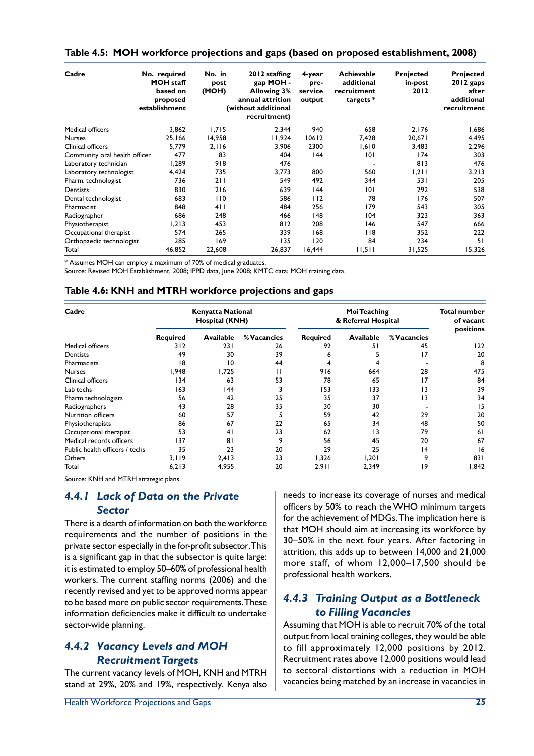**Table 4.5: MOH workforce projections and gaps (based on proposed establishment, 2008)**

| Cadre | No. required MOH staff based on proposed establishment | No. in post (MOH) | 2012 staffing gap MOH - Allowing 3% annual attrition (without additional recruitment) | 4-year pre-service output | Achievable additional recruitment targets * | Projected in-post 2012 | Projected 2012 gaps after additional recruitment |
|---|---|---|---|---|---|---|---|
| Medical officers | 3,862 | 1,715 | 2,344 | 940 | 658 | 2,176 | 1,686 |
| Nurses | 25,166 | 14,958 | 11,924 | 10612 | 7,428 | 20,671 | 4,495 |
| Clinical officers | 5,779 | 2,116 | 3,906 | 2300 | 1,610 | 3,483 | 2,296 |
| Community oral health officer | 477 | 83 | 404 | 144 | 101 | 174 | 303 |
| Laboratory technician | 1,289 | 918 | 476 | | - | 813 | 476 |
| Laboratory technologist | 4,424 | 735 | 3,773 | 800 | 560 | 1,211 | 3,213 |
| Pharm. technologist | 736 | 211 | 549 | 492 | 344 | 531 | 205 |
| Dentists | 830 | 216 | 639 | 144 | 101 | 292 | 538 |
| Dental technologist | 683 | 110 | 586 | 112 | 78 | 176 | 507 |
| Pharmacist | 848 | 411 | 484 | 256 | 179 | 543 | 305 |
| Radiographer | 686 | 248 | 466 | 148 | 104 | 323 | 363 |
| Physiotherapist | 1,213 | 453 | 812 | 208 | 146 | 547 | 666 |
| Occupational therapist | 574 | 265 | 339 | 168 | 118 | 352 | 222 |
| Orthopaedic technologist | 285 | 169 | 135 | 120 | 84 | 234 | 51 |
| Total | 46,852 | 22,608 | 26,837 | 16,444 | 11,511 | 31,525 | 15,326 |

\* Assumes MOH can employ a maximum of 70% of medical graduates.

Source: Revised MOH Establishment, 2008; IPPD data, June 2008; KMTC data; MOH training data.

**Table 4.6: KNH and MTRH workforce projections and gaps**

| Cadre | Kenyatta National Hospital (KNH) | | | Moi Teaching & Referral Hospital | | | Total number of vacant positions |
|---|---|---|---|---|---|---|---|
| | Required | Available | % Vacancies | Required | Available | % Vacancies | |
| Medical officers | 312 | 231 | 26 | 92 | 51 | 45 | 122 |
| Dentists | 49 | 30 | 39 | 6 | 5 | 17 | 20 |
| Pharmacists | 18 | 10 | 44 | 4 | 4 | - | 8 |
| Nurses | 1,948 | 1,725 | 11 | 916 | 664 | 28 | 475 |
| Clinical officers | 134 | 63 | 53 | 78 | 65 | 17 | 84 |
| Lab techs | 163 | 144 | 3 | 153 | 133 | 13 | 39 |
| Pharm technologists | 56 | 42 | 25 | 35 | 37 | 13 | 34 |
| Radiographers | 43 | 28 | 35 | 30 | 30 | - | 15 |
| Nutrition officers | 60 | 57 | 5 | 59 | 42 | 29 | 20 |
| Physiotherapists | 86 | 67 | 22 | 65 | 34 | 48 | 50 |
| Occupational therapist | 53 | 41 | 23 | 62 | 13 | 79 | 61 |
| Medical records officers | 137 | 81 | 9 | 56 | 45 | 20 | 67 |
| Public health officers / techs | 35 | 23 | 20 | 29 | 25 | 14 | 16 |
| Others | 3,119 | 2,413 | 23 | 1,326 | 1,201 | 9 | 831 |
| Total | 6,213 | 4,955 | 20 | 2,911 | 2,349 | 19 | 1,842 |

Source: KNH and MTRH strategic plans.

### *4.4.1 Lack of Data on the Private Sector*

There is a dearth of information on both the workforce requirements and the number of positions in the private sector especially in the for-profit subsector. This is a significant gap in that the subsector is quite large: it is estimated to employ 50–60% of professional health workers. The current staffing norms (2006) and the recently revised and yet to be approved norms appear to be based more on public sector requirements. These information deficiencies make it difficult to undertake sector-wide planning.

### *4.4.2 Vacancy Levels and MOH Recruitment Targets*

The current vacancy levels of MOH, KNH and MTRH stand at 29%, 20% and 19%, respectively. Kenya also needs to increase its coverage of nurses and medical officers by 50% to reach the WHO minimum targets for the achievement of MDGs. The implication here is that MOH should aim at increasing its workforce by 30–50% in the next four years. After factoring in attrition, this adds up to between 14,000 and 21,000 more staff, of whom 12,000–17,500 should be professional health workers.

### *4.4.3 Training Output as a Bottleneck to Filling Vacancies*

Assuming that MOH is able to recruit 70% of the total output from local training colleges, they would be able to fill approximately 12,000 positions by 2012. Recruitment rates above 12,000 positions would lead to sectoral distortions with a reduction in MOH vacancies being matched by an increase in vacancies in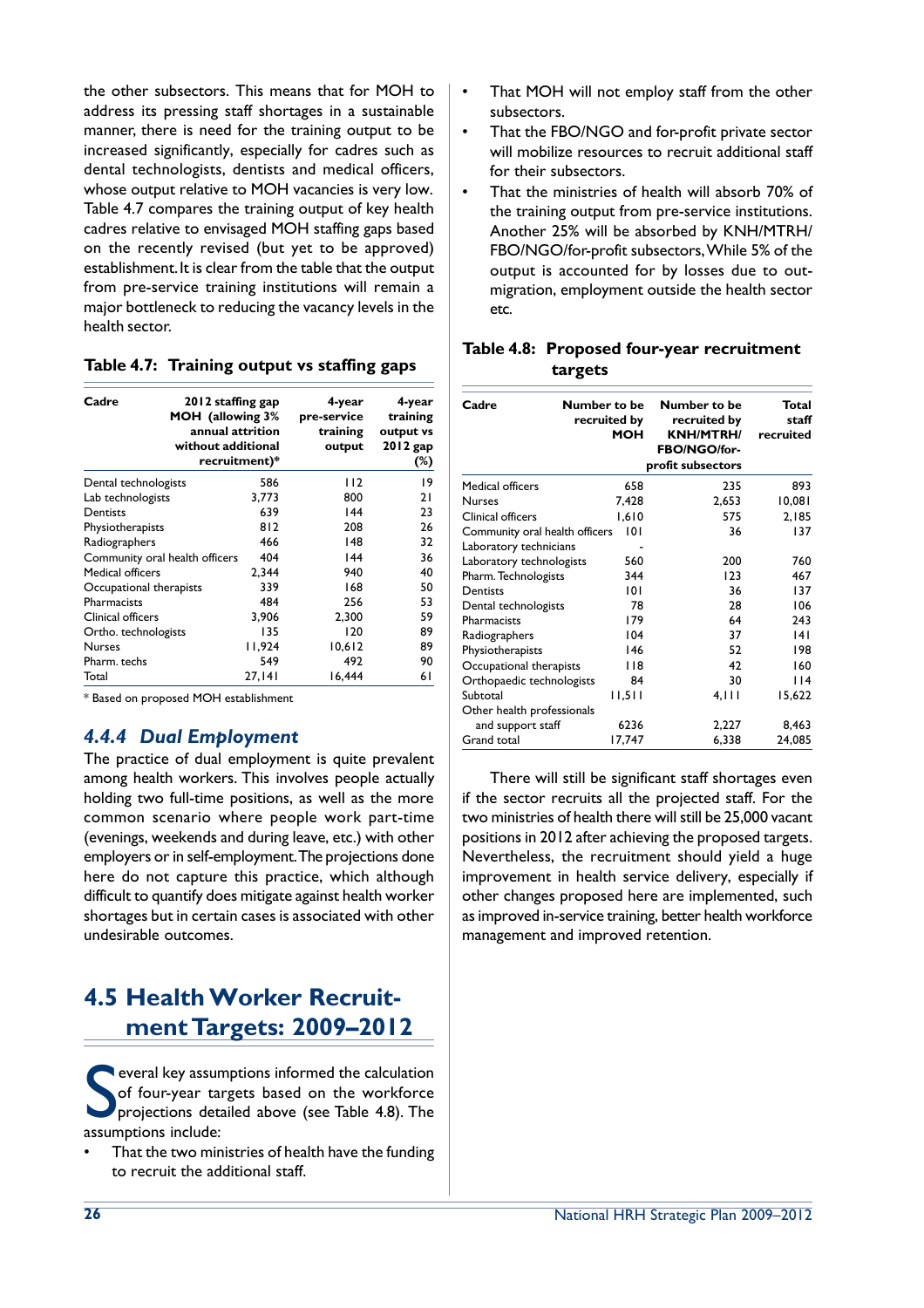the other subsectors. This means that for MOH to address its pressing staff shortages in a sustainable manner, there is need for the training output to be increased significantly, especially for cadres such as dental technologists, dentists and medical officers, whose output relative to MOH vacancies is very low. Table 4.7 compares the training output of key health cadres relative to envisaged MOH staffing gaps based on the recently revised (but yet to be approved) establishment. It is clear from the table that the output from pre-service training institutions will remain a major bottleneck to reducing the vacancy levels in the health sector.

**Table 4.7: Training output vs staffing gaps**

| Cadre | 2012 staffing gap MOH (allowing 3% annual attrition without additional recruitment)* | 4-year pre-service training output | 4-year training output vs 2012 gap (%) |
|---|---|---|---|
| Dental technologists | 586 | 112 | 19 |
| Lab technologists | 3,773 | 800 | 21 |
| Dentists | 639 | 144 | 23 |
| Physiotherapists | 812 | 208 | 26 |
| Radiographers | 466 | 148 | 32 |
| Community oral health officers | 404 | 144 | 36 |
| Medical officers | 2,344 | 940 | 40 |
| Occupational therapists | 339 | 168 | 50 |
| Pharmacists | 484 | 256 | 53 |
| Clinical officers | 3,906 | 2,300 | 59 |
| Ortho. technologists | 135 | 120 | 89 |
| Nurses | 11,924 | 10,612 | 89 |
| Pharm. techs | 549 | 492 | 90 |
| Total | 27,141 | 16,444 | 61 |

\* Based on proposed MOH establishment

### *4.4.4 Dual Employment*

The practice of dual employment is quite prevalent among health workers. This involves people actually holding two full-time positions, as well as the more common scenario where people work part-time (evenings, weekends and during leave, etc.) with other employers or in self-employment. The projections done here do not capture this practice, which although difficult to quantify does mitigate against health worker shortages but in certain cases is associated with other undesirable outcomes.

## 4.5 Health Worker Recruitment Targets: 2009–2012

Several key assumptions informed the calculation of four-year targets based on the workforce projections detailed above (see Table 4.8). The assumptions include:

- That the two ministries of health have the funding to recruit the additional staff.
- That MOH will not employ staff from the other subsectors.
- That the FBO/NGO and for-profit private sector will mobilize resources to recruit additional staff for their subsectors.
- That the ministries of health will absorb 70% of the training output from pre-service institutions. Another 25% will be absorbed by KNH/MTRH/FBO/NGO/for-profit subsectors, While 5% of the output is accounted for by losses due to out-migration, employment outside the health sector etc.

**Table 4.8: Proposed four-year recruitment targets**

| Cadre | Number to be recruited by MOH | Number to be recruited by KNH/MTRH/FBO/NGO/for-profit subsectors | Total staff recruited |
|---|---|---|---|
| Medical officers | 658 | 235 | 893 |
| Nurses | 7,428 | 2,653 | 10,081 |
| Clinical officers | 1,610 | 575 | 2,185 |
| Community oral health officers | 101 | 36 | 137 |
| Laboratory technicians | - | | |
| Laboratory technologists | 560 | 200 | 760 |
| Pharm. Technologists | 344 | 123 | 467 |
| Dentists | 101 | 36 | 137 |
| Dental technologists | 78 | 28 | 106 |
| Pharmacists | 179 | 64 | 243 |
| Radiographers | 104 | 37 | 141 |
| Physiotherapists | 146 | 52 | 198 |
| Occupational therapists | 118 | 42 | 160 |
| Orthopaedic technologists | 84 | 30 | 114 |
| Subtotal | 11,511 | 4,111 | 15,622 |
| Other health professionals and support staff | 6236 | 2,227 | 8,463 |
| Grand total | 17,747 | 6,338 | 24,085 |

There will still be significant staff shortages even if the sector recruits all the projected staff. For the two ministries of health there will still be 25,000 vacant positions in 2012 after achieving the proposed targets. Nevertheless, the recruitment should yield a huge improvement in health service delivery, especially if other changes proposed here are implemented, such as improved in-service training, better health workforce management and improved retention.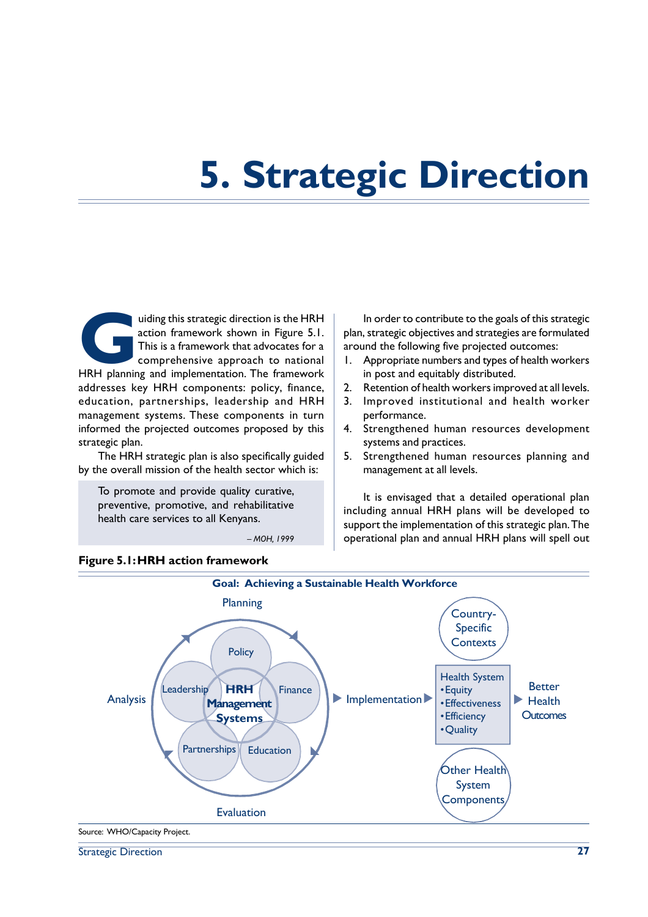# 5. Strategic Direction

Guiding this strategic direction is the HRH action framework shown in Figure 5.1. This is a framework that advocates for a comprehensive approach to national HRH planning and implementation. The framework addresses key HRH components: policy, finance, education, partnerships, leadership and HRH management systems. These components in turn informed the projected outcomes proposed by this strategic plan.

The HRH strategic plan is also specifically guided by the overall mission of the health sector which is:

> To promote and provide quality curative, preventive, promotive, and rehabilitative health care services to all Kenyans.
>
> *– MOH, 1999*

In order to contribute to the goals of this strategic plan, strategic objectives and strategies are formulated around the following five projected outcomes:

1. Appropriate numbers and types of health workers in post and equitably distributed.
2. Retention of health workers improved at all levels.
3. Improved institutional and health worker performance.
4. Strengthened human resources development systems and practices.
5. Strengthened human resources planning and management at all levels.

It is envisaged that a detailed operational plan including annual HRH plans will be developed to support the implementation of this strategic plan. The operational plan and annual HRH plans will spell out

**Figure 5.1: HRH action framework**

**Goal: Achieving a Sustainable Health Workforce**

Planning

Analysis — Policy, Leadership, Finance, **HRH Management Systems**, Partnerships, Education — Implementation → Health System: • Equity • Effectiveness • Efficiency • Quality → Better Health Outcomes

Country-Specific Contexts

Other Health System Components

Evaluation

Source: WHO/Capacity Project.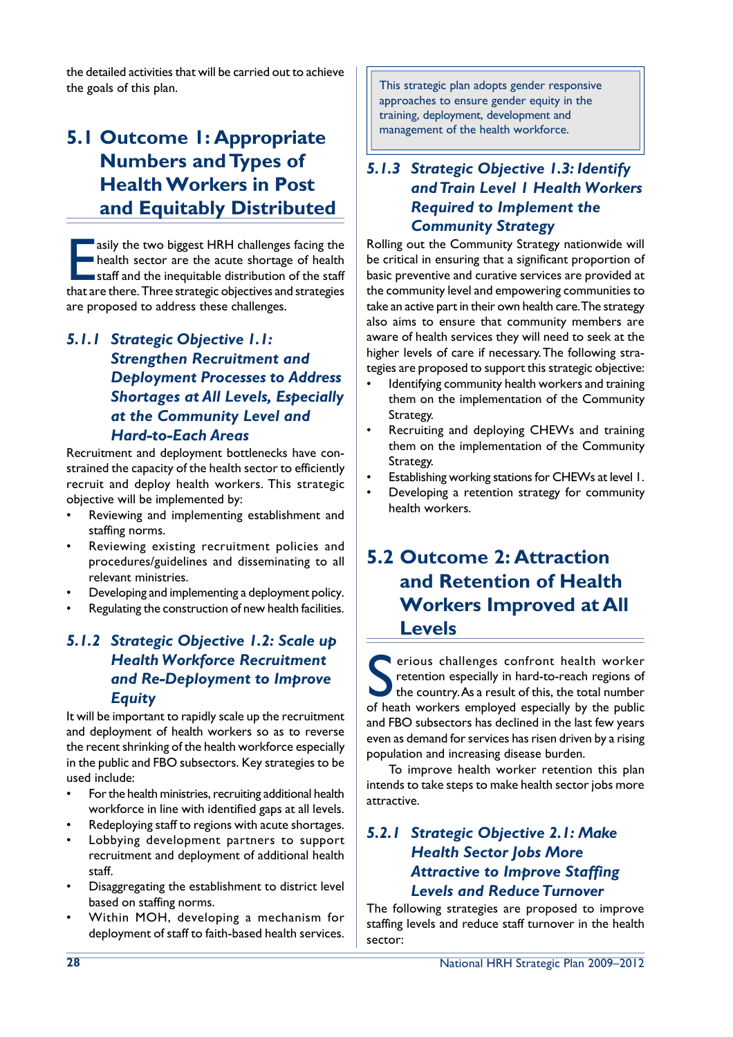the detailed activities that will be carried out to achieve the goals of this plan.

## 5.1 Outcome 1: Appropriate Numbers and Types of Health Workers in Post and Equitably Distributed

Easily the two biggest HRH challenges facing the health sector are the acute shortage of health staff and the inequitable distribution of the staff that are there. Three strategic objectives and strategies are proposed to address these challenges.

### *5.1.1 Strategic Objective 1.1: Strengthen Recruitment and Deployment Processes to Address Shortages at All Levels, Especially at the Community Level and Hard-to-Each Areas*

Recruitment and deployment bottlenecks have constrained the capacity of the health sector to efficiently recruit and deploy health workers. This strategic objective will be implemented by:

- Reviewing and implementing establishment and staffing norms.
- Reviewing existing recruitment policies and procedures/guidelines and disseminating to all relevant ministries.
- Developing and implementing a deployment policy.
- Regulating the construction of new health facilities.

### *5.1.2 Strategic Objective 1.2: Scale up Health Workforce Recruitment and Re-Deployment to Improve Equity*

It will be important to rapidly scale up the recruitment and deployment of health workers so as to reverse the recent shrinking of the health workforce especially in the public and FBO subsectors. Key strategies to be used include:

- For the health ministries, recruiting additional health workforce in line with identified gaps at all levels.
- Redeploying staff to regions with acute shortages.
- Lobbying development partners to support recruitment and deployment of additional health staff.
- Disaggregating the establishment to district level based on staffing norms.
- Within MOH, developing a mechanism for deployment of staff to faith-based health services.

> This strategic plan adopts gender responsive approaches to ensure gender equity in the training, deployment, development and management of the health workforce.

### *5.1.3 Strategic Objective 1.3: Identify and Train Level 1 Health Workers Required to Implement the Community Strategy*

Rolling out the Community Strategy nationwide will be critical in ensuring that a significant proportion of basic preventive and curative services are provided at the community level and empowering communities to take an active part in their own health care. The strategy also aims to ensure that community members are aware of health services they will need to seek at the higher levels of care if necessary. The following strategies are proposed to support this strategic objective:

- Identifying community health workers and training them on the implementation of the Community Strategy.
- Recruiting and deploying CHEWs and training them on the implementation of the Community Strategy.
- Establishing working stations for CHEWs at level 1.
- Developing a retention strategy for community health workers.

## 5.2 Outcome 2: Attraction and Retention of Health Workers Improved at All Levels

Serious challenges confront health worker retention especially in hard-to-reach regions of the country. As a result of this, the total number of heath workers employed especially by the public and FBO subsectors has declined in the last few years even as demand for services has risen driven by a rising population and increasing disease burden.

To improve health worker retention this plan intends to take steps to make health sector jobs more attractive.

### *5.2.1 Strategic Objective 2.1: Make Health Sector Jobs More Attractive to Improve Staffing Levels and Reduce Turnover*

The following strategies are proposed to improve staffing levels and reduce staff turnover in the health sector: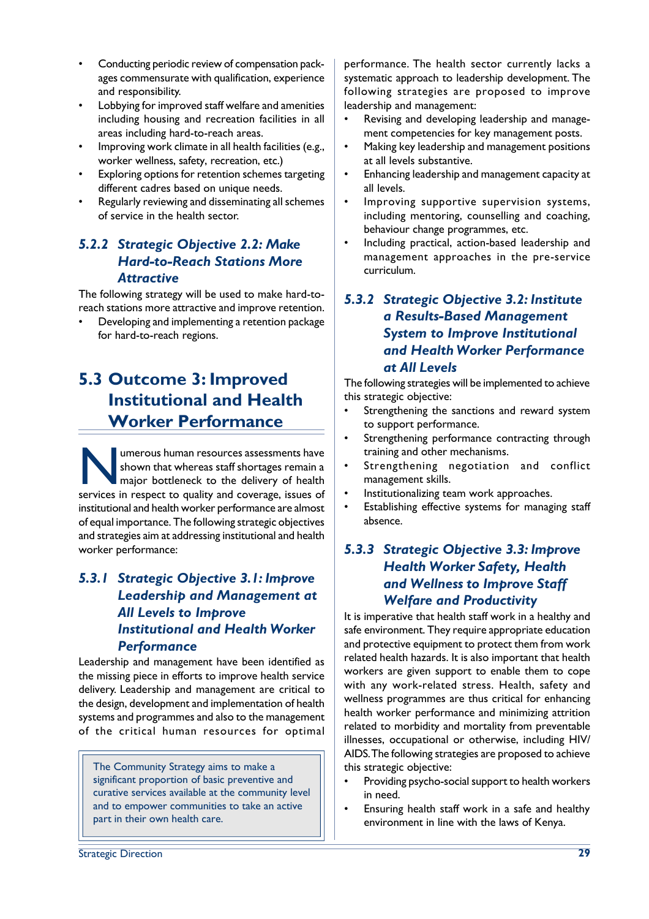- Conducting periodic review of compensation packages commensurate with qualification, experience and responsibility.
- Lobbying for improved staff welfare and amenities including housing and recreation facilities in all areas including hard-to-reach areas.
- Improving work climate in all health facilities (e.g., worker wellness, safety, recreation, etc.)
- Exploring options for retention schemes targeting different cadres based on unique needs.
- Regularly reviewing and disseminating all schemes of service in the health sector.

### 5.2.2 Strategic Objective 2.2: Make Hard-to-Reach Stations More Attractive

The following strategy will be used to make hard-to-reach stations more attractive and improve retention.

- Developing and implementing a retention package for hard-to-reach regions.

## 5.3 Outcome 3: Improved Institutional and Health Worker Performance

Numerous human resources assessments have shown that whereas staff shortages remain a major bottleneck to the delivery of health services in respect to quality and coverage, issues of institutional and health worker performance are almost of equal importance. The following strategic objectives and strategies aim at addressing institutional and health worker performance:

### 5.3.1 Strategic Objective 3.1: Improve Leadership and Management at All Levels to Improve Institutional and Health Worker Performance

Leadership and management have been identified as the missing piece in efforts to improve health service delivery. Leadership and management are critical to the design, development and implementation of health systems and programmes and also to the management of the critical human resources for optimal performance. The health sector currently lacks a systematic approach to leadership development. The following strategies are proposed to improve leadership and management:

- Revising and developing leadership and management competencies for key management posts.
- Making key leadership and management positions at all levels substantive.
- Enhancing leadership and management capacity at all levels.
- Improving supportive supervision systems, including mentoring, counselling and coaching, behaviour change programmes, etc.
- Including practical, action-based leadership and management approaches in the pre-service curriculum.

> The Community Strategy aims to make a significant proportion of basic preventive and curative services available at the community level and to empower communities to take an active part in their own health care.

### 5.3.2 Strategic Objective 3.2: Institute a Results-Based Management System to Improve Institutional and Health Worker Performance at All Levels

The following strategies will be implemented to achieve this strategic objective:

- Strengthening the sanctions and reward system to support performance.
- Strengthening performance contracting through training and other mechanisms.
- Strengthening negotiation and conflict management skills.
- Institutionalizing team work approaches.
- Establishing effective systems for managing staff absence.

### 5.3.3 Strategic Objective 3.3: Improve Health Worker Safety, Health and Wellness to Improve Staff Welfare and Productivity

It is imperative that health staff work in a healthy and safe environment. They require appropriate education and protective equipment to protect them from work related health hazards. It is also important that health workers are given support to enable them to cope with any work-related stress. Health, safety and wellness programmes are thus critical for enhancing health worker performance and minimizing attrition related to morbidity and mortality from preventable illnesses, occupational or otherwise, including HIV/AIDS. The following strategies are proposed to achieve this strategic objective:

- Providing psycho-social support to health workers in need.
- Ensuring health staff work in a safe and healthy environment in line with the laws of Kenya.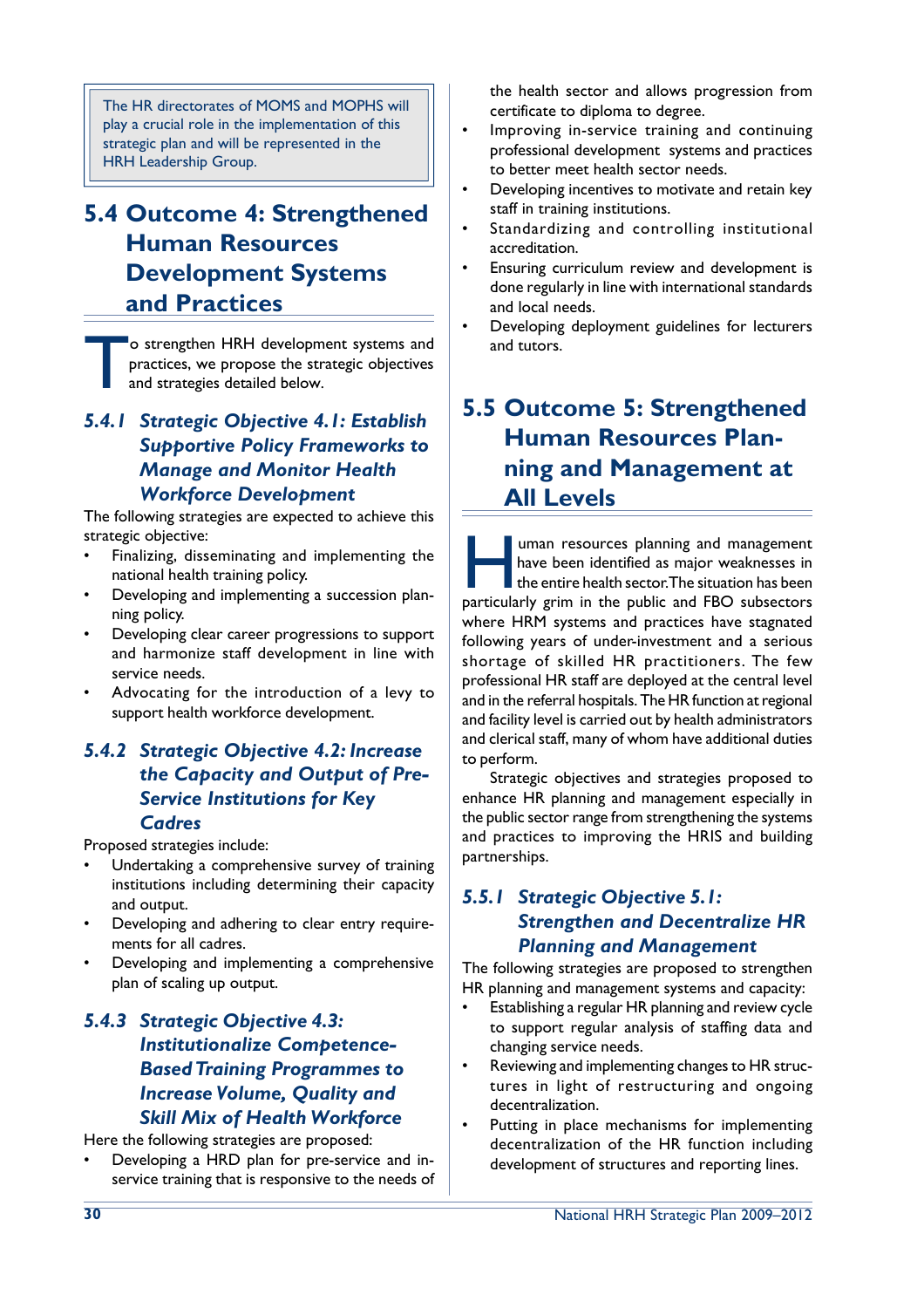> The HR directorates of MOMS and MOPHS will play a crucial role in the implementation of this strategic plan and will be represented in the HRH Leadership Group.

## 5.4 Outcome 4: Strengthened Human Resources Development Systems and Practices

To strengthen HRH development systems and practices, we propose the strategic objectives and strategies detailed below.

### *5.4.1 Strategic Objective 4.1: Establish Supportive Policy Frameworks to Manage and Monitor Health Workforce Development*

The following strategies are expected to achieve this strategic objective:

- Finalizing, disseminating and implementing the national health training policy.
- Developing and implementing a succession planning policy.
- Developing clear career progressions to support and harmonize staff development in line with service needs.
- Advocating for the introduction of a levy to support health workforce development.

### *5.4.2 Strategic Objective 4.2: Increase the Capacity and Output of Pre-Service Institutions for Key Cadres*

Proposed strategies include:

- Undertaking a comprehensive survey of training institutions including determining their capacity and output.
- Developing and adhering to clear entry requirements for all cadres.
- Developing and implementing a comprehensive plan of scaling up output.

### *5.4.3 Strategic Objective 4.3: Institutionalize Competence-Based Training Programmes to Increase Volume, Quality and Skill Mix of Health Workforce*

Here the following strategies are proposed:

- Developing a HRD plan for pre-service and in-service training that is responsive to the needs of the health sector and allows progression from certificate to diploma to degree.
- Improving in-service training and continuing professional development systems and practices to better meet health sector needs.
- Developing incentives to motivate and retain key staff in training institutions.
- Standardizing and controlling institutional accreditation.
- Ensuring curriculum review and development is done regularly in line with international standards and local needs.
- Developing deployment guidelines for lecturers and tutors.

## 5.5 Outcome 5: Strengthened Human Resources Planning and Management at All Levels

Human resources planning and management have been identified as major weaknesses in the entire health sector. The situation has been particularly grim in the public and FBO subsectors where HRM systems and practices have stagnated following years of under-investment and a serious shortage of skilled HR practitioners. The few professional HR staff are deployed at the central level and in the referral hospitals. The HR function at regional and facility level is carried out by health administrators and clerical staff, many of whom have additional duties to perform.

Strategic objectives and strategies proposed to enhance HR planning and management especially in the public sector range from strengthening the systems and practices to improving the HRIS and building partnerships.

### *5.5.1 Strategic Objective 5.1: Strengthen and Decentralize HR Planning and Management*

The following strategies are proposed to strengthen HR planning and management systems and capacity:

- Establishing a regular HR planning and review cycle to support regular analysis of staffing data and changing service needs.
- Reviewing and implementing changes to HR structures in light of restructuring and ongoing decentralization.
- Putting in place mechanisms for implementing decentralization of the HR function including development of structures and reporting lines.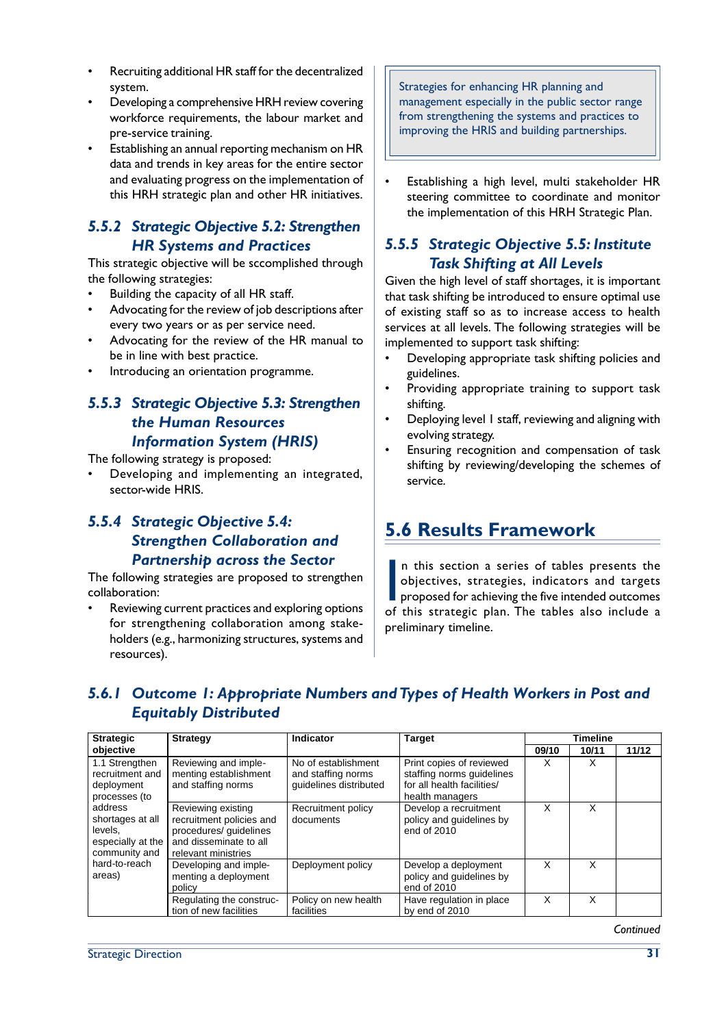- Recruiting additional HR staff for the decentralized system.
- Developing a comprehensive HRH review covering workforce requirements, the labour market and pre-service training.
- Establishing an annual reporting mechanism on HR data and trends in key areas for the entire sector and evaluating progress on the implementation of this HRH strategic plan and other HR initiatives.

### 5.5.2 Strategic Objective 5.2: Strengthen HR Systems and Practices

This strategic objective will be sccomplished through the following strategies:

- Building the capacity of all HR staff.
- Advocating for the review of job descriptions after every two years or as per service need.
- Advocating for the review of the HR manual to be in line with best practice.
- Introducing an orientation programme.

### 5.5.3 Strategic Objective 5.3: Strengthen the Human Resources Information System (HRIS)

The following strategy is proposed:

- Developing and implementing an integrated, sector-wide HRIS.

### 5.5.4 Strategic Objective 5.4: Strengthen Collaboration and Partnership across the Sector

The following strategies are proposed to strengthen collaboration:

- Reviewing current practices and exploring options for strengthening collaboration among stakeholders (e.g., harmonizing structures, systems and resources).

> Strategies for enhancing HR planning and management especially in the public sector range from strengthening the systems and practices to improving the HRIS and building partnerships.

- Establishing a high level, multi stakeholder HR steering committee to coordinate and monitor the implementation of this HRH Strategic Plan.

### 5.5.5 Strategic Objective 5.5: Institute Task Shifting at All Levels

Given the high level of staff shortages, it is important that task shifting be introduced to ensure optimal use of existing staff so as to increase access to health services at all levels. The following strategies will be implemented to support task shifting:

- Developing appropriate task shifting policies and guidelines.
- Providing appropriate training to support task shifting.
- Deploying level I staff, reviewing and aligning with evolving strategy.
- Ensuring recognition and compensation of task shifting by reviewing/developing the schemes of service.

## 5.6 Results Framework

In this section a series of tables presents the objectives, strategies, indicators and targets proposed for achieving the five intended outcomes of this strategic plan. The tables also include a preliminary timeline.

### 5.6.1 Outcome 1: Appropriate Numbers and Types of Health Workers in Post and Equitably Distributed

| Strategic objective | Strategy | Indicator | Target | Timeline | | |
|---|---|---|---|---|---|---|
| | | | | 09/10 | 10/11 | 11/12 |
| 1.1 Strengthen recruitment and deployment processes (to address shortages at all levels, especially at the community and hard-to-reach areas) | Reviewing and implementing establishment and staffing norms | No of establishment and staffing norms guidelines distributed | Print copies of reviewed staffing norms guidelines for all health facilities/ health managers | X | X | |
| | Reviewing existing recruitment policies and procedures/ guidelines and disseminate to all relevant ministries | Recruitment policy documents | Develop a recruitment policy and guidelines by end of 2010 | X | X | |
| | Developing and implementing a deployment policy | Deployment policy | Develop a deployment policy and guidelines by end of 2010 | X | X | |
| | Regulating the construction of new facilities | Policy on new health facilities | Have regulation in place by end of 2010 | X | X | |

*Continued*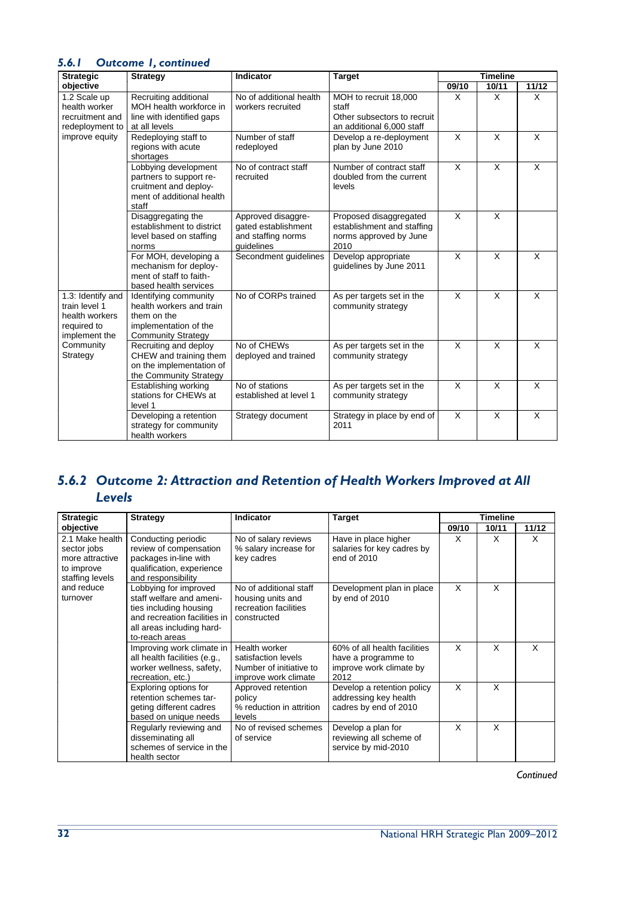### 5.6.1 *Outcome 1, continued*

| Strategic objective | Strategy | Indicator | Target | Timeline | | |
|---|---|---|---|---|---|---|
| | | | | 09/10 | 10/11 | 11/12 |
| 1.2 Scale up health worker recruitment and redeployment to improve equity | Recruiting additional MOH health workforce in line with identified gaps at all levels | No of additional health workers recruited | MOH to recruit 18,000 staff<br>Other subsectors to recruit an additional 6,000 staff | X | X | X |
| | Redeploying staff to regions with acute shortages | Number of staff redeployed | Develop a re-deployment plan by June 2010 | X | X | X |
| | Lobbying development partners to support re-cruitment and deploy-ment of additional health staff | No of contract staff recruited | Number of contract staff doubled from the current levels | X | X | X |
| | Disaggregating the establishment to district level based on staffing norms | Approved disaggre-gated establishment and staffing norms guidelines | Proposed disaggregated establishment and staffing norms approved by June 2010 | X | X | |
| | For MOH, developing a mechanism for deploy-ment of staff to faith-based health services | Secondment guidelines | Develop appropriate guidelines by June 2011 | X | X | X |
| 1.3: Identify and train level 1 health workers required to implement the Community Strategy | Identifying community health workers and train them on the implementation of the Community Strategy | No of CORPs trained | As per targets set in the community strategy | X | X | X |
| | Recruiting and deploy CHEW and training them on the implementation of the Community Strategy | No of CHEWs deployed and trained | As per targets set in the community strategy | X | X | X |
| | Establishing working stations for CHEWs at level 1 | No of stations established at level 1 | As per targets set in the community strategy | X | X | X |
| | Developing a retention strategy for community health workers | Strategy document | Strategy in place by end of 2011 | X | X | X |

### 5.6.2 *Outcome 2: Attraction and Retention of Health Workers Improved at All Levels*

| Strategic objective | Strategy | Indicator | Target | Timeline | | |
|---|---|---|---|---|---|---|
| | | | | 09/10 | 10/11 | 11/12 |
| 2.1 Make health sector jobs more attractive to improve staffing levels and reduce turnover | Conducting periodic review of compensation packages in-line with qualification, experience and responsibility | No of salary reviews<br>% salary increase for key cadres | Have in place higher salaries for key cadres by end of 2010 | X | X | X |
| | Lobbying for improved staff welfare and ameni-ties including housing and recreation facilities in all areas including hard-to-reach areas | No of additional staff housing units and recreation facilities constructed | Development plan in place by end of 2010 | X | X | |
| | Improving work climate in all health facilities (e.g., worker wellness, safety, recreation, etc.) | Health worker satisfaction levels<br>Number of initiative to improve work climate | 60% of all health facilities have a programme to improve work climate by 2012 | X | X | X |
| | Exploring options for retention schemes tar-geting different cadres based on unique needs | Approved retention policy<br>% reduction in attrition levels | Develop a retention policy addressing key health cadres by end of 2010 | X | X | |
| | Regularly reviewing and disseminating all schemes of service in the health sector | No of revised schemes of service | Develop a plan for reviewing all scheme of service by mid-2010 | X | X | |

*Continued*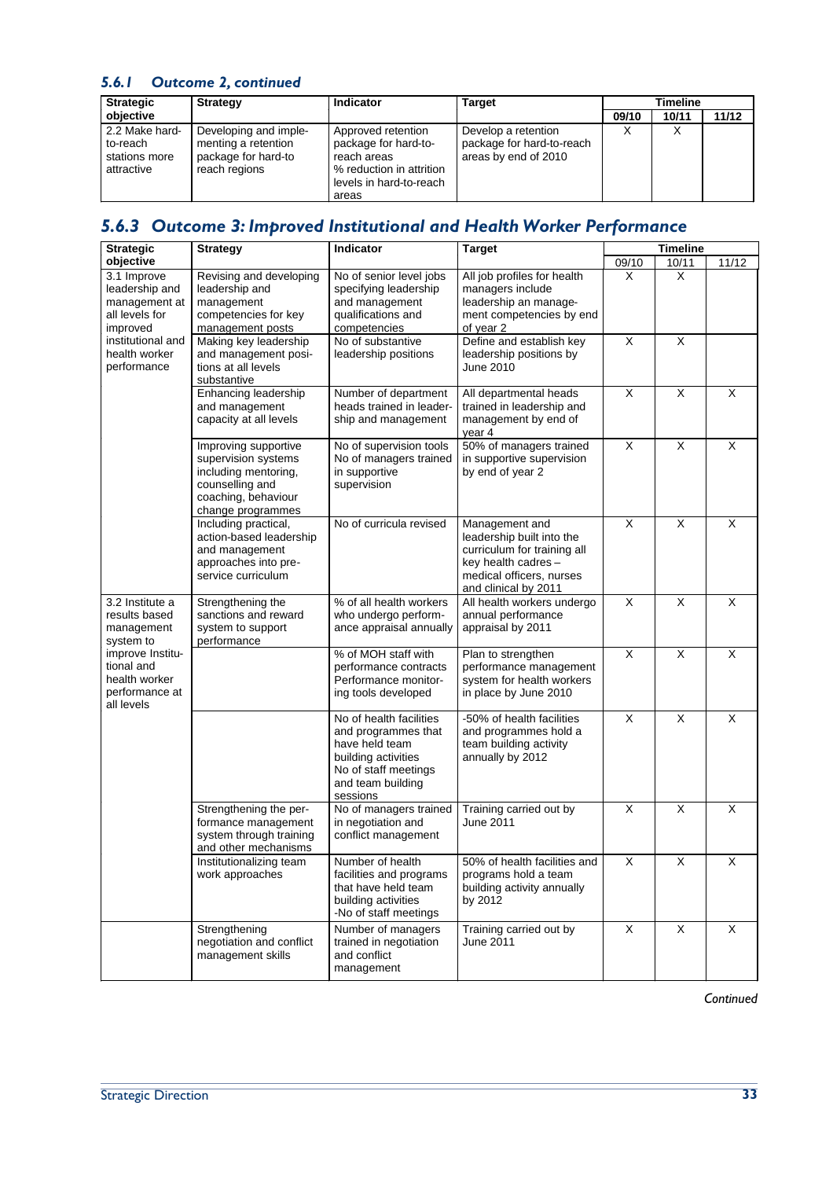### *5.6.1 Outcome 2, continued*

| Strategic objective | Strategy | Indicator | Target | Timeline | | |
|---|---|---|---|---|---|---|
| | | | | 09/10 | 10/11 | 11/12 |
| 2.2 Make hard-to-reach stations more attractive | Developing and implementing a retention package for hard-to reach regions | Approved retention package for hard-to-reach areas<br>% reduction in attrition levels in hard-to-reach areas | Develop a retention package for hard-to-reach areas by end of 2010 | X | X | |

## *5.6.3 Outcome 3: Improved Institutional and Health Worker Performance*

| Strategic objective | Strategy | Indicator | Target | Timeline | | |
|---|---|---|---|---|---|---|
| | | | | 09/10 | 10/11 | 11/12 |
| 3.1 Improve leadership and management at all levels for improved institutional and health worker performance | Revising and developing leadership and management competencies for key management posts | No of senior level jobs specifying leadership and management qualifications and competencies | All job profiles for health managers include leadership an management competencies by end of year 2 | X | X | |
| | Making key leadership and management positions at all levels substantive | No of substantive leadership positions | Define and establish key leadership positions by June 2010 | X | X | |
| | Enhancing leadership and management capacity at all levels | Number of department heads trained in leadership and management | All departmental heads trained in leadership and management by end of year 4 | X | X | X |
| | Improving supportive supervision systems including mentoring, counselling and coaching, behaviour change programmes | No of supervision tools<br>No of managers trained in supportive supervision | 50% of managers trained in supportive supervision by end of year 2 | X | X | X |
| | Including practical, action-based leadership and management approaches into pre-service curriculum | No of curricula revised | Management and leadership built into the curriculum for training all key health cadres – medical officers, nurses and clinical by 2011 | X | X | X |
| 3.2 Institute a results based management system to improve Institutional and health worker performance at all levels | Strengthening the sanctions and reward system to support performance | % of all health workers who undergo performance appraisal annually | All health workers undergo annual performance appraisal by 2011 | X | X | X |
| | | % of MOH staff with performance contracts<br>Performance monitoring tools developed | Plan to strengthen performance management system for health workers in place by June 2010 | X | X | X |
| | | No of health facilities and programmes that have held team building activities<br>No of staff meetings and team building sessions | -50% of health facilities and programmes hold a team building activity annually by 2012 | X | X | X |
| | Strengthening the performance management system through training and other mechanisms | No of managers trained in negotiation and conflict management | Training carried out by June 2011 | X | X | X |
| | Institutionalizing team work approaches | Number of health facilities and programs that have held team building activities<br>-No of staff meetings | 50% of health facilities and programs hold a team building activity annually by 2012 | X | X | X |
| | Strengthening negotiation and conflict management skills | Number of managers trained in negotiation and conflict management | Training carried out by June 2011 | X | X | X |

*Continued*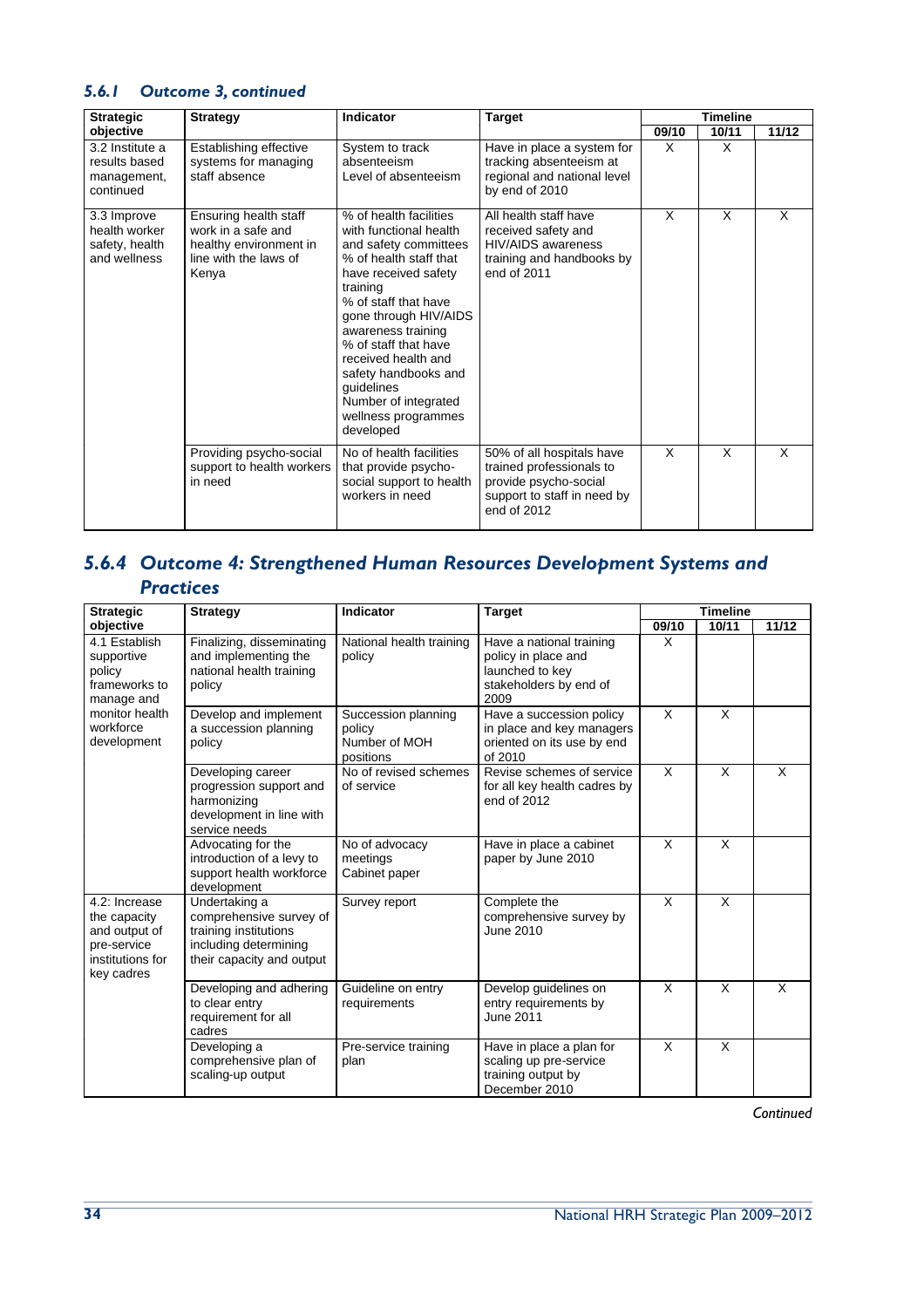### *5.6.1 Outcome 3, continued*

| Strategic objective | Strategy | Indicator | Target | Timeline | | |
|---|---|---|---|---|---|---|
| | | | | 09/10 | 10/11 | 11/12 |
| 3.2 Institute a results based management, continued | Establishing effective systems for managing staff absence | System to track absenteeism<br>Level of absenteeism | Have in place a system for tracking absenteeism at regional and national level by end of 2010 | X | X | |
| 3.3 Improve health worker safety, health and wellness | Ensuring health staff work in a safe and healthy environment in line with the laws of Kenya | % of health facilities with functional health and safety committees<br>% of health staff that have received safety training<br>% of staff that have gone through HIV/AIDS awareness training<br>% of staff that have received health and safety handbooks and guidelines<br>Number of integrated wellness programmes developed | All health staff have received safety and HIV/AIDS awareness training and handbooks by end of 2011 | X | X | X |
| | Providing psycho-social support to health workers in need | No of health facilities that provide psycho-social support to health workers in need | 50% of all hospitals have trained professionals to provide psycho-social support to staff in need by end of 2012 | X | X | X |

## *5.6.4 Outcome 4: Strengthened Human Resources Development Systems and Practices*

| Strategic objective | Strategy | Indicator | Target | Timeline | | |
|---|---|---|---|---|---|---|
| | | | | 09/10 | 10/11 | 11/12 |
| 4.1 Establish supportive policy frameworks to manage and monitor health workforce development | Finalizing, disseminating and implementing the national health training policy | National health training policy | Have a national training policy in place and launched to key stakeholders by end of 2009 | X | | |
| | Develop and implement a succession planning policy | Succession planning policy<br>Number of MOH positions | Have a succession policy in place and key managers oriented on its use by end of 2010 | X | X | |
| | Developing career progression support and harmonizing development in line with service needs | No of revised schemes of service | Revise schemes of service for all key health cadres by end of 2012 | X | X | X |
| | Advocating for the introduction of a levy to support health workforce development | No of advocacy meetings<br>Cabinet paper | Have in place a cabinet paper by June 2010 | X | X | |
| 4.2: Increase the capacity and output of pre-service institutions for key cadres | Undertaking a comprehensive survey of training institutions including determining their capacity and output | Survey report | Complete the comprehensive survey by June 2010 | X | X | |
| | Developing and adhering to clear entry requirement for all cadres | Guideline on entry requirements | Develop guidelines on entry requirements by June 2011 | X | X | X |
| | Developing a comprehensive plan of scaling-up output | Pre-service training plan | Have in place a plan for scaling up pre-service training output by December 2010 | X | X | |

*Continued*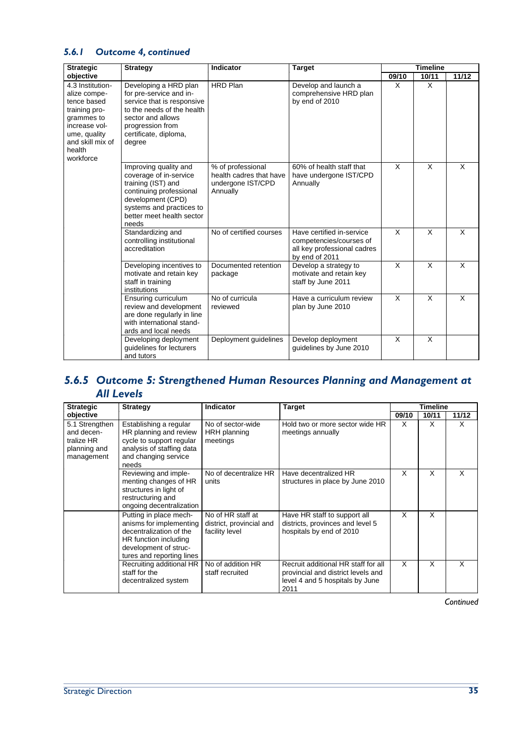### 5.6.1 Outcome 4, continued

| Strategic objective | Strategy | Indicator | Target | Timeline | | |
|---|---|---|---|---|---|---|
| | | | | 09/10 | 10/11 | 11/12 |
| 4.3 Institution-alize compe-tence based training pro-grammes to increase vol-ume, quality and skill mix of health workforce | Developing a HRD plan for pre-service and in-service that is responsive to the needs of the health sector and allows progression from certificate, diploma, degree | HRD Plan | Develop and launch a comprehensive HRD plan by end of 2010 | X | X | |
| | Improving quality and coverage of in-service training (IST) and continuing professional development (CPD) systems and practices to better meet health sector needs | % of professional health cadres that have undergone IST/CPD Annually | 60% of health staff that have undergone IST/CPD Annually | X | X | X |
| | Standardizing and controlling institutional accreditation | No of certified courses | Have certified in-service competencies/courses of all key professional cadres by end of 2011 | X | X | X |
| | Developing incentives to motivate and retain key staff in training institutions | Documented retention package | Develop a strategy to motivate and retain key staff by June 2011 | X | X | X |
| | Ensuring curriculum review and development are done regularly in line with international stand-ards and local needs | No of curricula reviewed | Have a curriculum review plan by June 2010 | X | X | X |
| | Developing deployment guidelines for lecturers and tutors | Deployment guidelines | Develop deployment guidelines by June 2010 | X | X | |

## 5.6.5 Outcome 5: Strengthened Human Resources Planning and Management at All Levels

| Strategic objective | Strategy | Indicator | Target | Timeline | | |
|---|---|---|---|---|---|---|
| | | | | 09/10 | 10/11 | 11/12 |
| 5.1 Strengthen and decen-tralize HR planning and management | Establishing a regular HR planning and review cycle to support regular analysis of staffing data and changing service needs | No of sector-wide HRH planning meetings | Hold two or more sector wide HR meetings annually | X | X | X |
| | Reviewing and imple-menting changes of HR structures in light of restructuring and ongoing decentralization | No of decentralize HR units | Have decentralized HR structures in place by June 2010 | X | X | X |
| | Putting in place mech-anisms for implementing decentralization of the HR function including development of struc-tures and reporting lines | No of HR staff at district, provincial and facility level | Have HR staff to support all districts, provinces and level 5 hospitals by end of 2010 | X | X | |
| | Recruiting additional HR staff for the decentralized system | No of addition HR staff recruited | Recruit additional HR staff for all provincial and district levels and level 4 and 5 hospitals by June 2011 | X | X | X |

*Continued*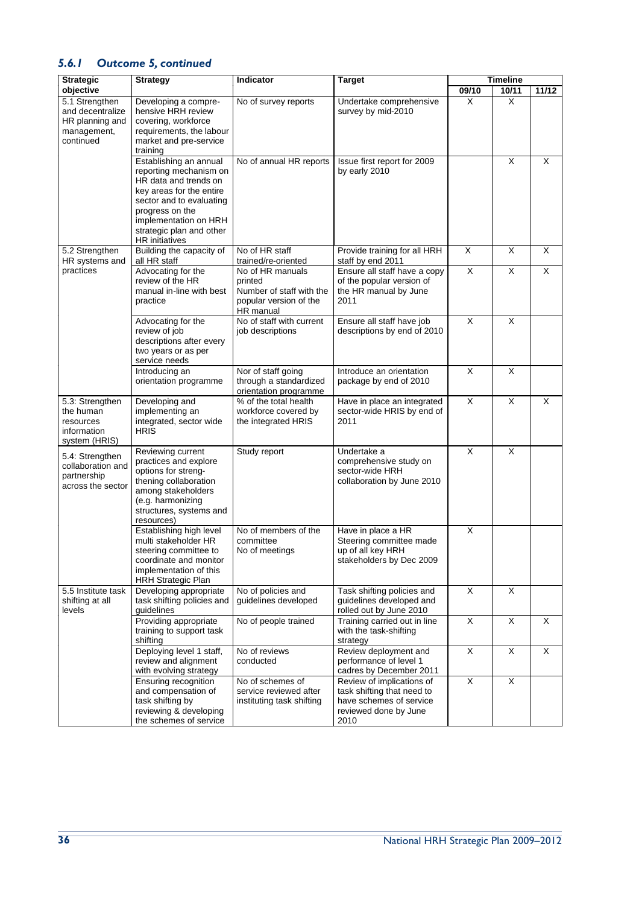### *5.6.1 Outcome 5, continued*

| Strategic objective | Strategy | Indicator | Target | Timeline | | |
|---|---|---|---|---|---|---|
| | | | | 09/10 | 10/11 | 11/12 |
| 5.1 Strengthen and decentralize HR planning and management, continued | Developing a comprehensive HRH review covering, workforce requirements, the labour market and pre-service training | No of survey reports | Undertake comprehensive survey by mid-2010 | X | X | |
| | Establishing an annual reporting mechanism on HR data and trends on key areas for the entire sector and to evaluating progress on the implementation on HRH strategic plan and other HR initiatives | No of annual HR reports | Issue first report for 2009 by early 2010 | | X | X |
| 5.2 Strengthen HR systems and practices | Building the capacity of all HR staff | No of HR staff trained/re-oriented | Provide training for all HRH staff by end 2011 | X | X | X |
| | Advocating for the review of the HR manual in-line with best practice | No of HR manuals printed<br>Number of staff with the popular version of the HR manual | Ensure all staff have a copy of the popular version of the HR manual by June 2011 | X | X | X |
| | Advocating for the review of job descriptions after every two years or as per service needs | No of staff with current job descriptions | Ensure all staff have job descriptions by end of 2010 | X | X | |
| | Introducing an orientation programme | Nor of staff going through a standardized orientation programme | Introduce an orientation package by end of 2010 | X | X | |
| 5.3: Strengthen the human resources information system (HRIS) | Developing and implementing an integrated, sector wide HRIS | % of the total health workforce covered by the integrated HRIS | Have in place an integrated sector-wide HRIS by end of 2011 | X | X | X |
| 5.4: Strengthen collaboration and partnership across the sector | Reviewing current practices and explore options for strengthening collaboration among stakeholders (e.g. harmonizing structures, systems and resources) | Study report | Undertake a comprehensive study on sector-wide HRH collaboration by June 2010 | X | X | |
| | Establishing high level multi stakeholder HR steering committee to coordinate and monitor implementation of this HRH Strategic Plan | No of members of the committee<br>No of meetings | Have in place a HR Steering committee made up of all key HRH stakeholders by Dec 2009 | X | | |
| 5.5 Institute task shifting at all levels | Developing appropriate task shifting policies and guidelines | No of policies and guidelines developed | Task shifting policies and guidelines developed and rolled out by June 2010 | X | X | |
| | Providing appropriate training to support task shifting | No of people trained | Training carried out in line with the task-shifting strategy | X | X | X |
| | Deploying level 1 staff, review and alignment with evolving strategy | No of reviews conducted | Review deployment and performance of level 1 cadres by December 2011 | X | X | X |
| | Ensuring recognition and compensation of task shifting by reviewing & developing the schemes of service | No of schemes of service reviewed after instituting task shifting | Review of implications of task shifting that need to have schemes of service reviewed done by June 2010 | X | X | |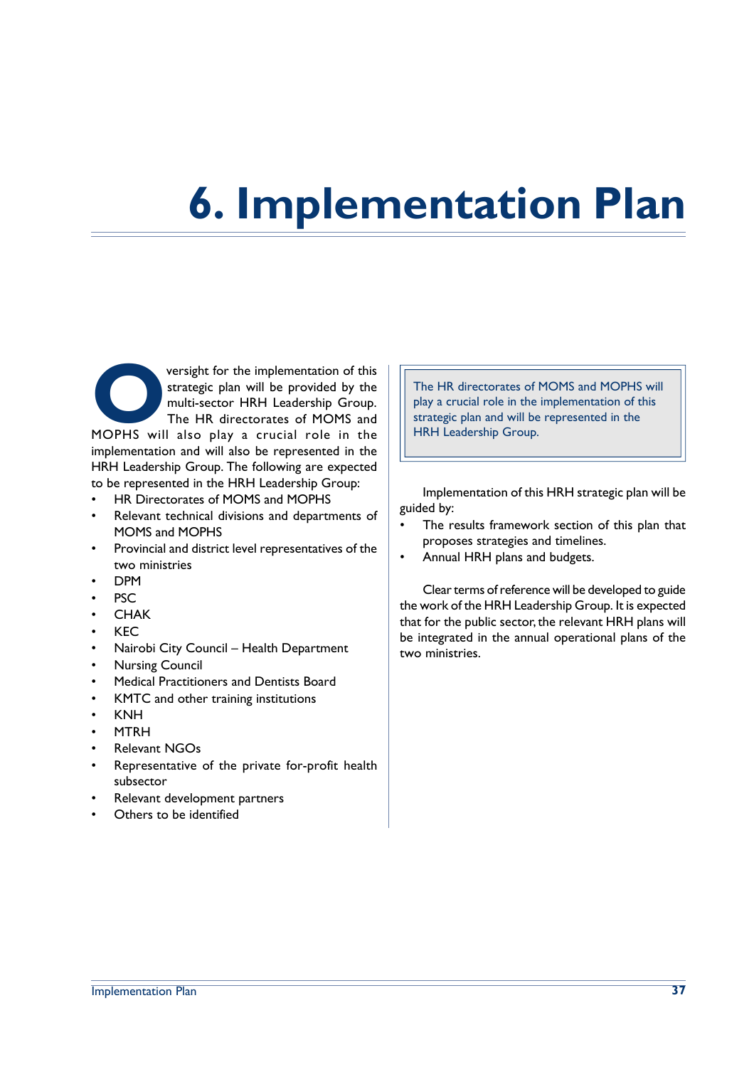# 6. Implementation Plan

Oversight for the implementation of this strategic plan will be provided by the multi-sector HRH Leadership Group. The HR directorates of MOMS and MOPHS will also play a crucial role in the implementation and will also be represented in the HRH Leadership Group. The following are expected to be represented in the HRH Leadership Group:

- HR Directorates of MOMS and MOPHS
- Relevant technical divisions and departments of MOMS and MOPHS
- Provincial and district level representatives of the two ministries
- DPM
- PSC
- CHAK
- KEC
- Nairobi City Council – Health Department
- Nursing Council
- Medical Practitioners and Dentists Board
- KMTC and other training institutions
- KNH
- MTRH
- Relevant NGOs
- Representative of the private for-profit health subsector
- Relevant development partners
- Others to be identified

> The HR directorates of MOMS and MOPHS will play a crucial role in the implementation of this strategic plan and will be represented in the HRH Leadership Group.

Implementation of this HRH strategic plan will be guided by:

- The results framework section of this plan that proposes strategies and timelines.
- Annual HRH plans and budgets.

Clear terms of reference will be developed to guide the work of the HRH Leadership Group. It is expected that for the public sector, the relevant HRH plans will be integrated in the annual operational plans of the two ministries.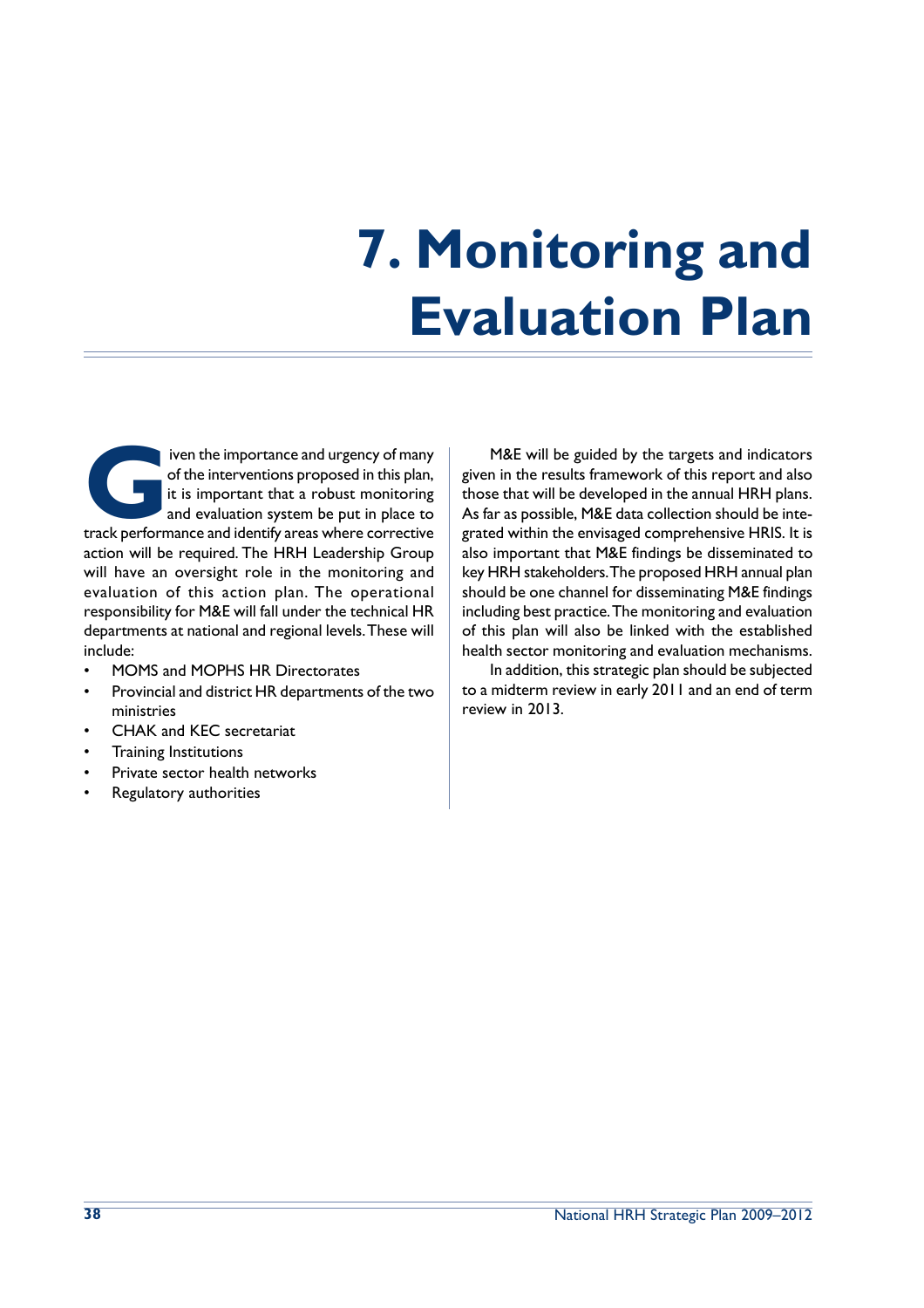# 7. Monitoring and Evaluation Plan

Given the importance and urgency of many of the interventions proposed in this plan, it is important that a robust monitoring and evaluation system be put in place to track performance and identify areas where corrective action will be required. The HRH Leadership Group will have an oversight role in the monitoring and evaluation of this action plan. The operational responsibility for M&E will fall under the technical HR departments at national and regional levels. These will include:

- MOMS and MOPHS HR Directorates
- Provincial and district HR departments of the two ministries
- CHAK and KEC secretariat
- Training Institutions
- Private sector health networks
- Regulatory authorities

M&E will be guided by the targets and indicators given in the results framework of this report and also those that will be developed in the annual HRH plans. As far as possible, M&E data collection should be integrated within the envisaged comprehensive HRIS. It is also important that M&E findings be disseminated to key HRH stakeholders. The proposed HRH annual plan should be one channel for disseminating M&E findings including best practice. The monitoring and evaluation of this plan will also be linked with the established health sector monitoring and evaluation mechanisms.

In addition, this strategic plan should be subjected to a midterm review in early 2011 and an end of term review in 2013.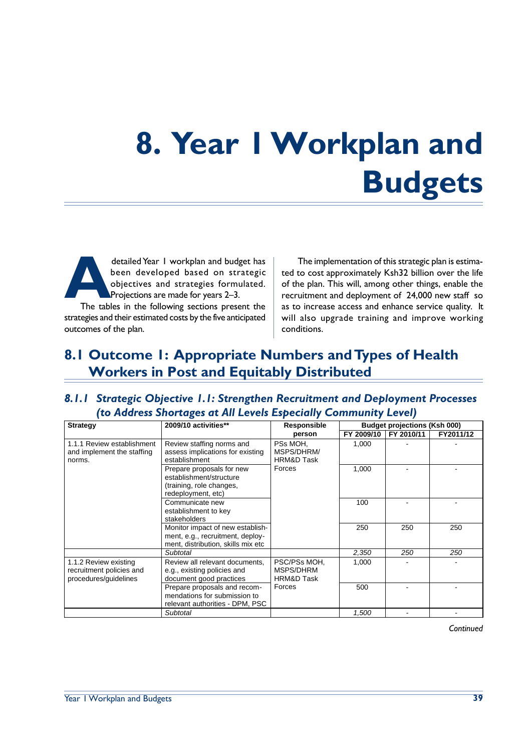# 8. Year 1 Workplan and Budgets

A detailed Year 1 workplan and budget has been developed based on strategic objectives and strategies formulated. Projections are made for years 2–3.

The tables in the following sections present the strategies and their estimated costs by the five anticipated outcomes of the plan.

The implementation of this strategic plan is estimated to cost approximately Ksh32 billion over the life of the plan. This will, among other things, enable the recruitment and deployment of 24,000 new staff so as to increase access and enhance service quality. It will also upgrade training and improve working conditions.

## 8.1 Outcome 1: Appropriate Numbers and Types of Health Workers in Post and Equitably Distributed

### *8.1.1 Strategic Objective 1.1: Strengthen Recruitment and Deployment Processes (to Address Shortages at All Levels Especially Community Level)*

| Strategy | 2009/10 activities** | Responsible person | Budget projections (Ksh 000) | | |
|---|---|---|---|---|---|
| | | | FY 2009/10 | FY 2010/11 | FY2011/12 |
| 1.1.1 Review establishment and implement the staffing norms. | Review staffing norms and assess implications for existing establishment | PSs MOH, MSPS/DHRM/ HRM&D Task Forces | 1,000 | - | - |
| | Prepare proposals for new establishment/structure (training, role changes, redeployment, etc) | | 1,000 | - | - |
| | Communicate new establishment to key stakeholders | | 100 | - | - |
| | Monitor impact of new establishment, e.g., recruitment, deployment, distribution, skills mix etc | | 250 | 250 | 250 |
| | *Subtotal* | | *2,350* | *250* | *250* |
| 1.1.2 Review existing recruitment policies and procedures/guidelines | Review all relevant documents, e.g., existing policies and document good practices | PSC/PSs MOH, MSPS/DHRM HRM&D Task Forces | 1,000 | - | - |
| | Prepare proposals and recommendations for submission to relevant authorities - DPM, PSC | | 500 | - | - |
| | *Subtotal* | | *1,500* | - | - |

*Continued*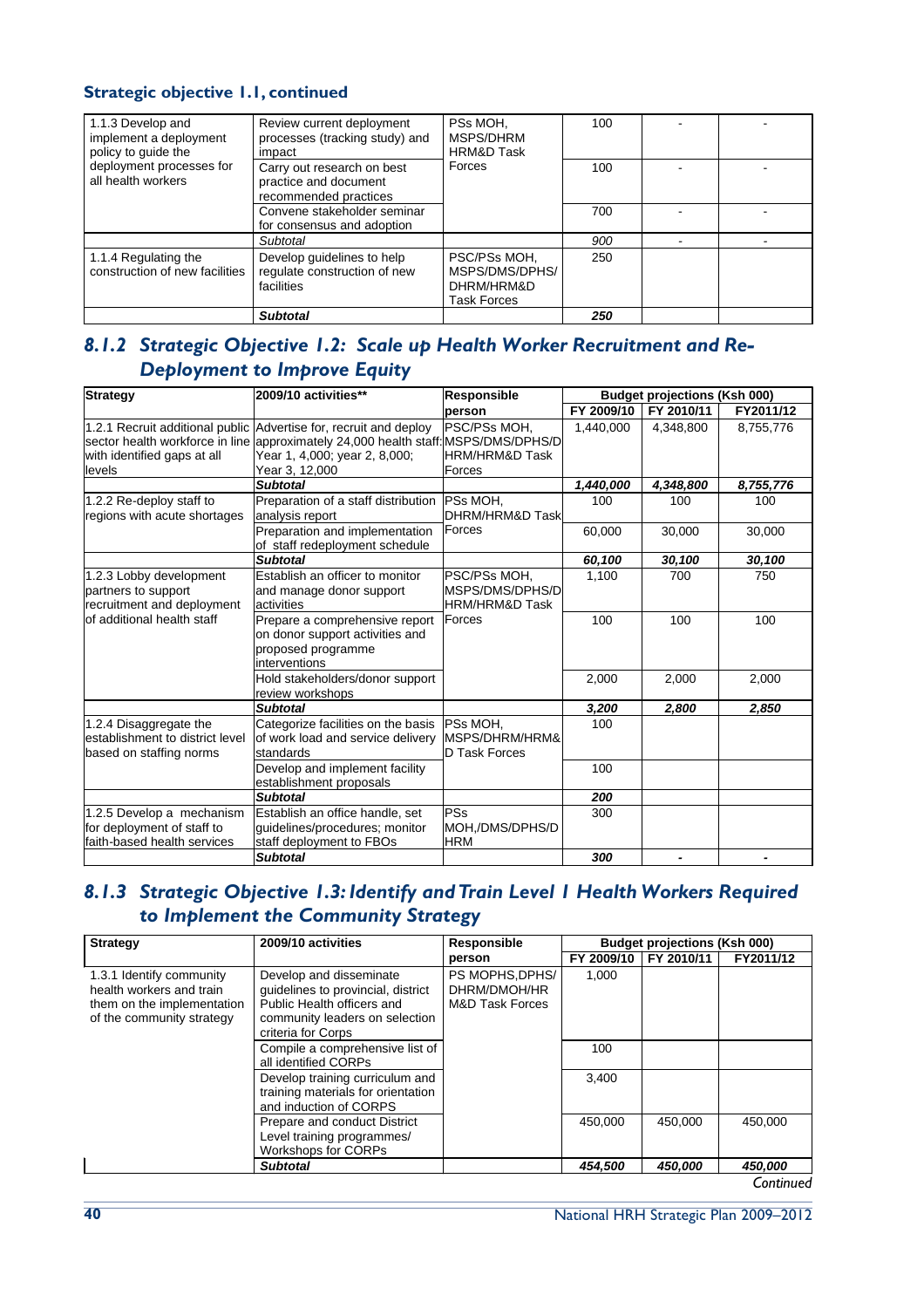### Strategic objective 1.1, continued

| | | | | | |
|---|---|---|---|---|---|
| 1.1.3 Develop and implement a deployment policy to guide the deployment processes for all health workers | Review current deployment processes (tracking study) and impact | PSs MOH, MSPS/DHRM HRM&D Task Forces | 100 | - | - |
| | Carry out research on best practice and document recommended practices | | 100 | - | - |
| | Convene stakeholder seminar for consensus and adoption | | 700 | - | - |
| | *Subtotal* | | *900* | - | - |
| 1.1.4 Regulating the construction of new facilities | Develop guidelines to help regulate construction of new facilities | PSC/PSs MOH, MSPS/DMS/DPHS/ DHRM/HRM&D Task Forces | 250 | | |
| | ***Subtotal*** | | ***250*** | | |

## 8.1.2 Strategic Objective 1.2: Scale up Health Worker Recruitment and Re-Deployment to Improve Equity

| Strategy | 2009/10 activities** | Responsible person | Budget projections (Ksh 000) | | |
|---|---|---|---|---|---|
| | | | FY 2009/10 | FY 2010/11 | FY2011/12 |
| 1.2.1 Recruit additional public sector health workforce in line with identified gaps at all levels | Advertise for, recruit and deploy approximately 24,000 health staff: Year 1, 4,000; year 2, 8,000; Year 3, 12,000 | PSC/PSs MOH, MSPS/DMS/DPHS/DHRM/HRM&D Task Forces | 1,440,000 | 4,348,800 | 8,755,776 |
| | ***Subtotal*** | | ***1,440,000*** | ***4,348,800*** | ***8,755,776*** |
| 1.2.2 Re-deploy staff to regions with acute shortages | Preparation of a staff distribution analysis report | PSs MOH, DHRM/HRM&D Task Forces | 100 | 100 | 100 |
| | Preparation and implementation of staff redeployment schedule | | 60,000 | 30,000 | 30,000 |
| | ***Subtotal*** | | ***60,100*** | ***30,100*** | ***30,100*** |
| 1.2.3 Lobby development partners to support recruitment and deployment of additional health staff | Establish an officer to monitor and manage donor support activities | PSC/PSs MOH, MSPS/DMS/DPHS/D HRM/HRM&D Task Forces | 1,100 | 700 | 750 |
| | Prepare a comprehensive report on donor support activities and proposed programme interventions | | 100 | 100 | 100 |
| | Hold stakeholders/donor support review workshops | | 2,000 | 2,000 | 2,000 |
| | ***Subtotal*** | | ***3,200*** | ***2,800*** | ***2,850*** |
| 1.2.4 Disaggregate the establishment to district level based on staffing norms | Categorize facilities on the basis of work load and service delivery standards | PSs MOH, MSPS/DHRM/HRM&D Task Forces | 100 | | |
| | Develop and implement facility establishment proposals | | 100 | | |
| | ***Subtotal*** | | ***200*** | | |
| 1.2.5 Develop a mechanism for deployment of staff to faith-based health services | Establish an office handle, set guidelines/procedures; monitor staff deployment to FBOs | PSs MOH,/DMS/DPHS/D HRM | 300 | | |
| | ***Subtotal*** | | ***300*** | ***-*** | ***-*** |

## 8.1.3 Strategic Objective 1.3: Identify and Train Level 1 Health Workers Required to Implement the Community Strategy

| Strategy | 2009/10 activities | Responsible person | Budget projections (Ksh 000) | | |
|---|---|---|---|---|---|
| | | | FY 2009/10 | FY 2010/11 | FY2011/12 |
| 1.3.1 Identify community health workers and train them on the implementation of the community strategy | Develop and disseminate guidelines to provincial, district Public Health officers and community leaders on selection criteria for Corps | PS MOPHS,DPHS/ DHRM/DMOH/HR M&D Task Forces | 1,000 | | |
| | Compile a comprehensive list of all identified CORPs | | 100 | | |
| | Develop training curriculum and training materials for orientation and induction of CORPS | | 3,400 | | |
| | Prepare and conduct District Level training programmes/ Workshops for CORPs | | 450,000 | 450,000 | 450,000 |
| | ***Subtotal*** | | ***454,500*** | ***450,000*** | ***450,000*** |

*Continued*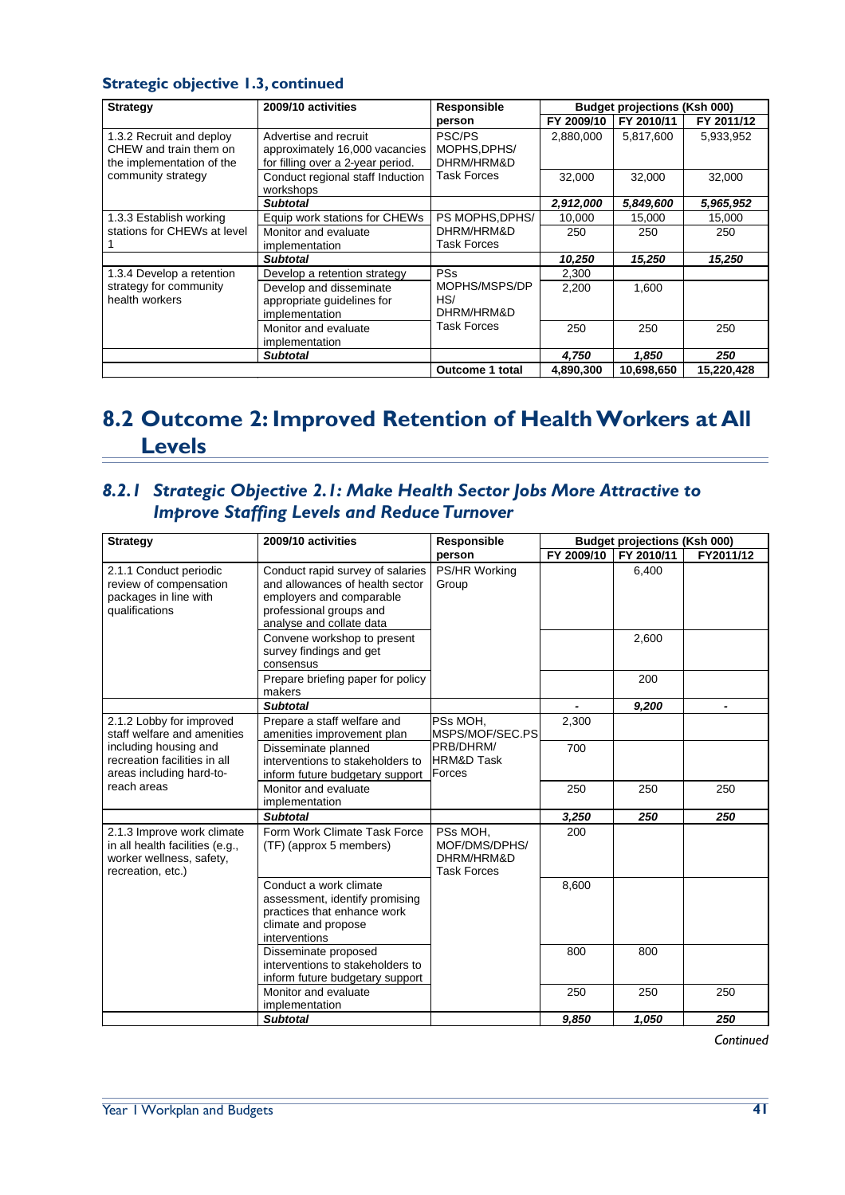### Strategic objective 1.3, continued

| Strategy | 2009/10 activities | Responsible person | Budget projections (Ksh 000) | | |
|---|---|---|---|---|---|
| | | | FY 2009/10 | FY 2010/11 | FY 2011/12 |
| 1.3.2 Recruit and deploy CHEW and train them on the implementation of the community strategy | Advertise and recruit approximately 16,000 vacancies for filling over a 2-year period. | PSC/PS MOPHS,DPHS/ DHRM/HRM&D Task Forces | 2,880,000 | 5,817,600 | 5,933,952 |
| | Conduct regional staff Induction workshops | | 32,000 | 32,000 | 32,000 |
| | ***Subtotal*** | | ***2,912,000*** | ***5,849,600*** | ***5,965,952*** |
| 1.3.3 Establish working stations for CHEWs at level 1 | Equip work stations for CHEWs | PS MOPHS,DPHS/ DHRM/HRM&D Task Forces | 10,000 | 15,000 | 15,000 |
| | Monitor and evaluate implementation | | 250 | 250 | 250 |
| | ***Subtotal*** | | ***10,250*** | ***15,250*** | ***15,250*** |
| 1.3.4 Develop a retention strategy for community health workers | Develop a retention strategy | PSs MOPHS/MSPS/DPHS/ DHRM/HRM&D Task Forces | 2,300 | | |
| | Develop and disseminate appropriate guidelines for implementation | | 2,200 | 1,600 | |
| | Monitor and evaluate implementation | | 250 | 250 | 250 |
| | ***Subtotal*** | | ***4,750*** | ***1,850*** | ***250*** |
| | | **Outcome 1 total** | **4,890,300** | **10,698,650** | **15,220,428** |

## 8.2 Outcome 2: Improved Retention of Health Workers at All Levels

### *8.2.1 Strategic Objective 2.1: Make Health Sector Jobs More Attractive to Improve Staffing Levels and Reduce Turnover*

| Strategy | 2009/10 activities | Responsible person | Budget projections (Ksh 000) | | |
|---|---|---|---|---|---|
| | | | FY 2009/10 | FY 2010/11 | FY2011/12 |
| 2.1.1 Conduct periodic review of compensation packages in line with qualifications | Conduct rapid survey of salaries and allowances of health sector employers and comparable professional groups and analyse and collate data | PS/HR Working Group | | 6,400 | |
| | Convene workshop to present survey findings and get consensus | | | 2,600 | |
| | Prepare briefing paper for policy makers | | | 200 | |
| | ***Subtotal*** | | **-** | ***9,200*** | **-** |
| 2.1.2 Lobby for improved staff welfare and amenities including housing and recreation facilities in all areas including hard-to-reach areas | Prepare a staff welfare and amenities improvement plan | PSs MOH, MSPS/MOF/SEC.PS PRB/DHRM/ HRM&D Task Forces | 2,300 | | |
| | Disseminate planned interventions to stakeholders to inform future budgetary support | | 700 | | |
| | Monitor and evaluate implementation | | 250 | 250 | 250 |
| | ***Subtotal*** | | ***3,250*** | ***250*** | ***250*** |
| 2.1.3 Improve work climate in all health facilities (e.g., worker wellness, safety, recreation, etc.) | Form Work Climate Task Force (TF) (approx 5 members) | PSs MOH, MOF/DMS/DPHS/ DHRM/HRM&D Task Forces | 200 | | |
| | Conduct a work climate assessment, identify promising practices that enhance work climate and propose interventions | | 8,600 | | |
| | Disseminate proposed interventions to stakeholders to inform future budgetary support | | 800 | 800 | |
| | Monitor and evaluate implementation | | 250 | 250 | 250 |
| | ***Subtotal*** | | ***9,850*** | ***1,050*** | ***250*** |

*Continued*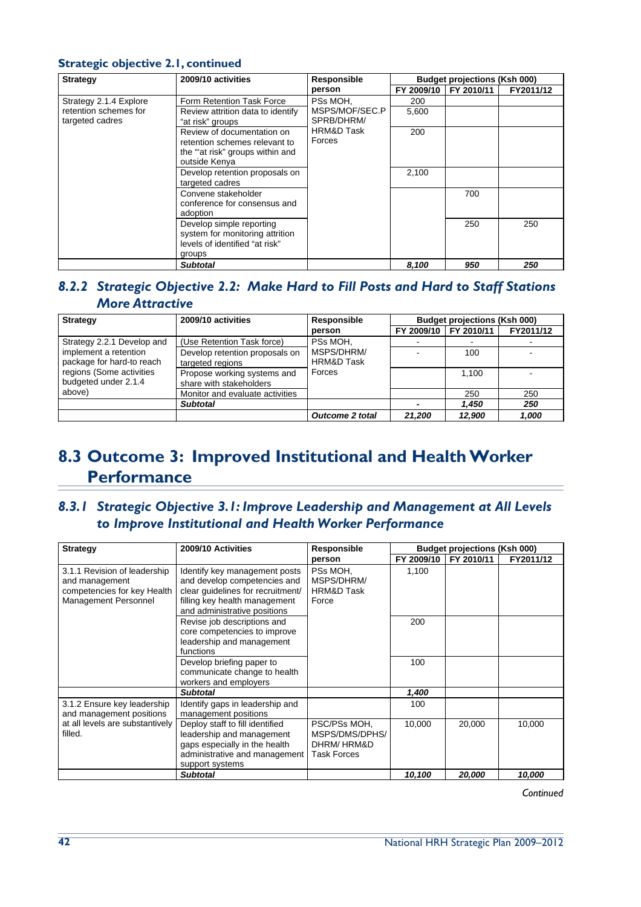### Strategic objective 2.1, continued

| Strategy | 2009/10 activities | Responsible person | Budget projections (Ksh 000) | | |
|---|---|---|---|---|---|
| | | | FY 2009/10 | FY 2010/11 | FY2011/12 |
| Strategy 2.1.4 Explore retention schemes for targeted cadres | Form Retention Task Force | PSs MOH, MSPS/MOF/SEC.P SPRB/DHRM/ HRM&D Task Forces | 200 | | |
| | Review attrition data to identify "at risk" groups | | 5,600 | | |
| | Review of documentation on retention schemes relevant to the "'at risk" groups within and outside Kenya | | 200 | | |
| | Develop retention proposals on targeted cadres | | 2,100 | | |
| | Convene stakeholder conference for consensus and adoption | | | 700 | |
| | Develop simple reporting system for monitoring attrition levels of identified "at risk" groups | | | 250 | 250 |
| | ***Subtotal*** | | ***8,100*** | ***950*** | ***250*** |

### *8.2.2 Strategic Objective 2.2: Make Hard to Fill Posts and Hard to Staff Stations More Attractive*

| Strategy | 2009/10 activities | Responsible person | Budget projections (Ksh 000) | | |
|---|---|---|---|---|---|
| | | | FY 2009/10 | FY 2010/11 | FY2011/12 |
| Strategy 2.2.1 Develop and implement a retention package for hard-to reach regions (Some activities budgeted under 2.1.4 above) | (Use Retention Task force) | PSs MOH, MSPS/DHRM/ HRM&D Task Forces | - | - | - |
| | Develop retention proposals on targeted regions | | - | 100 | - |
| | Propose working systems and share with stakeholders | | | 1,100 | - |
| | Monitor and evaluate activities | | | 250 | 250 |
| | ***Subtotal*** | | **-** | ***1,450*** | ***250*** |
| | | ***Outcome 2 total*** | ***21,200*** | ***12,900*** | ***1,000*** |

# 8.3 Outcome 3: Improved Institutional and Health Worker Performance

### *8.3.1 Strategic Objective 3.1: Improve Leadership and Management at All Levels to Improve Institutional and Health Worker Performance*

| Strategy | 2009/10 Activities | Responsible person | Budget projections (Ksh 000) | | |
|---|---|---|---|---|---|
| | | | FY 2009/10 | FY 2010/11 | FY2011/12 |
| 3.1.1 Revision of leadership and management competencies for key Health Management Personnel | Identify key management posts and develop competencies and clear guidelines for recruitment/ filling key health management and administrative positions | PSs MOH, MSPS/DHRM/ HRM&D Task Force | 1,100 | | |
| | Revise job descriptions and core competencies to improve leadership and management functions | | 200 | | |
| | Develop briefing paper to communicate change to health workers and employers | | 100 | | |
| | ***Subtotal*** | | ***1,400*** | | |
| 3.1.2 Ensure key leadership and management positions at all levels are substantively filled. | Identify gaps in leadership and management positions | | 100 | | |
| | Deploy staff to fill identified leadership and management gaps especially in the health administrative and management support systems | PSC/PSs MOH, MSPS/DMS/DPHS/ DHRM/ HRM&D Task Forces | 10,000 | 20,000 | 10,000 |
| | ***Subtotal*** | | ***10,100*** | ***20,000*** | ***10,000*** |

*Continued*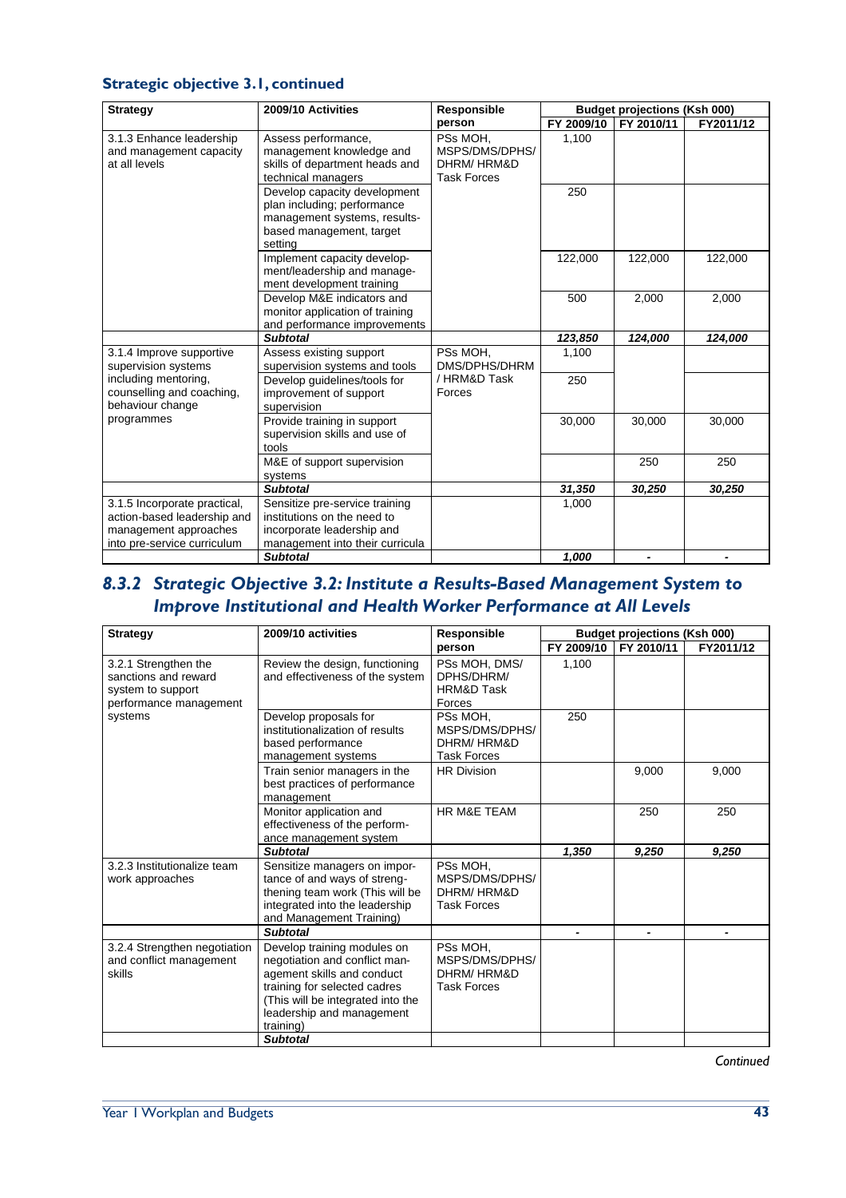### Strategic objective 3.1, continued

| Strategy | 2009/10 Activities | Responsible person | Budget projections (Ksh 000) | | |
|---|---|---|---|---|---|
| | | | FY 2009/10 | FY 2010/11 | FY2011/12 |
| 3.1.3 Enhance leadership and management capacity at all levels | Assess performance, management knowledge and skills of department heads and technical managers | PSs MOH, MSPS/DMS/DPHS/ DHRM/ HRM&D Task Forces | 1,100 | | |
| | Develop capacity development plan including; performance management systems, results-based management, target setting | | 250 | | |
| | Implement capacity development/leadership and management development training | | 122,000 | 122,000 | 122,000 |
| | Develop M&E indicators and monitor application of training and performance improvements | | 500 | 2,000 | 2,000 |
| | ***Subtotal*** | | ***123,850*** | ***124,000*** | ***124,000*** |
| 3.1.4 Improve supportive supervision systems including mentoring, counselling and coaching, behaviour change programmes | Assess existing support supervision systems and tools | PSs MOH, DMS/DPHS/DHRM / HRM&D Task Forces | 1,100 | | |
| | Develop guidelines/tools for improvement of support supervision | | 250 | | |
| | Provide training in support supervision skills and use of tools | | 30,000 | 30,000 | 30,000 |
| | M&E of support supervision systems | | | 250 | 250 |
| | ***Subtotal*** | | ***31,350*** | ***30,250*** | ***30,250*** |
| 3.1.5 Incorporate practical, action-based leadership and management approaches into pre-service curriculum | Sensitize pre-service training institutions on the need to incorporate leadership and management into their curricula | | 1,000 | | |
| | ***Subtotal*** | | ***1,000*** | - | - |

## 8.3.2 Strategic Objective 3.2: Institute a Results-Based Management System to Improve Institutional and Health Worker Performance at All Levels

| Strategy | 2009/10 activities | Responsible person | Budget projections (Ksh 000) | | |
|---|---|---|---|---|---|
| | | | FY 2009/10 | FY 2010/11 | FY2011/12 |
| 3.2.1 Strengthen the sanctions and reward system to support performance management systems | Review the design, functioning and effectiveness of the system | PSs MOH, DMS/ DPHS/DHRM/ HRM&D Task Forces | 1,100 | | |
| | Develop proposals for institutionalization of results based performance management systems | PSs MOH, MSPS/DMS/DPHS/ DHRM/ HRM&D Task Forces | 250 | | |
| | Train senior managers in the best practices of performance management | HR Division | | 9,000 | 9,000 |
| | Monitor application and effectiveness of the performance management system | HR M&E TEAM | | 250 | 250 |
| | ***Subtotal*** | | ***1,350*** | ***9,250*** | ***9,250*** |
| 3.2.3 Institutionalize team work approaches | Sensitize managers on importance of and ways of strengthening team work (This will be integrated into the leadership and Management Training) | PSs MOH, MSPS/DMS/DPHS/ DHRM/ HRM&D Task Forces | | | |
| | ***Subtotal*** | | - | - | - |
| 3.2.4 Strengthen negotiation and conflict management skills | Develop training modules on negotiation and conflict management skills and conduct training for selected cadres (This will be integrated into the leadership and management training) | PSs MOH, MSPS/DMS/DPHS/ DHRM/ HRM&D Task Forces | | | |
| | ***Subtotal*** | | | | |

*Continued*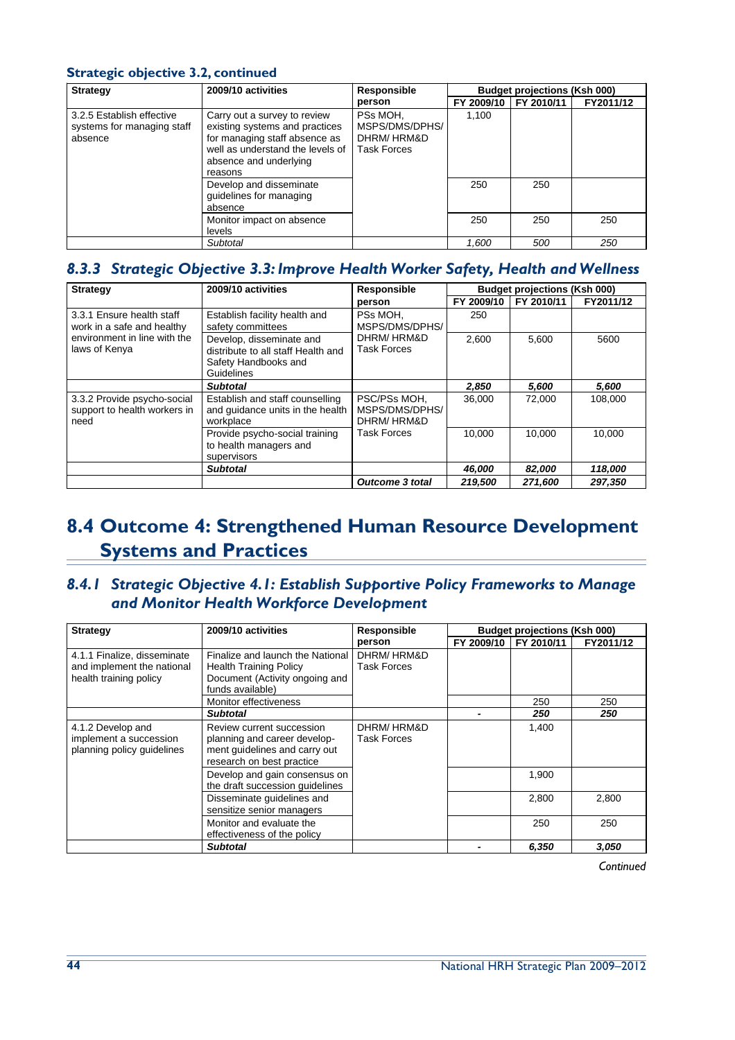### Strategic objective 3.2, continued

| Strategy | 2009/10 activities | Responsible person | Budget projections (Ksh 000) | | |
|---|---|---|---|---|---|
| | | | FY 2009/10 | FY 2010/11 | FY2011/12 |
| 3.2.5 Establish effective systems for managing staff absence | Carry out a survey to review existing systems and practices for managing staff absence as well as understand the levels of absence and underlying reasons | PSs MOH, MSPS/DMS/DPHS/ DHRM/ HRM&D Task Forces | 1,100 | | |
| | Develop and disseminate guidelines for managing absence | | 250 | 250 | |
| | Monitor impact on absence levels | | 250 | 250 | 250 |
| | *Subtotal* | | *1,600* | *500* | *250* |

### 8.3.3 Strategic Objective 3.3: Improve Health Worker Safety, Health and Wellness

| Strategy | 2009/10 activities | Responsible person | Budget projections (Ksh 000) | | |
|---|---|---|---|---|---|
| | | | FY 2009/10 | FY 2010/11 | FY2011/12 |
| 3.3.1 Ensure health staff work in a safe and healthy environment in line with the laws of Kenya | Establish facility health and safety committees | PSs MOH, MSPS/DMS/DPHS/ DHRM/ HRM&D Task Forces | 250 | | |
| | Develop, disseminate and distribute to all staff Health and Safety Handbooks and Guidelines | | 2,600 | 5,600 | 5600 |
| | ***Subtotal*** | | ***2,850*** | ***5,600*** | ***5,600*** |
| 3.3.2 Provide psycho-social support to health workers in need | Establish and staff counselling and guidance units in the health workplace | PSC/PSs MOH, MSPS/DMS/DPHS/ DHRM/ HRM&D Task Forces | 36,000 | 72,000 | 108,000 |
| | Provide psycho-social training to health managers and supervisors | | 10,000 | 10,000 | 10,000 |
| | ***Subtotal*** | | ***46,000*** | ***82,000*** | ***118,000*** |
| | | ***Outcome 3 total*** | ***219,500*** | ***271,600*** | ***297,350*** |

## 8.4 Outcome 4: Strengthened Human Resource Development Systems and Practices

### 8.4.1 Strategic Objective 4.1: Establish Supportive Policy Frameworks to Manage and Monitor Health Workforce Development

| Strategy | 2009/10 activities | Responsible person | Budget projections (Ksh 000) | | |
|---|---|---|---|---|---|
| | | | FY 2009/10 | FY 2010/11 | FY2011/12 |
| 4.1.1 Finalize, disseminate and implement the national health training policy | Finalize and launch the National Health Training Policy Document (Activity ongoing and funds available) | DHRM/ HRM&D Task Forces | | | |
| | Monitor effectiveness | | | 250 | 250 |
| | ***Subtotal*** | | - | ***250*** | ***250*** |
| 4.1.2 Develop and implement a succession planning policy guidelines | Review current succession planning and career development guidelines and carry out research on best practice | DHRM/ HRM&D Task Forces | | 1,400 | |
| | Develop and gain consensus on the draft succession guidelines | | | 1,900 | |
| | Disseminate guidelines and sensitize senior managers | | | 2,800 | 2,800 |
| | Monitor and evaluate the effectiveness of the policy | | | 250 | 250 |
| | ***Subtotal*** | | - | ***6,350*** | ***3,050*** |

*Continued*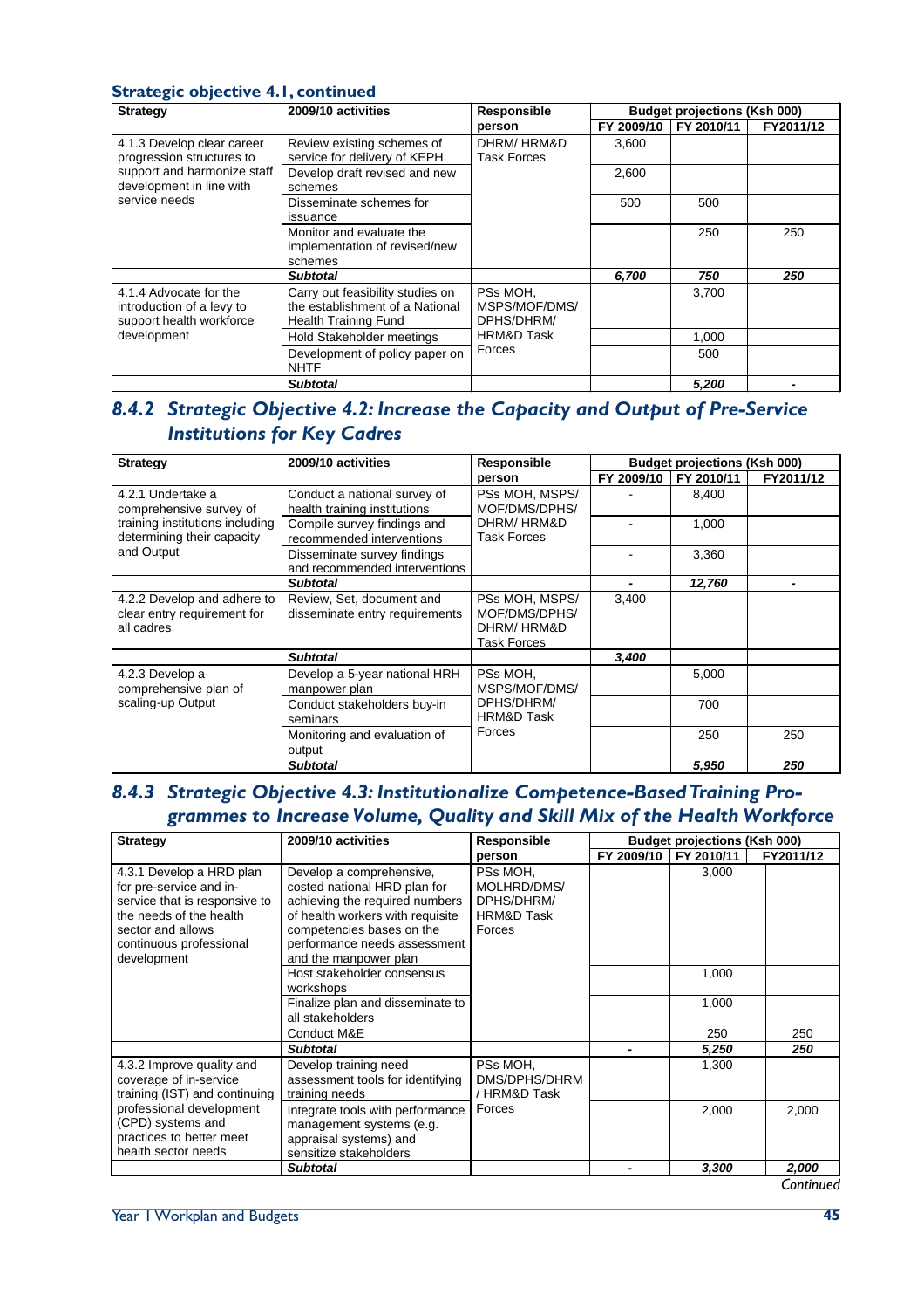### Strategic objective 4.1, continued

| Strategy | 2009/10 activities | Responsible person | Budget projections (Ksh 000) | | |
|---|---|---|---|---|---|
| | | | FY 2009/10 | FY 2010/11 | FY2011/12 |
| 4.1.3 Develop clear career progression structures to support and harmonize staff development in line with service needs | Review existing schemes of service for delivery of KEPH | DHRM/ HRM&D Task Forces | 3,600 | | |
| | Develop draft revised and new schemes | | 2,600 | | |
| | Disseminate schemes for issuance | | 500 | 500 | |
| | Monitor and evaluate the implementation of revised/new schemes | | | 250 | 250 |
| | ***Subtotal*** | | ***6,700*** | ***750*** | ***250*** |
| 4.1.4 Advocate for the introduction of a levy to support health workforce development | Carry out feasibility studies on the establishment of a National Health Training Fund | PSs MOH, MSPS/MOF/DMS/ DPHS/DHRM/ HRM&D Task Forces | | 3,700 | |
| | Hold Stakeholder meetings | | | 1,000 | |
| | Development of policy paper on NHTF | | | 500 | |
| | ***Subtotal*** | | | ***5,200*** | ***-*** |

## 8.4.2 Strategic Objective 4.2: Increase the Capacity and Output of Pre-Service Institutions for Key Cadres

| Strategy | 2009/10 activities | Responsible person | Budget projections (Ksh 000) | | |
|---|---|---|---|---|---|
| | | | FY 2009/10 | FY 2010/11 | FY2011/12 |
| 4.2.1 Undertake a comprehensive survey of training institutions including determining their capacity and Output | Conduct a national survey of health training institutions | PSs MOH, MSPS/ MOF/DMS/DPHS/ DHRM/ HRM&D Task Forces | - | 8,400 | |
| | Compile survey findings and recommended interventions | | - | 1,000 | |
| | Disseminate survey findings and recommended interventions | | - | 3,360 | |
| | ***Subtotal*** | | ***-*** | ***12,760*** | ***-*** |
| 4.2.2 Develop and adhere to clear entry requirement for all cadres | Review, Set, document and disseminate entry requirements | PSs MOH, MSPS/ MOF/DMS/DPHS/ DHRM/ HRM&D Task Forces | 3,400 | | |
| | ***Subtotal*** | | ***3,400*** | | |
| 4.2.3 Develop a comprehensive plan of scaling-up Output | Develop a 5-year national HRH manpower plan | PSs MOH, MSPS/MOF/DMS/ DPHS/DHRM/ HRM&D Task Forces | | 5,000 | |
| | Conduct stakeholders buy-in seminars | | | 700 | |
| | Monitoring and evaluation of output | | | 250 | 250 |
| | ***Subtotal*** | | | ***5,950*** | ***250*** |

## 8.4.3 Strategic Objective 4.3: Institutionalize Competence-Based Training Programmes to Increase Volume, Quality and Skill Mix of the Health Workforce

| Strategy | 2009/10 activities | Responsible person | Budget projections (Ksh 000) | | |
|---|---|---|---|---|---|
| | | | FY 2009/10 | FY 2010/11 | FY2011/12 |
| 4.3.1 Develop a HRD plan for pre-service and in-service that is responsive to the needs of the health sector and allows continuous professional development | Develop a comprehensive, costed national HRD plan for achieving the required numbers of health workers with requisite competencies bases on the performance needs assessment and the manpower plan | PSs MOH, MOLHRD/DMS/ DPHS/DHRM/ HRM&D Task Forces | | 3,000 | |
| | Host stakeholder consensus workshops | | | 1,000 | |
| | Finalize plan and disseminate to all stakeholders | | | 1,000 | |
| | Conduct M&E | | | 250 | 250 |
| | ***Subtotal*** | | ***-*** | ***5,250*** | ***250*** |
| 4.3.2 Improve quality and coverage of in-service training (IST) and continuing professional development (CPD) systems and practices to better meet health sector needs | Develop training need assessment tools for identifying training needs | PSs MOH, DMS/DPHS/DHRM / HRM&D Task Forces | | 1,300 | |
| | Integrate tools with performance management systems (e.g. appraisal systems) and sensitize stakeholders | | | 2,000 | 2,000 |
| | ***Subtotal*** | | ***-*** | ***3,300*** | ***2,000*** |

*Continued*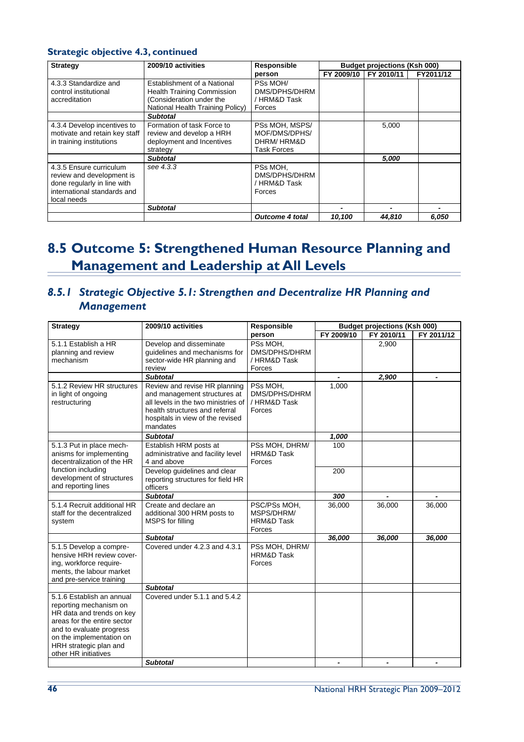### Strategic objective 4.3, continued

| Strategy | 2009/10 activities | Responsible person | Budget projections (Ksh 000) | | |
|---|---|---|---|---|---|
| | | | FY 2009/10 | FY 2010/11 | FY2011/12 |
| 4.3.3 Standardize and control institutional accreditation | Establishment of a National Health Training Commission (Consideration under the National Health Training Policy) | PSs MOH/ DMS/DPHS/DHRM / HRM&D Task Forces | | | |
| | ***Subtotal*** | | | | |
| 4.3.4 Develop incentives to motivate and retain key staff in training institutions | Formation of task Force to review and develop a HRH deployment and Incentives strategy | PSs MOH, MSPS/ MOF/DMS/DPHS/ DHRM/ HRM&D Task Forces | | 5,000 | |
| | ***Subtotal*** | | | ***5,000*** | |
| 4.3.5 Ensure curriculum review and development is done regularly in line with international standards and local needs | *see 4.3.3* | PSs MOH, DMS/DPHS/DHRM / HRM&D Task Forces | | | |
| | ***Subtotal*** | | - | - | - |
| | | ***Outcome 4 total*** | ***10,100*** | ***44,810*** | ***6,050*** |

# 8.5 Outcome 5: Strengthened Human Resource Planning and Management and Leadership at All Levels

## *8.5.1 Strategic Objective 5.1: Strengthen and Decentralize HR Planning and Management*

| Strategy | 2009/10 activities | Responsible person | Budget projections (Ksh 000) | | |
|---|---|---|---|---|---|
| | | | FY 2009/10 | FY 2010/11 | FY 2011/12 |
| 5.1.1 Establish a HR planning and review mechanism | Develop and disseminate guidelines and mechanisms for sector-wide HR planning and review | PSs MOH, DMS/DPHS/DHRM / HRM&D Task Forces | | 2,900 | |
| | ***Subtotal*** | | - | ***2,900*** | - |
| 5.1.2 Review HR structures in light of ongoing restructuring | Review and revise HR planning and management structures at all levels in the two ministries of health structures and referral hospitals in view of the revised mandates | PSs MOH, DMS/DPHS/DHRM / HRM&D Task Forces | 1,000 | | |
| | ***Subtotal*** | | ***1,000*** | | |
| 5.1.3 Put in place mechanisms for implementing decentralization of the HR function including development of structures and reporting lines | Establish HRM posts at administrative and facility level 4 and above | PSs MOH, DHRM/ HRM&D Task Forces | 100 | | |
| | Develop guidelines and clear reporting structures for field HR officers | | 200 | | |
| | ***Subtotal*** | | ***300*** | - | - |
| 5.1.4 Recruit additional HR staff for the decentralized system | Create and declare an additional 300 HRM posts to MSPS for filling | PSC/PSs MOH, MSPS/DHRM/ HRM&D Task Forces | 36,000 | 36,000 | 36,000 |
| | ***Subtotal*** | | ***36,000*** | ***36,000*** | ***36,000*** |
| 5.1.5 Develop a comprehensive HRH review covering, workforce requirements, the labour market and pre-service training | Covered under 4.2.3 and 4.3.1 | PSs MOH, DHRM/ HRM&D Task Forces | | | |
| | ***Subtotal*** | | | | |
| 5.1.6 Establish an annual reporting mechanism on HR data and trends on key areas for the entire sector and to evaluate progress on the implementation on HRH strategic plan and other HR initiatives | Covered under 5.1.1 and 5.4.2 | | | | |
| | ***Subtotal*** | | - | - | - |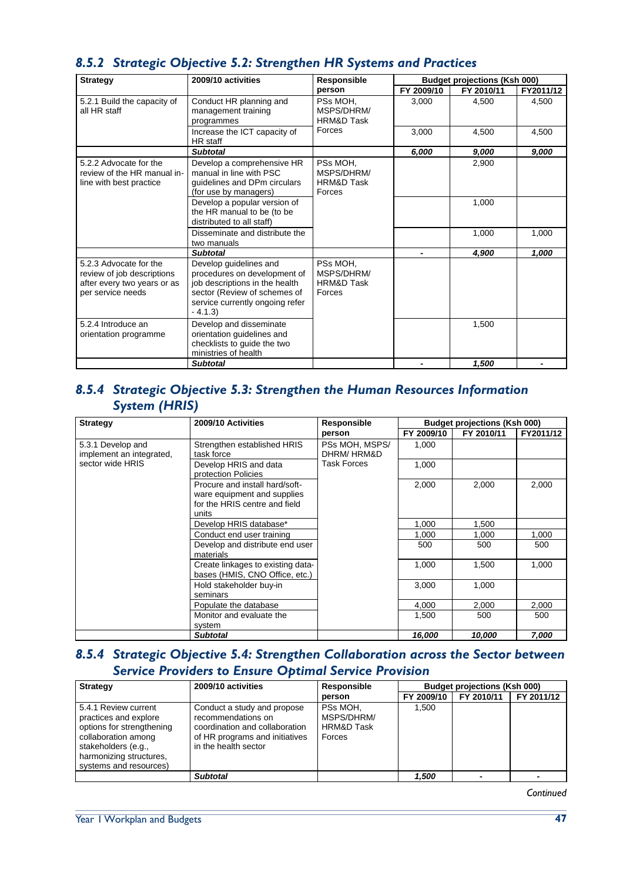## 8.5.2 *Strategic Objective 5.2: Strengthen HR Systems and Practices*

| Strategy | 2009/10 activities | Responsible person | Budget projections (Ksh 000) | | |
|---|---|---|---|---|---|
| | | | FY 2009/10 | FY 2010/11 | FY2011/12 |
| 5.2.1 Build the capacity of all HR staff | Conduct HR planning and management training programmes | PSs MOH, MSPS/DHRM/ HRM&D Task Forces | 3,000 | 4,500 | 4,500 |
| | Increase the ICT capacity of HR staff | | 3,000 | 4,500 | 4,500 |
| | ***Subtotal*** | | ***6,000*** | ***9,000*** | ***9,000*** |
| 5.2.2 Advocate for the review of the HR manual in-line with best practice | Develop a comprehensive HR manual in line with PSC guidelines and DPm circulars (for use by managers) | PSs MOH, MSPS/DHRM/ HRM&D Task Forces | | 2,900 | |
| | Develop a popular version of the HR manual to be (to be distributed to all staff) | | | 1,000 | |
| | Disseminate and distribute the two manuals | | | 1,000 | 1,000 |
| | ***Subtotal*** | | - | ***4,900*** | ***1,000*** |
| 5.2.3 Advocate for the review of job descriptions after every two years or as per service needs | Develop guidelines and procedures on development of job descriptions in the health sector (Review of schemes of service currently ongoing refer - 4.1.3) | PSs MOH, MSPS/DHRM/ HRM&D Task Forces | | | |
| 5.2.4 Introduce an orientation programme | Develop and disseminate orientation guidelines and checklists to guide the two ministries of health | | | 1,500 | |
| | ***Subtotal*** | | - | ***1,500*** | - |

## 8.5.4 *Strategic Objective 5.3: Strengthen the Human Resources Information System (HRIS)*

| Strategy | 2009/10 Activities | Responsible person | Budget projections (Ksh 000) | | |
|---|---|---|---|---|---|
| | | | FY 2009/10 | FY 2010/11 | FY2011/12 |
| 5.3.1 Develop and implement an integrated, sector wide HRIS | Strengthen established HRIS task force | PSs MOH, MSPS/ DHRM/ HRM&D Task Forces | 1,000 | | |
| | Develop HRIS and data protection Policies | | 1,000 | | |
| | Procure and install hard/soft-ware equipment and supplies for the HRIS centre and field units | | 2,000 | 2,000 | 2,000 |
| | Develop HRIS database* | | 1,000 | 1,500 | |
| | Conduct end user training | | 1,000 | 1,000 | 1,000 |
| | Develop and distribute end user materials | | 500 | 500 | 500 |
| | Create linkages to existing data-bases (HMIS, CNO Office, etc.) | | 1,000 | 1,500 | 1,000 |
| | Hold stakeholder buy-in seminars | | 3,000 | 1,000 | |
| | Populate the database | | 4,000 | 2,000 | 2,000 |
| | Monitor and evaluate the system | | 1,500 | 500 | 500 |
| | ***Subtotal*** | | ***16,000*** | ***10,000*** | ***7,000*** |

## 8.5.4 *Strategic Objective 5.4: Strengthen Collaboration across the Sector between Service Providers to Ensure Optimal Service Provision*

| Strategy | 2009/10 activities | Responsible person | Budget projections (Ksh 000) | | |
|---|---|---|---|---|---|
| | | | FY 2009/10 | FY 2010/11 | FY 2011/12 |
| 5.4.1 Review current practices and explore options for strengthening collaboration among stakeholders (e.g., harmonizing structures, systems and resources) | Conduct a study and propose recommendations on coordination and collaboration of HR programs and initiatives in the health sector | PSs MOH, MSPS/DHRM/ HRM&D Task Forces | 1,500 | | |
| | ***Subtotal*** | | ***1,500*** | - | - |

*Continued*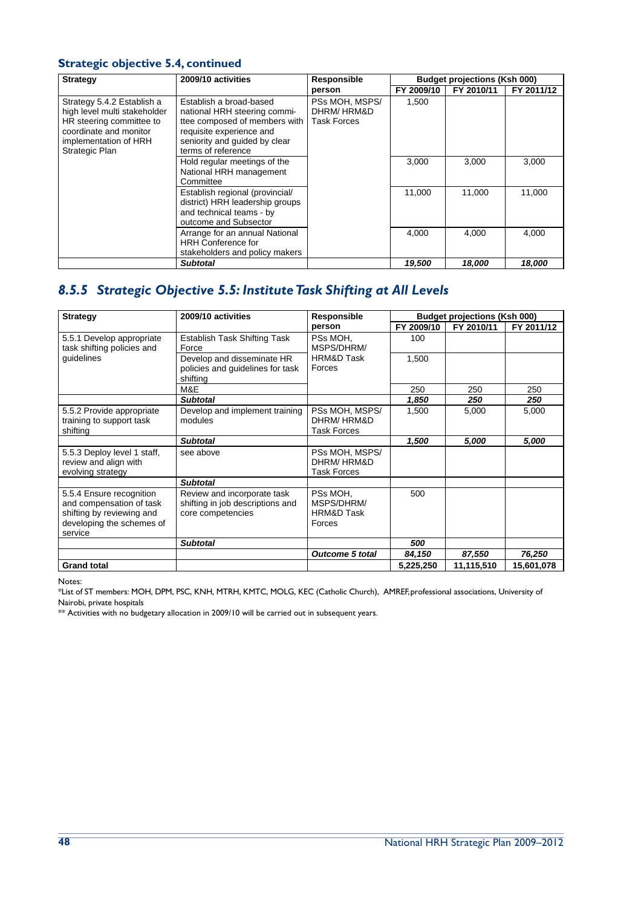### Strategic objective 5.4, continued

| Strategy | 2009/10 activities | Responsible person | Budget projections (Ksh 000) | | |
|---|---|---|---|---|---|
| | | | FY 2009/10 | FY 2010/11 | FY 2011/12 |
| Strategy 5.4.2 Establish a high level multi stakeholder HR steering committee to coordinate and monitor implementation of HRH Strategic Plan | Establish a broad-based national HRH steering committee composed of members with requisite experience and seniority and guided by clear terms of reference | PSs MOH, MSPS/ DHRM/ HRM&D Task Forces | 1,500 | | |
| | Hold regular meetings of the National HRH management Committee | | 3,000 | 3,000 | 3,000 |
| | Establish regional (provincial/ district) HRH leadership groups and technical teams - by outcome and Subsector | | 11,000 | 11,000 | 11,000 |
| | Arrange for an annual National HRH Conference for stakeholders and policy makers | | 4,000 | 4,000 | 4,000 |
| | ***Subtotal*** | | ***19,500*** | ***18,000*** | ***18,000*** |

## *8.5.5 Strategic Objective 5.5: Institute Task Shifting at All Levels*

| Strategy | 2009/10 activities | Responsible person | Budget projections (Ksh 000) | | |
|---|---|---|---|---|---|
| | | | FY 2009/10 | FY 2010/11 | FY 2011/12 |
| 5.5.1 Develop appropriate task shifting policies and guidelines | Establish Task Shifting Task Force | PSs MOH, MSPS/DHRM/ HRM&D Task Forces | 100 | | |
| | Develop and disseminate HR policies and guidelines for task shifting | | 1,500 | | |
| | M&E | | 250 | 250 | 250 |
| | ***Subtotal*** | | ***1,850*** | ***250*** | ***250*** |
| 5.5.2 Provide appropriate training to support task shifting | Develop and implement training modules | PSs MOH, MSPS/ DHRM/ HRM&D Task Forces | 1,500 | 5,000 | 5,000 |
| | ***Subtotal*** | | ***1,500*** | ***5,000*** | ***5,000*** |
| 5.5.3 Deploy level 1 staff, review and align with evolving strategy | see above | PSs MOH, MSPS/ DHRM/ HRM&D Task Forces | | | |
| | ***Subtotal*** | | | | |
| 5.5.4 Ensure recognition and compensation of task shifting by reviewing and developing the schemes of service | Review and incorporate task shifting in job descriptions and core competencies | PSs MOH, MSPS/DHRM/ HRM&D Task Forces | 500 | | |
| | ***Subtotal*** | | ***500*** | | |
| | | ***Outcome 5 total*** | ***84,150*** | ***87,550*** | ***76,250*** |
| **Grand total** | | | **5,225,250** | **11,115,510** | **15,601,078** |

Notes:

*List of ST members: MOH, DPM, PSC, KNH, MTRH, KMTC, MOLG, KEC (Catholic Church), AMREF, professional associations, University of Nairobi, private hospitals

** Activities with no budgetary allocation in 2009/10 will be carried out in subsequent years.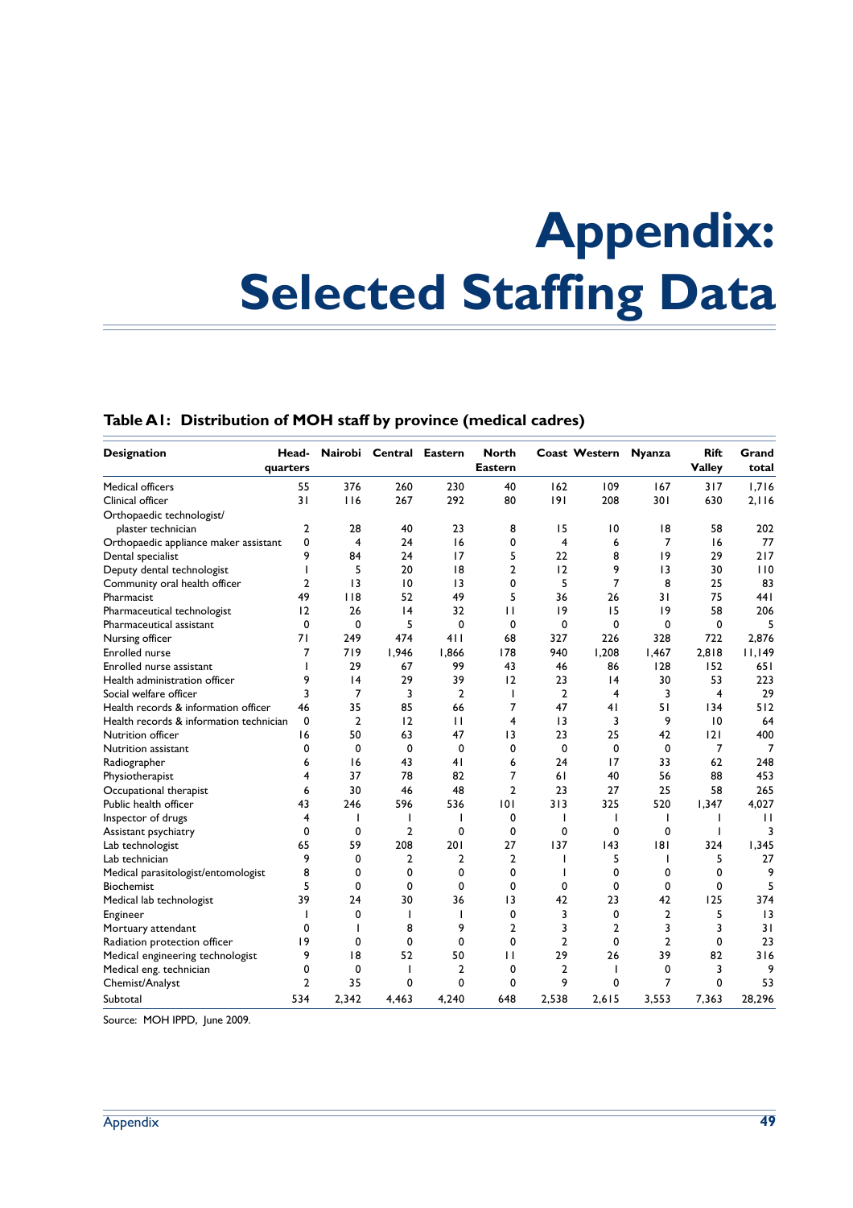# Appendix: Selected Staffing Data

## Table A1: Distribution of MOH staff by province (medical cadres)

| Designation | Head-quarters | Nairobi | Central | Eastern | North Eastern | Coast | Western | Nyanza | Rift Valley | Grand total |
|---|---|---|---|---|---|---|---|---|---|---|
| Medical officers | 55 | 376 | 260 | 230 | 40 | 162 | 109 | 167 | 317 | 1,716 |
| Clinical officer | 31 | 116 | 267 | 292 | 80 | 191 | 208 | 301 | 630 | 2,116 |
| Orthopaedic technologist/ plaster technician | 2 | 28 | 40 | 23 | 8 | 15 | 10 | 18 | 58 | 202 |
| Orthopaedic appliance maker assistant | 0 | 4 | 24 | 16 | 0 | 4 | 6 | 7 | 16 | 77 |
| Dental specialist | 9 | 84 | 24 | 17 | 5 | 22 | 8 | 19 | 29 | 217 |
| Deputy dental technologist | 1 | 5 | 20 | 18 | 2 | 12 | 9 | 13 | 30 | 110 |
| Community oral health officer | 2 | 13 | 10 | 13 | 0 | 5 | 7 | 8 | 25 | 83 |
| Pharmacist | 49 | 118 | 52 | 49 | 5 | 36 | 26 | 31 | 75 | 441 |
| Pharmaceutical technologist | 12 | 26 | 14 | 32 | 11 | 19 | 15 | 19 | 58 | 206 |
| Pharmaceutical assistant | 0 | 0 | 5 | 0 | 0 | 0 | 0 | 0 | 0 | 5 |
| Nursing officer | 71 | 249 | 474 | 411 | 68 | 327 | 226 | 328 | 722 | 2,876 |
| Enrolled nurse | 7 | 719 | 1,946 | 1,866 | 178 | 940 | 1,208 | 1,467 | 2,818 | 11,149 |
| Enrolled nurse assistant | 1 | 29 | 67 | 99 | 43 | 46 | 86 | 128 | 152 | 651 |
| Health administration officer | 9 | 14 | 29 | 39 | 12 | 23 | 14 | 30 | 53 | 223 |
| Social welfare officer | 3 | 7 | 3 | 2 | 1 | 2 | 4 | 3 | 4 | 29 |
| Health records & information officer | 46 | 35 | 85 | 66 | 7 | 47 | 41 | 51 | 134 | 512 |
| Health records & information technician | 0 | 2 | 12 | 11 | 4 | 13 | 3 | 9 | 10 | 64 |
| Nutrition officer | 16 | 50 | 63 | 47 | 13 | 23 | 25 | 42 | 121 | 400 |
| Nutrition assistant | 0 | 0 | 0 | 0 | 0 | 0 | 0 | 0 | 7 | 7 |
| Radiographer | 6 | 16 | 43 | 41 | 6 | 24 | 17 | 33 | 62 | 248 |
| Physiotherapist | 4 | 37 | 78 | 82 | 7 | 61 | 40 | 56 | 88 | 453 |
| Occupational therapist | 6 | 30 | 46 | 48 | 2 | 23 | 27 | 25 | 58 | 265 |
| Public health officer | 43 | 246 | 596 | 536 | 101 | 313 | 325 | 520 | 1,347 | 4,027 |
| Inspector of drugs | 4 | 1 | 1 | 1 | 0 | 1 | 1 | 1 | 1 | 11 |
| Assistant psychiatry | 0 | 0 | 2 | 0 | 0 | 0 | 0 | 0 | 1 | 3 |
| Lab technologist | 65 | 59 | 208 | 201 | 27 | 137 | 143 | 181 | 324 | 1,345 |
| Lab technician | 9 | 0 | 2 | 2 | 2 | 1 | 5 | 1 | 5 | 27 |
| Medical parasitologist/entomologist | 8 | 0 | 0 | 0 | 0 | 1 | 0 | 0 | 0 | 9 |
| Biochemist | 5 | 0 | 0 | 0 | 0 | 0 | 0 | 0 | 0 | 5 |
| Medical lab technologist | 39 | 24 | 30 | 36 | 13 | 42 | 23 | 42 | 125 | 374 |
| Engineer | 1 | 0 | 1 | 1 | 0 | 3 | 0 | 2 | 5 | 13 |
| Mortuary attendant | 0 | 1 | 8 | 9 | 2 | 3 | 2 | 3 | 3 | 31 |
| Radiation protection officer | 19 | 0 | 0 | 0 | 0 | 2 | 0 | 2 | 0 | 23 |
| Medical engineering technologist | 9 | 18 | 52 | 50 | 11 | 29 | 26 | 39 | 82 | 316 |
| Medical eng. technician | 0 | 0 | 1 | 2 | 0 | 2 | 1 | 0 | 3 | 9 |
| Chemist/Analyst | 2 | 35 | 0 | 0 | 0 | 9 | 0 | 7 | 0 | 53 |
| Subtotal | 534 | 2,342 | 4,463 | 4,240 | 648 | 2,538 | 2,615 | 3,553 | 7,363 | 28,296 |

Source: MOH IPPD, June 2009.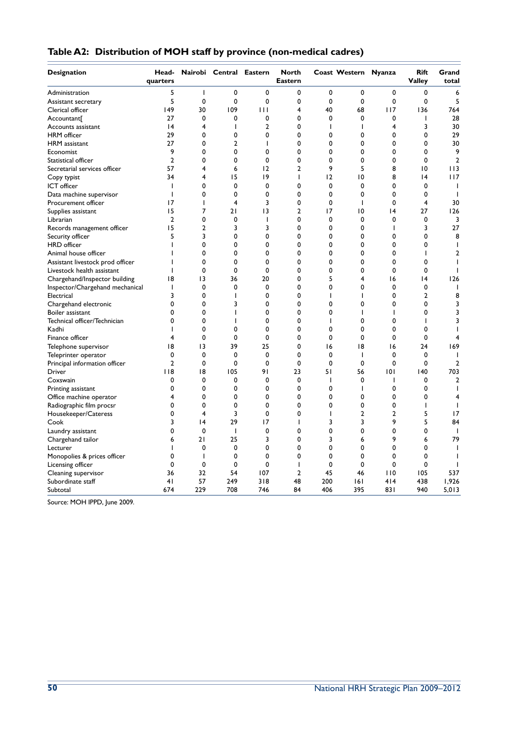## Table A2: Distribution of MOH staff by province (non-medical cadres)

| Designation | Head-quarters | Nairobi | Central | Eastern | North Eastern | Coast | Western | Nyanza | Rift Valley | Grand total |
|---|---|---|---|---|---|---|---|---|---|---|
| Administration | 5 | 1 | 0 | 0 | 0 | 0 | 0 | 0 | 0 | 6 |
| Assistant secretary | 5 | 0 | 0 | 0 | 0 | 0 | 0 | 0 | 0 | 5 |
| Clerical officer | 149 | 30 | 109 | 111 | 4 | 40 | 68 | 117 | 136 | 764 |
| Accountant[ | 27 | 0 | 0 | 0 | 0 | 0 | 0 | 0 | 1 | 28 |
| Accounts assistant | 14 | 4 | 1 | 2 | 0 | 1 | 1 | 4 | 3 | 30 |
| HRM officer | 29 | 0 | 0 | 0 | 0 | 0 | 0 | 0 | 0 | 29 |
| HRM assistant | 27 | 0 | 2 | 1 | 0 | 0 | 0 | 0 | 0 | 30 |
| Economist | 9 | 0 | 0 | 0 | 0 | 0 | 0 | 0 | 0 | 9 |
| Statistical officer | 2 | 0 | 0 | 0 | 0 | 0 | 0 | 0 | 0 | 2 |
| Secretarial services officer | 57 | 4 | 6 | 12 | 2 | 9 | 5 | 8 | 10 | 113 |
| Copy typist | 34 | 4 | 15 | 19 | 1 | 12 | 10 | 8 | 14 | 117 |
| ICT officer | 1 | 0 | 0 | 0 | 0 | 0 | 0 | 0 | 0 | 1 |
| Data machine supervisor | 1 | 0 | 0 | 0 | 0 | 0 | 0 | 0 | 0 | 1 |
| Procurement officer | 17 | 1 | 4 | 3 | 0 | 0 | 1 | 0 | 4 | 30 |
| Supplies assistant | 15 | 7 | 21 | 13 | 2 | 17 | 10 | 14 | 27 | 126 |
| Librarian | 2 | 0 | 0 | 1 | 0 | 0 | 0 | 0 | 0 | 3 |
| Records management officer | 15 | 2 | 3 | 3 | 0 | 0 | 0 | 1 | 3 | 27 |
| Security officer | 5 | 3 | 0 | 0 | 0 | 0 | 0 | 0 | 0 | 8 |
| HRD officer | 1 | 0 | 0 | 0 | 0 | 0 | 0 | 0 | 0 | 1 |
| Animal house officer | 1 | 0 | 0 | 0 | 0 | 0 | 0 | 0 | 1 | 2 |
| Assistant livestock prod officer | 1 | 0 | 0 | 0 | 0 | 0 | 0 | 0 | 0 | 1 |
| Livestock health assistant | 1 | 0 | 0 | 0 | 0 | 0 | 0 | 0 | 0 | 1 |
| Chargehand/Inspector building | 18 | 13 | 36 | 20 | 0 | 5 | 4 | 16 | 14 | 126 |
| Inspector/Chargehand mechanical | 1 | 0 | 0 | 0 | 0 | 0 | 0 | 0 | 0 | 1 |
| Electrical | 3 | 0 | 1 | 0 | 0 | 1 | 1 | 0 | 2 | 8 |
| Chargehand electronic | 0 | 0 | 3 | 0 | 0 | 0 | 0 | 0 | 0 | 3 |
| Boiler assistant | 0 | 0 | 1 | 0 | 0 | 0 | 1 | 1 | 0 | 3 |
| Technical officer/Technician | 0 | 0 | 1 | 0 | 0 | 1 | 0 | 0 | 1 | 3 |
| Kadhi | 1 | 0 | 0 | 0 | 0 | 0 | 0 | 0 | 0 | 1 |
| Finance officer | 4 | 0 | 0 | 0 | 0 | 0 | 0 | 0 | 0 | 4 |
| Telephone supervisor | 18 | 13 | 39 | 25 | 0 | 16 | 18 | 16 | 24 | 169 |
| Teleprinter operator | 0 | 0 | 0 | 0 | 0 | 0 | 1 | 0 | 0 | 1 |
| Principal information officer | 2 | 0 | 0 | 0 | 0 | 0 | 0 | 0 | 0 | 2 |
| Driver | 118 | 18 | 105 | 91 | 23 | 51 | 56 | 101 | 140 | 703 |
| Coxswain | 0 | 0 | 0 | 0 | 0 | 1 | 0 | 1 | 0 | 2 |
| Printing assistant | 0 | 0 | 0 | 0 | 0 | 0 | 1 | 0 | 0 | 1 |
| Office machine operator | 4 | 0 | 0 | 0 | 0 | 0 | 0 | 0 | 0 | 4 |
| Radiographic film procsr | 0 | 0 | 0 | 0 | 0 | 0 | 0 | 0 | 1 | 1 |
| Housekeeper/Cateress | 0 | 4 | 3 | 0 | 0 | 1 | 2 | 2 | 5 | 17 |
| Cook | 3 | 14 | 29 | 17 | 1 | 3 | 3 | 9 | 5 | 84 |
| Laundry assistant | 0 | 0 | 1 | 0 | 0 | 0 | 0 | 0 | 0 | 1 |
| Chargehand tailor | 6 | 21 | 25 | 3 | 0 | 3 | 6 | 9 | 6 | 79 |
| Lecturer | 1 | 0 | 0 | 0 | 0 | 0 | 0 | 0 | 0 | 1 |
| Monopolies & prices officer | 0 | 1 | 0 | 0 | 0 | 0 | 0 | 0 | 0 | 1 |
| Licensing officer | 0 | 0 | 0 | 0 | 1 | 0 | 0 | 0 | 0 | 1 |
| Cleaning supervisor | 36 | 32 | 54 | 107 | 2 | 45 | 46 | 110 | 105 | 537 |
| Subordinate staff | 41 | 57 | 249 | 318 | 48 | 200 | 161 | 414 | 438 | 1,926 |
| Subtotal | 674 | 229 | 708 | 746 | 84 | 406 | 395 | 831 | 940 | 5,013 |

Source: MOH IPPD, June 2009.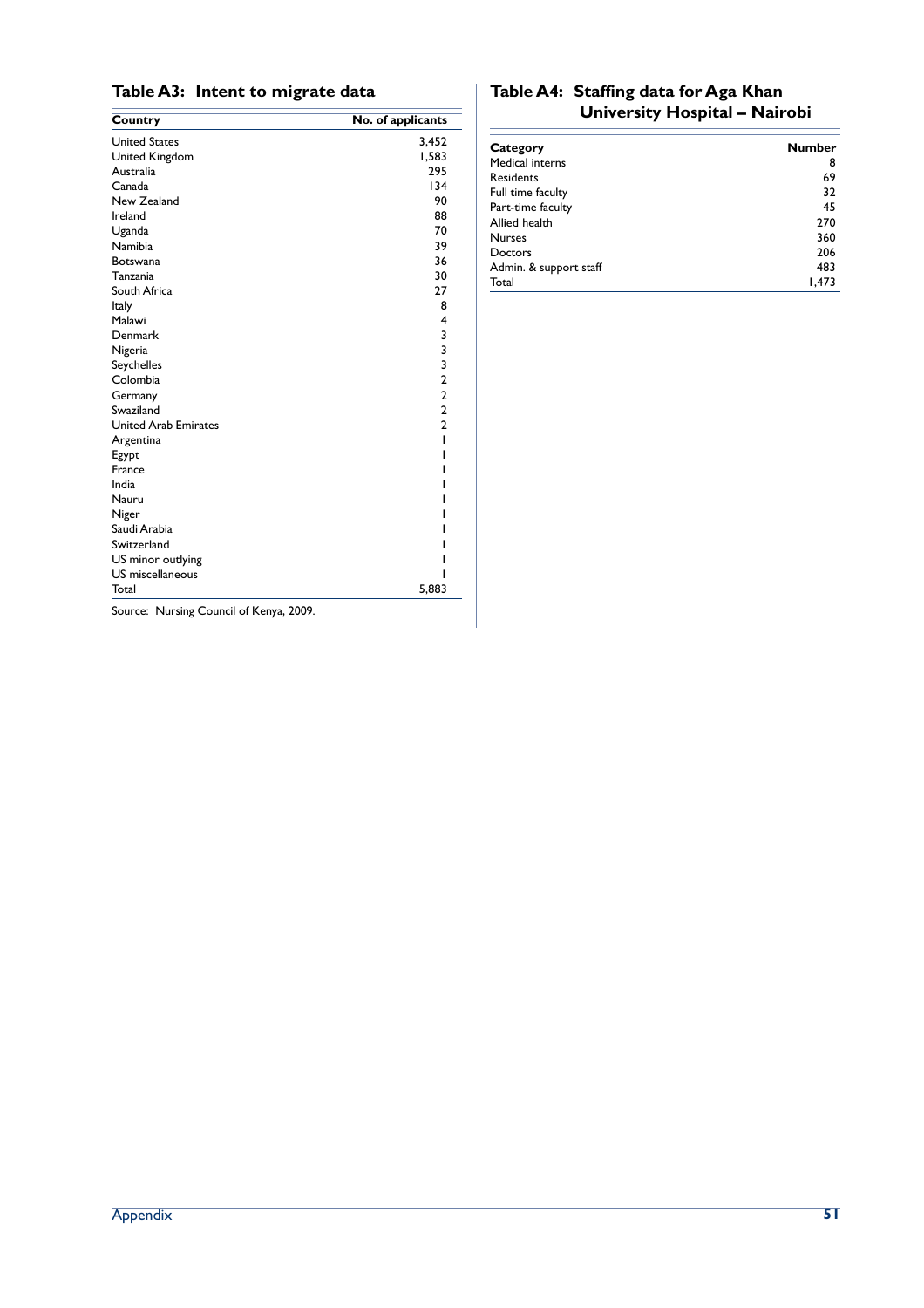### Table A3: Intent to migrate data

| Country | No. of applicants |
|---|---|
| United States | 3,452 |
| United Kingdom | 1,583 |
| Australia | 295 |
| Canada | 134 |
| New Zealand | 90 |
| Ireland | 88 |
| Uganda | 70 |
| Namibia | 39 |
| Botswana | 36 |
| Tanzania | 30 |
| South Africa | 27 |
| Italy | 8 |
| Malawi | 4 |
| Denmark | 3 |
| Nigeria | 3 |
| Seychelles | 3 |
| Colombia | 2 |
| Germany | 2 |
| Swaziland | 2 |
| United Arab Emirates | 2 |
| Argentina | 1 |
| Egypt | 1 |
| France | 1 |
| India | 1 |
| Nauru | 1 |
| Niger | 1 |
| Saudi Arabia | 1 |
| Switzerland | 1 |
| US minor outlying | 1 |
| US miscellaneous | 1 |
| Total | 5,883 |

Source: Nursing Council of Kenya, 2009.

### Table A4: Staffing data for Aga Khan University Hospital – Nairobi

| Category | Number |
|---|---|
| Medical interns | 8 |
| Residents | 69 |
| Full time faculty | 32 |
| Part-time faculty | 45 |
| Allied health | 270 |
| Nurses | 360 |
| Doctors | 206 |
| Admin. & support staff | 483 |
| Total | 1,473 |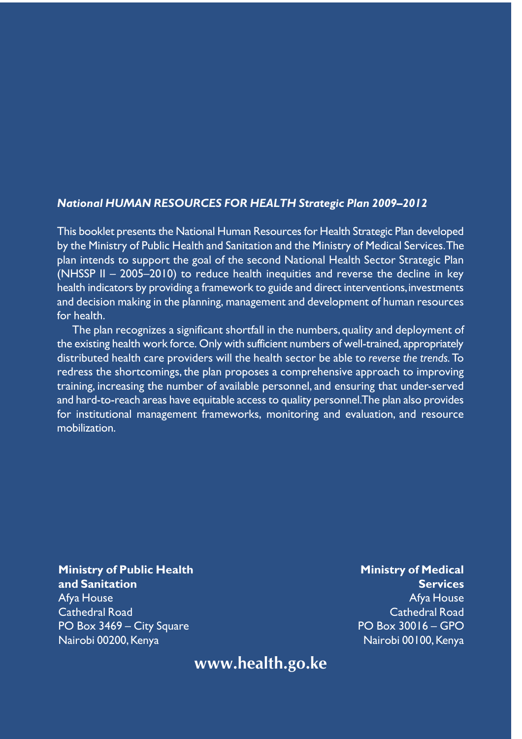***National HUMAN RESOURCES FOR HEALTH Strategic Plan 2009–2012***

This booklet presents the National Human Resources for Health Strategic Plan developed by the Ministry of Public Health and Sanitation and the Ministry of Medical Services. The plan intends to support the goal of the second National Health Sector Strategic Plan (NHSSP II – 2005–2010) to reduce health inequities and reverse the decline in key health indicators by providing a framework to guide and direct interventions, investments and decision making in the planning, management and development of human resources for health.

The plan recognizes a significant shortfall in the numbers, quality and deployment of the existing health work force. Only with sufficient numbers of well-trained, appropriately distributed health care providers will the health sector be able to *reverse the trends.* To redress the shortcomings, the plan proposes a comprehensive approach to improving training, increasing the number of available personnel, and ensuring that under-served and hard-to-reach areas have equitable access to quality personnel. The plan also provides for institutional management frameworks, monitoring and evaluation, and resource mobilization.

**Ministry of Public Health and Sanitation**
Afya House
Cathedral Road
PO Box 3469 – City Square
Nairobi 00200, Kenya

**Ministry of Medical Services**
Afya House
Cathedral Road
PO Box 30016 – GPO
Nairobi 00100, Kenya

**www.health.go.ke**